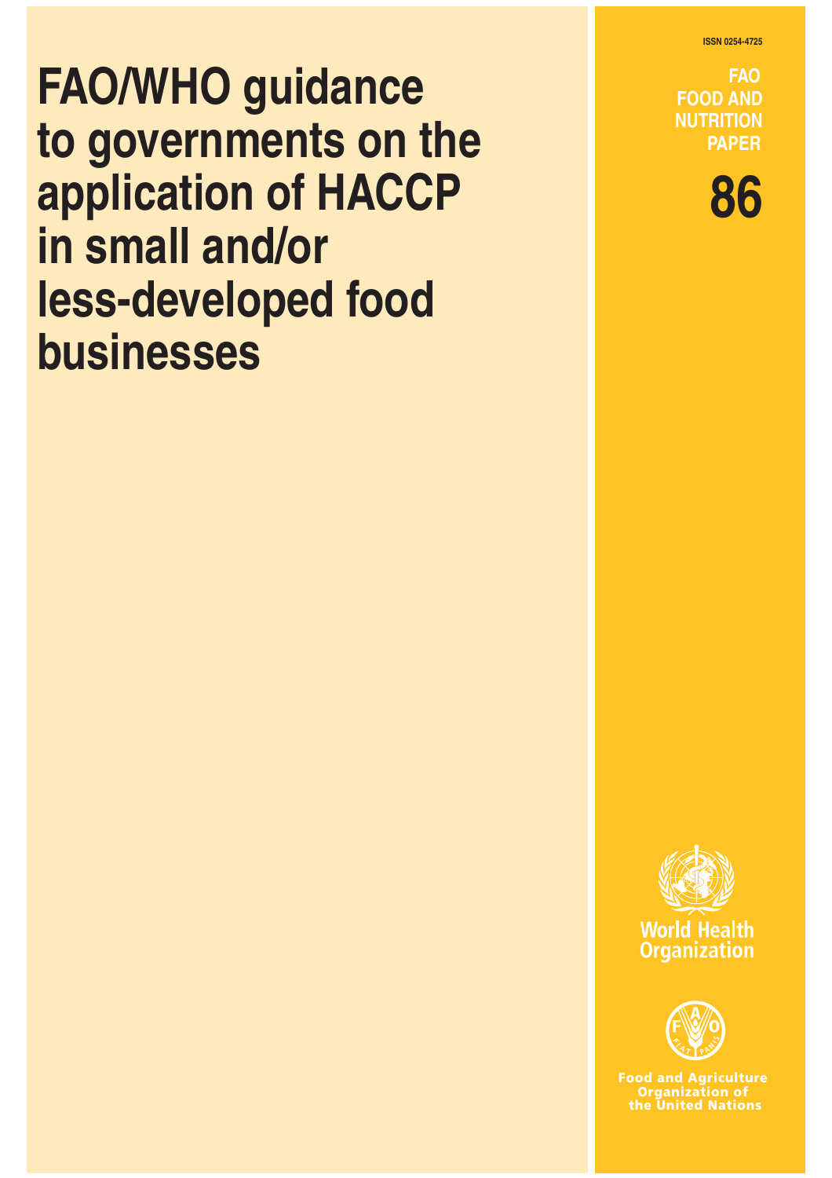# FAO/WHO guidance to governments on the application of HACCP in small and/or less-developed food businesses

ISSN 0254-4725

FAO FOOD AND NUTRITION PAPER

86

World Health Organization

Food and Agriculture Organization of the United Nations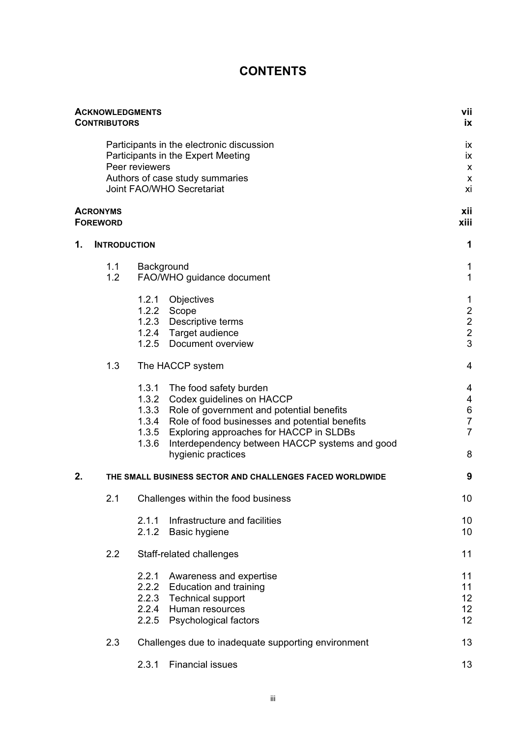# CONTENTS

| | | |
|---|---|---|
| **ACKNOWLEDGMENTS** | | **vii** |
| **CONTRIBUTORS** | | **ix** |
| | Participants in the electronic discussion | ix |
| | Participants in the Expert Meeting | ix |
| | Peer reviewers | x |
| | Authors of case study summaries | x |
| | Joint FAO/WHO Secretariat | xi |
| **ACRONYMS** | | **xii** |
| **FOREWORD** | | **xiii** |
| **1.** | **INTRODUCTION** | **1** |
| 1.1 | Background | 1 |
| 1.2 | FAO/WHO guidance document | 1 |
| 1.2.1 | Objectives | 1 |
| 1.2.2 | Scope | 2 |
| 1.2.3 | Descriptive terms | 2 |
| 1.2.4 | Target audience | 2 |
| 1.2.5 | Document overview | 3 |
| 1.3 | The HACCP system | 4 |
| 1.3.1 | The food safety burden | 4 |
| 1.3.2 | Codex guidelines on HACCP | 4 |
| 1.3.3 | Role of government and potential benefits | 6 |
| 1.3.4 | Role of food businesses and potential benefits | 7 |
| 1.3.5 | Exploring approaches for HACCP in SLDBs | 7 |
| 1.3.6 | Interdependency between HACCP systems and good hygienic practices | 8 |
| **2.** | **THE SMALL BUSINESS SECTOR AND CHALLENGES FACED WORLDWIDE** | **9** |
| 2.1 | Challenges within the food business | 10 |
| 2.1.1 | Infrastructure and facilities | 10 |
| 2.1.2 | Basic hygiene | 10 |
| 2.2 | Staff-related challenges | 11 |
| 2.2.1 | Awareness and expertise | 11 |
| 2.2.2 | Education and training | 11 |
| 2.2.3 | Technical support | 12 |
| 2.2.4 | Human resources | 12 |
| 2.2.5 | Psychological factors | 12 |
| 2.3 | Challenges due to inadequate supporting environment | 13 |
| 2.3.1 | Financial issues | 13 |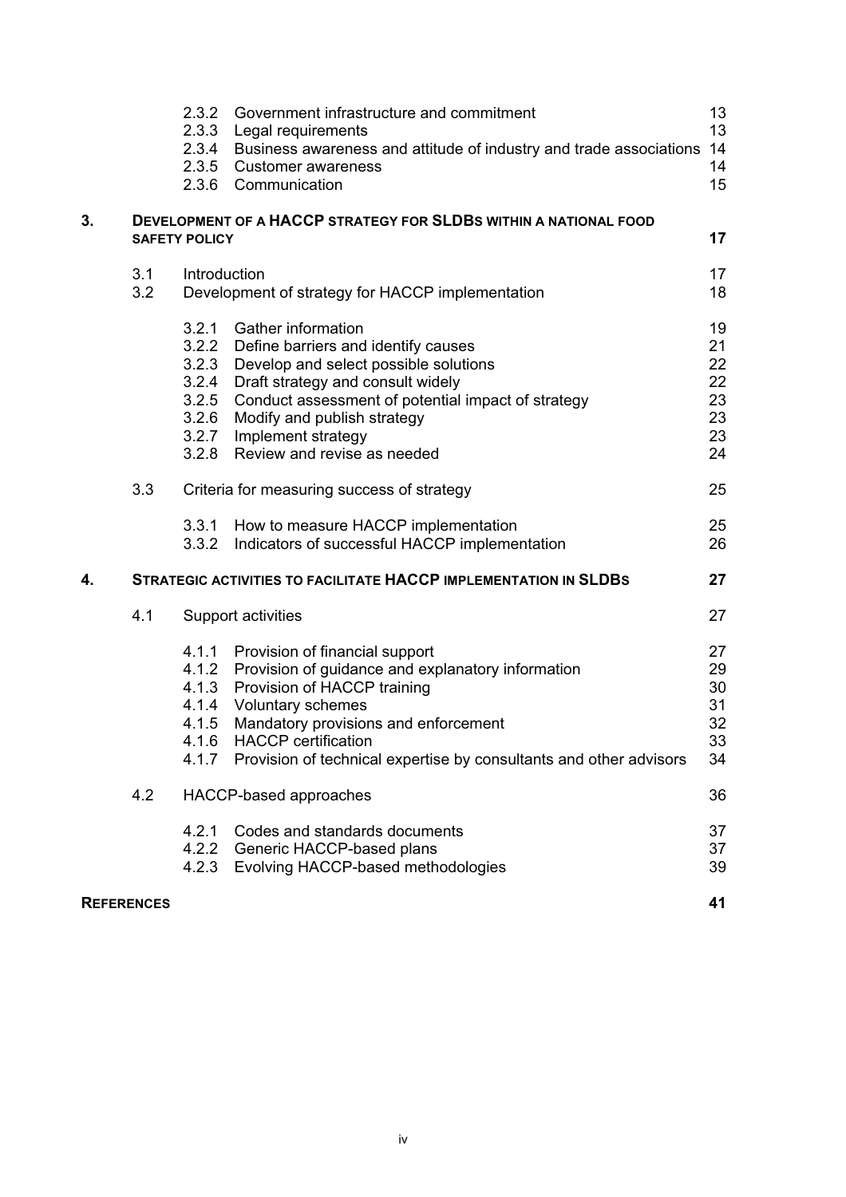| | | | |
|---|---|---|---|
| | 2.3.2 | Government infrastructure and commitment | 13 |
| | 2.3.3 | Legal requirements | 13 |
| | 2.3.4 | Business awareness and attitude of industry and trade associations | 14 |
| | 2.3.5 | Customer awareness | 14 |
| | 2.3.6 | Communication | 15 |
| **3.** | | **DEVELOPMENT OF A HACCP STRATEGY FOR SLDBS WITHIN A NATIONAL FOOD SAFETY POLICY** | **17** |
| | 3.1 | Introduction | 17 |
| | 3.2 | Development of strategy for HACCP implementation | 18 |
| | 3.2.1 | Gather information | 19 |
| | 3.2.2 | Define barriers and identify causes | 21 |
| | 3.2.3 | Develop and select possible solutions | 22 |
| | 3.2.4 | Draft strategy and consult widely | 22 |
| | 3.2.5 | Conduct assessment of potential impact of strategy | 23 |
| | 3.2.6 | Modify and publish strategy | 23 |
| | 3.2.7 | Implement strategy | 23 |
| | 3.2.8 | Review and revise as needed | 24 |
| | 3.3 | Criteria for measuring success of strategy | 25 |
| | 3.3.1 | How to measure HACCP implementation | 25 |
| | 3.3.2 | Indicators of successful HACCP implementation | 26 |
| **4.** | | **STRATEGIC ACTIVITIES TO FACILITATE HACCP IMPLEMENTATION IN SLDBS** | **27** |
| | 4.1 | Support activities | 27 |
| | 4.1.1 | Provision of financial support | 27 |
| | 4.1.2 | Provision of guidance and explanatory information | 29 |
| | 4.1.3 | Provision of HACCP training | 30 |
| | 4.1.4 | Voluntary schemes | 31 |
| | 4.1.5 | Mandatory provisions and enforcement | 32 |
| | 4.1.6 | HACCP certification | 33 |
| | 4.1.7 | Provision of technical expertise by consultants and other advisors | 34 |
| | 4.2 | HACCP-based approaches | 36 |
| | 4.2.1 | Codes and standards documents | 37 |
| | 4.2.2 | Generic HACCP-based plans | 37 |
| | 4.2.3 | Evolving HACCP-based methodologies | 39 |
| **REFERENCES** | | | **41** |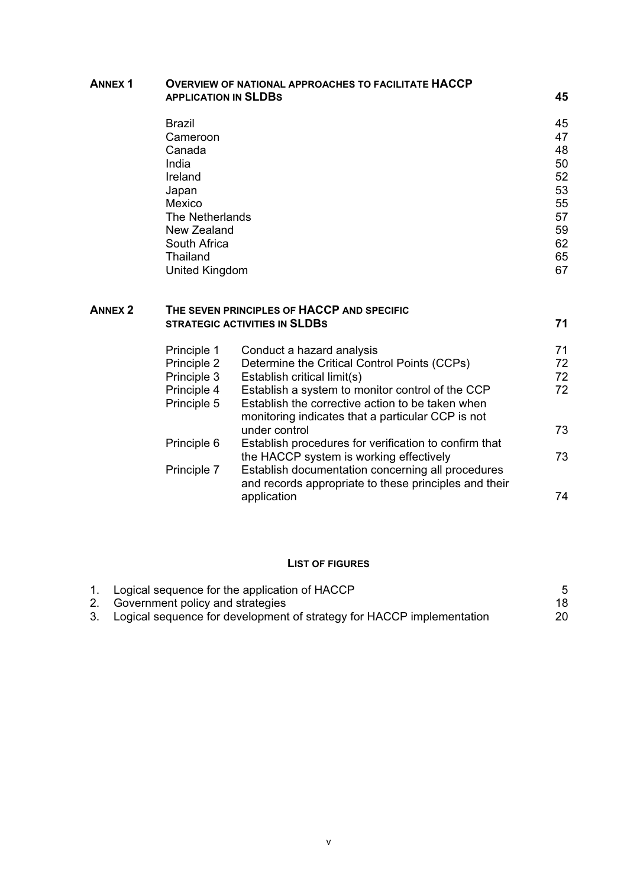**ANNEX 1** **OVERVIEW OF NATIONAL APPROACHES TO FACILITATE HACCP APPLICATION IN SLDBS** 45

| | |
|---|---|
| Brazil | 45 |
| Cameroon | 47 |
| Canada | 48 |
| India | 50 |
| Ireland | 52 |
| Japan | 53 |
| Mexico | 55 |
| The Netherlands | 57 |
| New Zealand | 59 |
| South Africa | 62 |
| Thailand | 65 |
| United Kingdom | 67 |

**ANNEX 2** **THE SEVEN PRINCIPLES OF HACCP AND SPECIFIC STRATEGIC ACTIVITIES IN SLDBS** 71

| | | |
|---|---|---|
| Principle 1 | Conduct a hazard analysis | 71 |
| Principle 2 | Determine the Critical Control Points (CCPs) | 72 |
| Principle 3 | Establish critical limit(s) | 72 |
| Principle 4 | Establish a system to monitor control of the CCP | 72 |
| Principle 5 | Establish the corrective action to be taken when monitoring indicates that a particular CCP is not under control | 73 |
| Principle 6 | Establish procedures for verification to confirm that the HACCP system is working effectively | 73 |
| Principle 7 | Establish documentation concerning all procedures and records appropriate to these principles and their application | 74 |

**LIST OF FIGURES**

| | | |
|---|---|---|
| 1. | Logical sequence for the application of HACCP | 5 |
| 2. | Government policy and strategies | 18 |
| 3. | Logical sequence for development of strategy for HACCP implementation | 20 |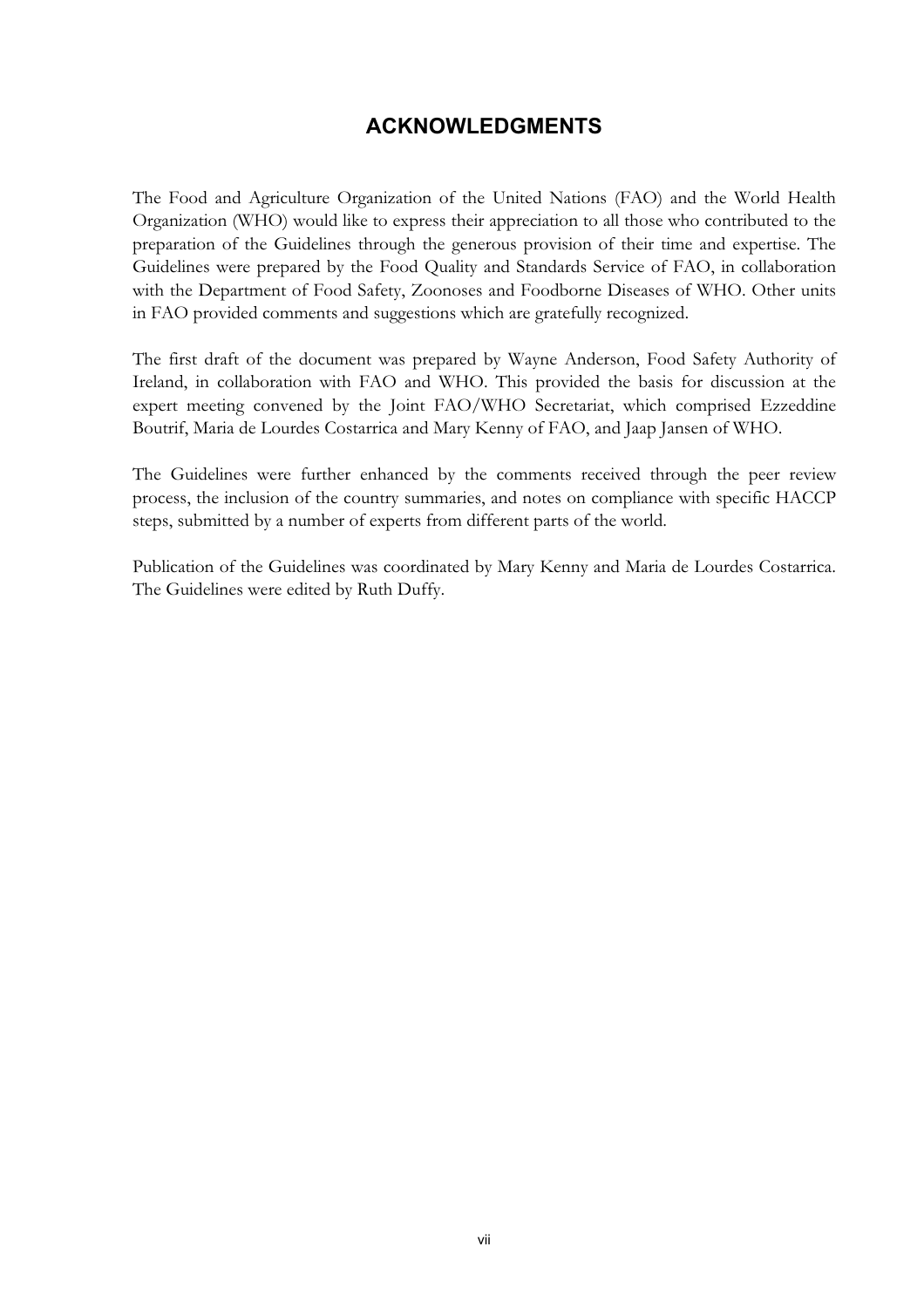# ACKNOWLEDGMENTS

The Food and Agriculture Organization of the United Nations (FAO) and the World Health Organization (WHO) would like to express their appreciation to all those who contributed to the preparation of the Guidelines through the generous provision of their time and expertise. The Guidelines were prepared by the Food Quality and Standards Service of FAO, in collaboration with the Department of Food Safety, Zoonoses and Foodborne Diseases of WHO. Other units in FAO provided comments and suggestions which are gratefully recognized.

The first draft of the document was prepared by Wayne Anderson, Food Safety Authority of Ireland, in collaboration with FAO and WHO. This provided the basis for discussion at the expert meeting convened by the Joint FAO/WHO Secretariat, which comprised Ezzeddine Boutrif, Maria de Lourdes Costarrica and Mary Kenny of FAO, and Jaap Jansen of WHO.

The Guidelines were further enhanced by the comments received through the peer review process, the inclusion of the country summaries, and notes on compliance with specific HACCP steps, submitted by a number of experts from different parts of the world.

Publication of the Guidelines was coordinated by Mary Kenny and Maria de Lourdes Costarrica. The Guidelines were edited by Ruth Duffy.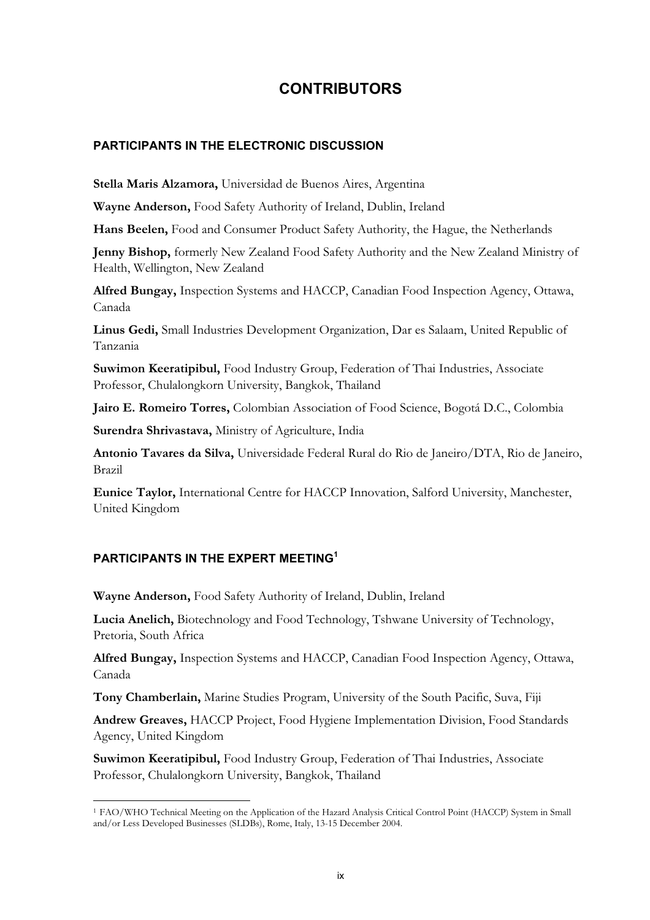# CONTRIBUTORS

## PARTICIPANTS IN THE ELECTRONIC DISCUSSION

**Stella Maris Alzamora,** Universidad de Buenos Aires, Argentina

**Wayne Anderson,** Food Safety Authority of Ireland, Dublin, Ireland

**Hans Beelen,** Food and Consumer Product Safety Authority, the Hague, the Netherlands

**Jenny Bishop,** formerly New Zealand Food Safety Authority and the New Zealand Ministry of Health, Wellington, New Zealand

**Alfred Bungay,** Inspection Systems and HACCP, Canadian Food Inspection Agency, Ottawa, Canada

**Linus Gedi,** Small Industries Development Organization, Dar es Salaam, United Republic of Tanzania

**Suwimon Keeratipibul,** Food Industry Group, Federation of Thai Industries, Associate Professor, Chulalongkorn University, Bangkok, Thailand

**Jairo E. Romeiro Torres,** Colombian Association of Food Science, Bogotá D.C., Colombia

**Surendra Shrivastava,** Ministry of Agriculture, India

**Antonio Tavares da Silva,** Universidade Federal Rural do Rio de Janeiro/DTA, Rio de Janeiro, Brazil

**Eunice Taylor,** International Centre for HACCP Innovation, Salford University, Manchester, United Kingdom

## PARTICIPANTS IN THE EXPERT MEETING[1]

**Wayne Anderson,** Food Safety Authority of Ireland, Dublin, Ireland

**Lucia Anelich,** Biotechnology and Food Technology, Tshwane University of Technology, Pretoria, South Africa

**Alfred Bungay,** Inspection Systems and HACCP, Canadian Food Inspection Agency, Ottawa, Canada

**Tony Chamberlain,** Marine Studies Program, University of the South Pacific, Suva, Fiji

**Andrew Greaves,** HACCP Project, Food Hygiene Implementation Division, Food Standards Agency, United Kingdom

**Suwimon Keeratipibul,** Food Industry Group, Federation of Thai Industries, Associate Professor, Chulalongkorn University, Bangkok, Thailand

[1] FAO/WHO Technical Meeting on the Application of the Hazard Analysis Critical Control Point (HACCP) System in Small and/or Less Developed Businesses (SLDBs), Rome, Italy, 13-15 December 2004.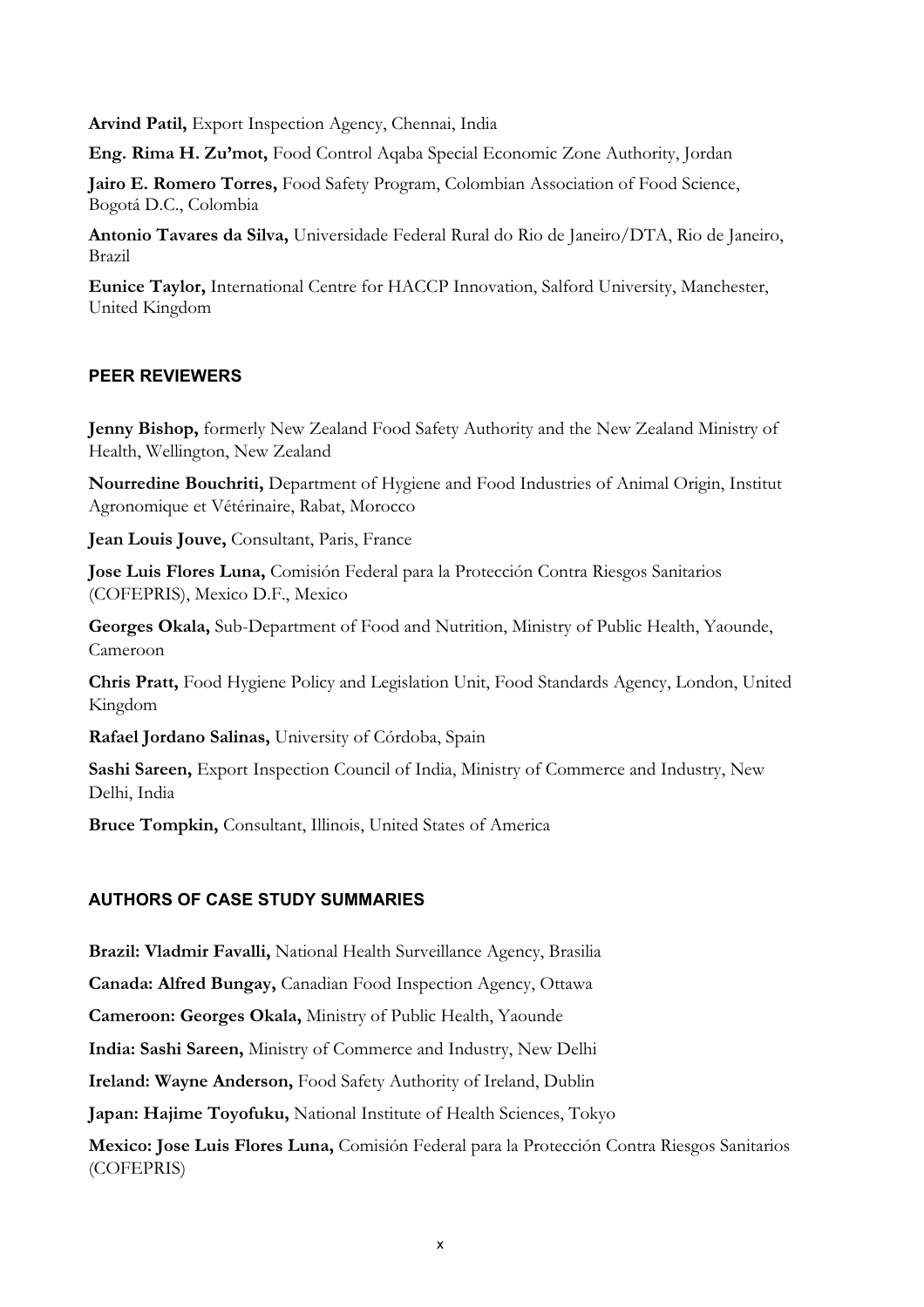**Arvind Patil,** Export Inspection Agency, Chennai, India

**Eng. Rima H. Zu'mot,** Food Control Aqaba Special Economic Zone Authority, Jordan

**Jairo E. Romero Torres,** Food Safety Program, Colombian Association of Food Science, Bogotá D.C., Colombia

**Antonio Tavares da Silva,** Universidade Federal Rural do Rio de Janeiro/DTA, Rio de Janeiro, Brazil

**Eunice Taylor,** International Centre for HACCP Innovation, Salford University, Manchester, United Kingdom

## PEER REVIEWERS

**Jenny Bishop,** formerly New Zealand Food Safety Authority and the New Zealand Ministry of Health, Wellington, New Zealand

**Nourredine Bouchriti,** Department of Hygiene and Food Industries of Animal Origin, Institut Agronomique et Vétérinaire, Rabat, Morocco

**Jean Louis Jouve,** Consultant, Paris, France

**Jose Luis Flores Luna,** Comisión Federal para la Protección Contra Riesgos Sanitarios (COFEPRIS), Mexico D.F., Mexico

**Georges Okala,** Sub-Department of Food and Nutrition, Ministry of Public Health, Yaounde, Cameroon

**Chris Pratt,** Food Hygiene Policy and Legislation Unit, Food Standards Agency, London, United Kingdom

**Rafael Jordano Salinas,** University of Córdoba, Spain

**Sashi Sareen,** Export Inspection Council of India, Ministry of Commerce and Industry, New Delhi, India

**Bruce Tompkin,** Consultant, Illinois, United States of America

## AUTHORS OF CASE STUDY SUMMARIES

**Brazil: Vladmir Favalli,** National Health Surveillance Agency, Brasilia

**Canada: Alfred Bungay,** Canadian Food Inspection Agency, Ottawa

**Cameroon: Georges Okala,** Ministry of Public Health, Yaounde

**India: Sashi Sareen,** Ministry of Commerce and Industry, New Delhi

**Ireland: Wayne Anderson,** Food Safety Authority of Ireland, Dublin

**Japan: Hajime Toyofuku,** National Institute of Health Sciences, Tokyo

**Mexico: Jose Luis Flores Luna,** Comisión Federal para la Protección Contra Riesgos Sanitarios (COFEPRIS)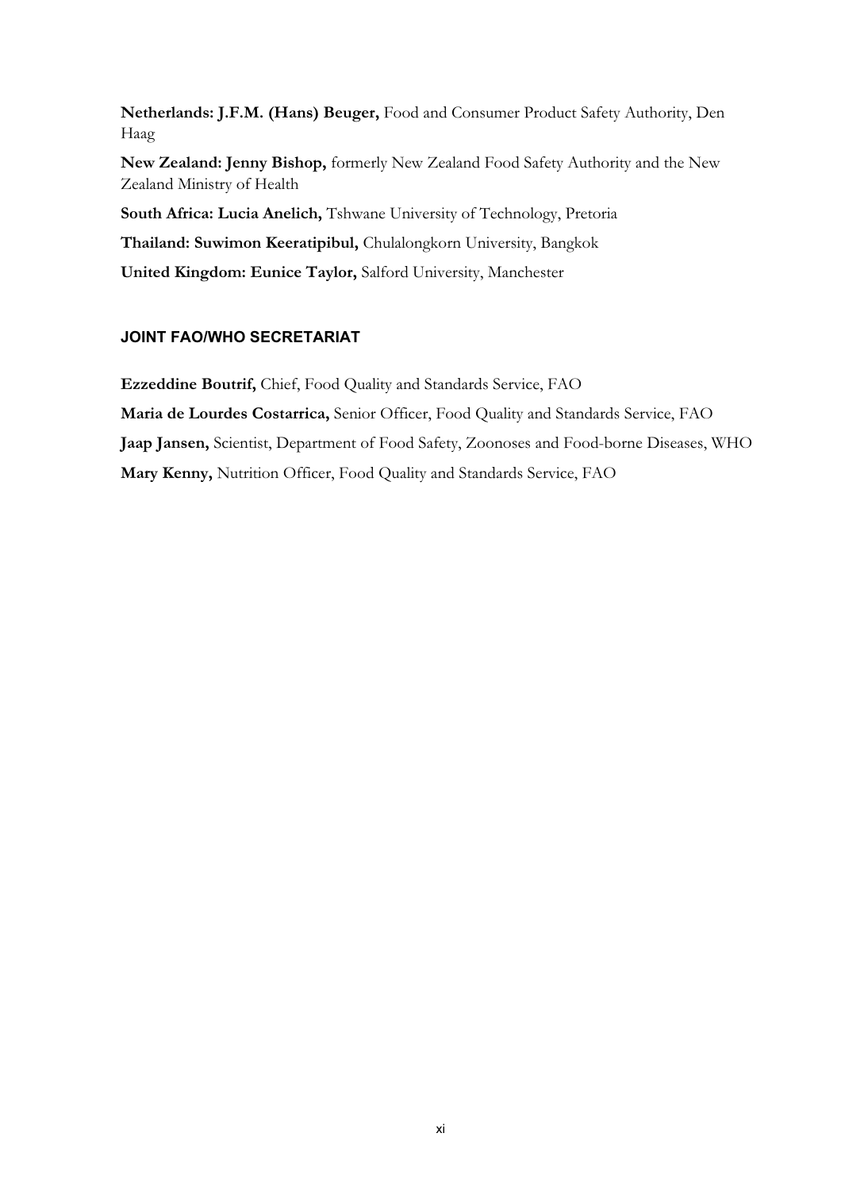**Netherlands: J.F.M. (Hans) Beuger,** Food and Consumer Product Safety Authority, Den Haag

**New Zealand: Jenny Bishop,** formerly New Zealand Food Safety Authority and the New Zealand Ministry of Health

**South Africa: Lucia Anelich,** Tshwane University of Technology, Pretoria

**Thailand: Suwimon Keeratipibul,** Chulalongkorn University, Bangkok

**United Kingdom: Eunice Taylor,** Salford University, Manchester

### JOINT FAO/WHO SECRETARIAT

**Ezzeddine Boutrif,** Chief, Food Quality and Standards Service, FAO

**Maria de Lourdes Costarrica,** Senior Officer, Food Quality and Standards Service, FAO

**Jaap Jansen,** Scientist, Department of Food Safety, Zoonoses and Food-borne Diseases, WHO

**Mary Kenny,** Nutrition Officer, Food Quality and Standards Service, FAO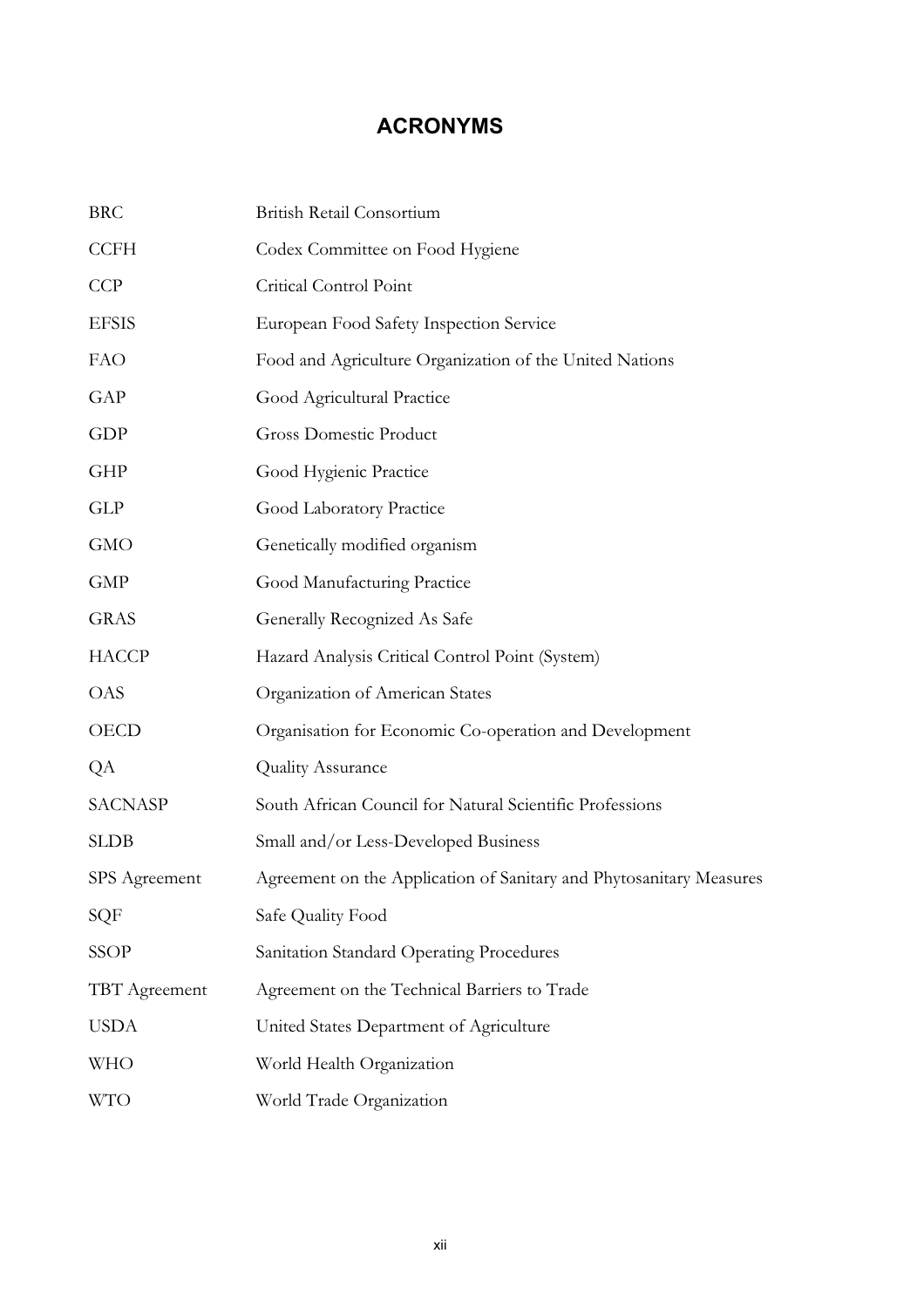# ACRONYMS

| | |
|---|---|
| BRC | British Retail Consortium |
| CCFH | Codex Committee on Food Hygiene |
| CCP | Critical Control Point |
| EFSIS | European Food Safety Inspection Service |
| FAO | Food and Agriculture Organization of the United Nations |
| GAP | Good Agricultural Practice |
| GDP | Gross Domestic Product |
| GHP | Good Hygienic Practice |
| GLP | Good Laboratory Practice |
| GMO | Genetically modified organism |
| GMP | Good Manufacturing Practice |
| GRAS | Generally Recognized As Safe |
| HACCP | Hazard Analysis Critical Control Point (System) |
| OAS | Organization of American States |
| OECD | Organisation for Economic Co-operation and Development |
| QA | Quality Assurance |
| SACNASP | South African Council for Natural Scientific Professions |
| SLDB | Small and/or Less-Developed Business |
| SPS Agreement | Agreement on the Application of Sanitary and Phytosanitary Measures |
| SQF | Safe Quality Food |
| SSOP | Sanitation Standard Operating Procedures |
| TBT Agreement | Agreement on the Technical Barriers to Trade |
| USDA | United States Department of Agriculture |
| WHO | World Health Organization |
| WTO | World Trade Organization |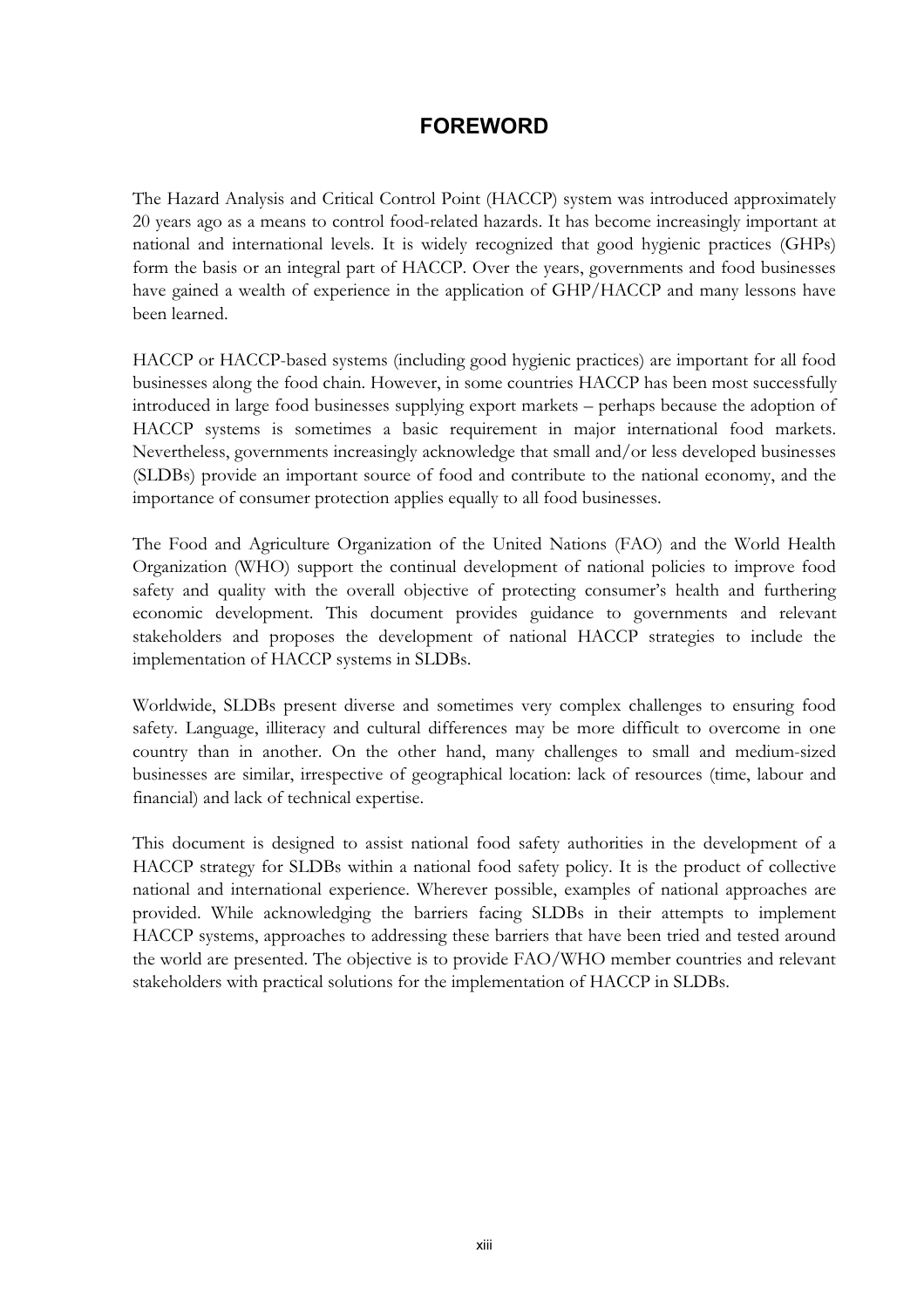# FOREWORD

The Hazard Analysis and Critical Control Point (HACCP) system was introduced approximately 20 years ago as a means to control food-related hazards. It has become increasingly important at national and international levels. It is widely recognized that good hygienic practices (GHPs) form the basis or an integral part of HACCP. Over the years, governments and food businesses have gained a wealth of experience in the application of GHP/HACCP and many lessons have been learned.

HACCP or HACCP-based systems (including good hygienic practices) are important for all food businesses along the food chain. However, in some countries HACCP has been most successfully introduced in large food businesses supplying export markets – perhaps because the adoption of HACCP systems is sometimes a basic requirement in major international food markets. Nevertheless, governments increasingly acknowledge that small and/or less developed businesses (SLDBs) provide an important source of food and contribute to the national economy, and the importance of consumer protection applies equally to all food businesses.

The Food and Agriculture Organization of the United Nations (FAO) and the World Health Organization (WHO) support the continual development of national policies to improve food safety and quality with the overall objective of protecting consumer's health and furthering economic development. This document provides guidance to governments and relevant stakeholders and proposes the development of national HACCP strategies to include the implementation of HACCP systems in SLDBs.

Worldwide, SLDBs present diverse and sometimes very complex challenges to ensuring food safety. Language, illiteracy and cultural differences may be more difficult to overcome in one country than in another. On the other hand, many challenges to small and medium-sized businesses are similar, irrespective of geographical location: lack of resources (time, labour and financial) and lack of technical expertise.

This document is designed to assist national food safety authorities in the development of a HACCP strategy for SLDBs within a national food safety policy. It is the product of collective national and international experience. Wherever possible, examples of national approaches are provided. While acknowledging the barriers facing SLDBs in their attempts to implement HACCP systems, approaches to addressing these barriers that have been tried and tested around the world are presented. The objective is to provide FAO/WHO member countries and relevant stakeholders with practical solutions for the implementation of HACCP in SLDBs.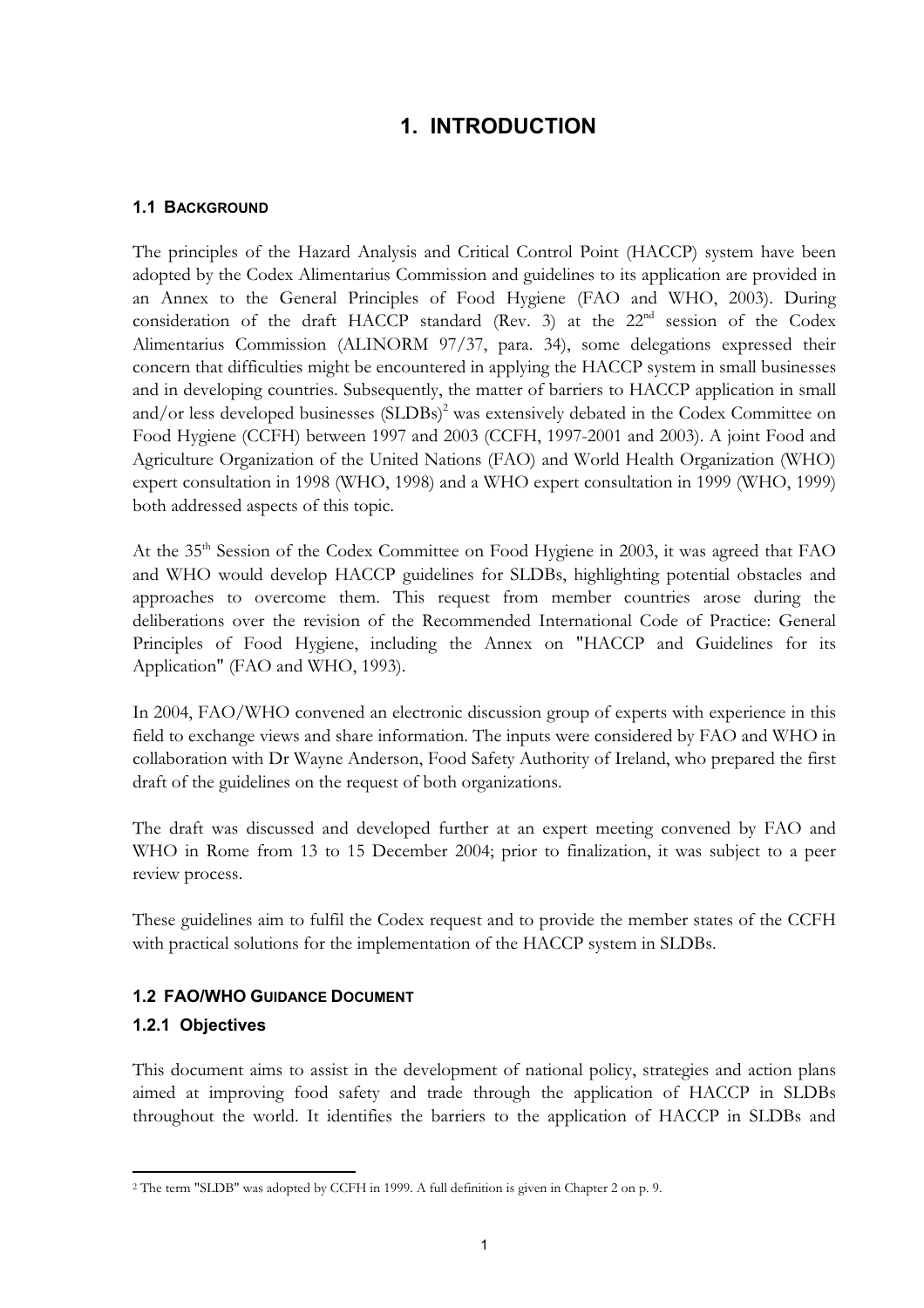# 1. INTRODUCTION

## 1.1 BACKGROUND

The principles of the Hazard Analysis and Critical Control Point (HACCP) system have been adopted by the Codex Alimentarius Commission and guidelines to its application are provided in an Annex to the General Principles of Food Hygiene (FAO and WHO, 2003). During consideration of the draft HACCP standard (Rev. 3) at the 22nd session of the Codex Alimentarius Commission (ALINORM 97/37, para. 34), some delegations expressed their concern that difficulties might be encountered in applying the HACCP system in small businesses and in developing countries. Subsequently, the matter of barriers to HACCP application in small and/or less developed businesses (SLDBs)[2] was extensively debated in the Codex Committee on Food Hygiene (CCFH) between 1997 and 2003 (CCFH, 1997-2001 and 2003). A joint Food and Agriculture Organization of the United Nations (FAO) and World Health Organization (WHO) expert consultation in 1998 (WHO, 1998) and a WHO expert consultation in 1999 (WHO, 1999) both addressed aspects of this topic.

At the 35th Session of the Codex Committee on Food Hygiene in 2003, it was agreed that FAO and WHO would develop HACCP guidelines for SLDBs, highlighting potential obstacles and approaches to overcome them. This request from member countries arose during the deliberations over the revision of the Recommended International Code of Practice: General Principles of Food Hygiene, including the Annex on "HACCP and Guidelines for its Application" (FAO and WHO, 1993).

In 2004, FAO/WHO convened an electronic discussion group of experts with experience in this field to exchange views and share information. The inputs were considered by FAO and WHO in collaboration with Dr Wayne Anderson, Food Safety Authority of Ireland, who prepared the first draft of the guidelines on the request of both organizations.

The draft was discussed and developed further at an expert meeting convened by FAO and WHO in Rome from 13 to 15 December 2004; prior to finalization, it was subject to a peer review process.

These guidelines aim to fulfil the Codex request and to provide the member states of the CCFH with practical solutions for the implementation of the HACCP system in SLDBs.

## 1.2 FAO/WHO GUIDANCE DOCUMENT

### 1.2.1 Objectives

This document aims to assist in the development of national policy, strategies and action plans aimed at improving food safety and trade through the application of HACCP in SLDBs throughout the world. It identifies the barriers to the application of HACCP in SLDBs and

---

[2] The term "SLDB" was adopted by CCFH in 1999. A full definition is given in Chapter 2 on p. 9.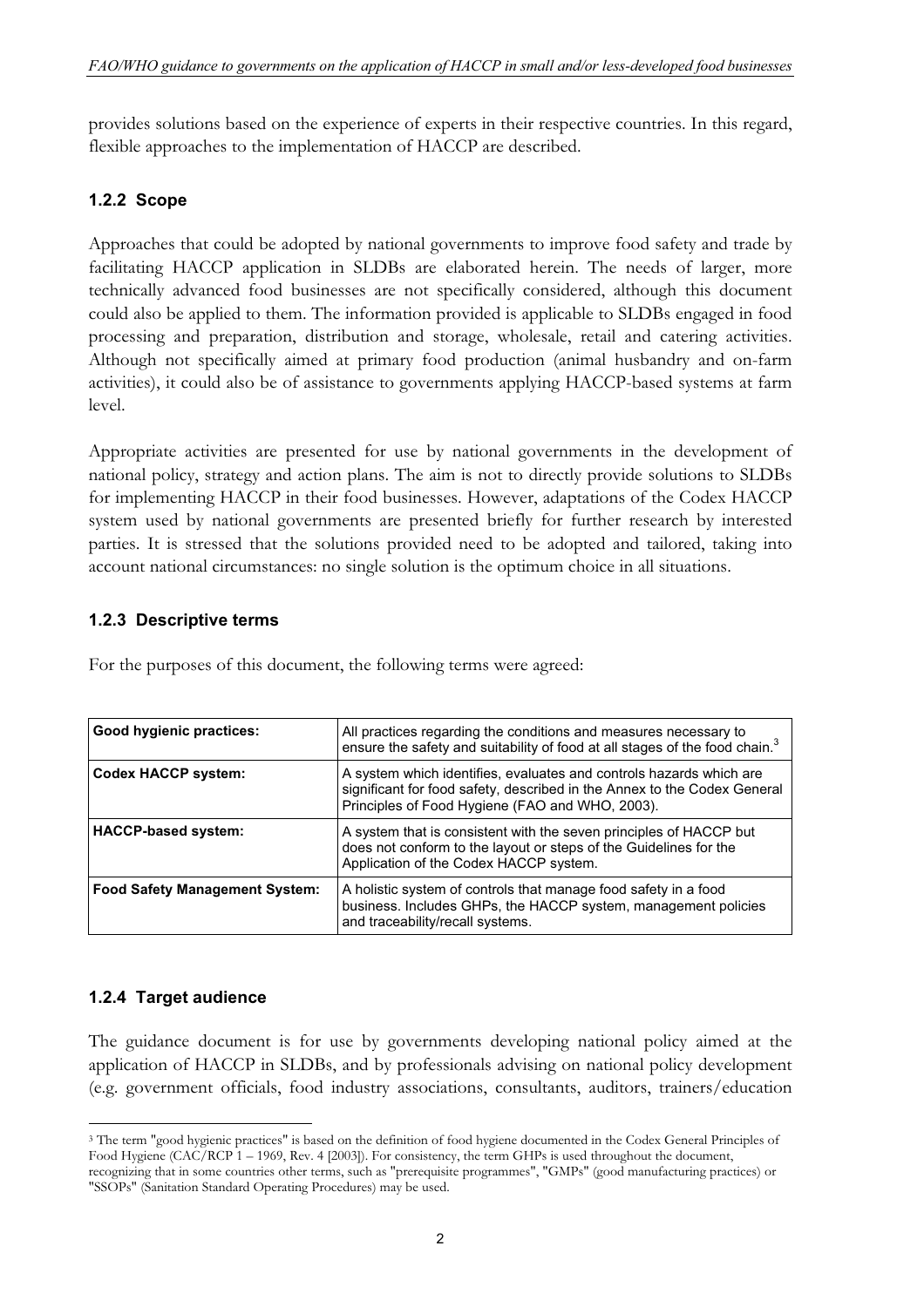provides solutions based on the experience of experts in their respective countries. In this regard, flexible approaches to the implementation of HACCP are described.

### 1.2.2 Scope

Approaches that could be adopted by national governments to improve food safety and trade by facilitating HACCP application in SLDBs are elaborated herein. The needs of larger, more technically advanced food businesses are not specifically considered, although this document could also be applied to them. The information provided is applicable to SLDBs engaged in food processing and preparation, distribution and storage, wholesale, retail and catering activities. Although not specifically aimed at primary food production (animal husbandry and on-farm activities), it could also be of assistance to governments applying HACCP-based systems at farm level.

Appropriate activities are presented for use by national governments in the development of national policy, strategy and action plans. The aim is not to directly provide solutions to SLDBs for implementing HACCP in their food businesses. However, adaptations of the Codex HACCP system used by national governments are presented briefly for further research by interested parties. It is stressed that the solutions provided need to be adopted and tailored, taking into account national circumstances: no single solution is the optimum choice in all situations.

### 1.2.3 Descriptive terms

For the purposes of this document, the following terms were agreed:

| | |
|---|---|
| **Good hygienic practices:** | All practices regarding the conditions and measures necessary to ensure the safety and suitability of food at all stages of the food chain.[3] |
| **Codex HACCP system:** | A system which identifies, evaluates and controls hazards which are significant for food safety, described in the Annex to the Codex General Principles of Food Hygiene (FAO and WHO, 2003). |
| **HACCP-based system:** | A system that is consistent with the seven principles of HACCP but does not conform to the layout or steps of the Guidelines for the Application of the Codex HACCP system. |
| **Food Safety Management System:** | A holistic system of controls that manage food safety in a food business. Includes GHPs, the HACCP system, management policies and traceability/recall systems. |

### 1.2.4 Target audience

The guidance document is for use by governments developing national policy aimed at the application of HACCP in SLDBs, and by professionals advising on national policy development (e.g. government officials, food industry associations, consultants, auditors, trainers/education

[3] The term "good hygienic practices" is based on the definition of food hygiene documented in the Codex General Principles of Food Hygiene (CAC/RCP 1 – 1969, Rev. 4 [2003]). For consistency, the term GHPs is used throughout the document, recognizing that in some countries other terms, such as "prerequisite programmes", "GMPs" (good manufacturing practices) or "SSOPs" (Sanitation Standard Operating Procedures) may be used.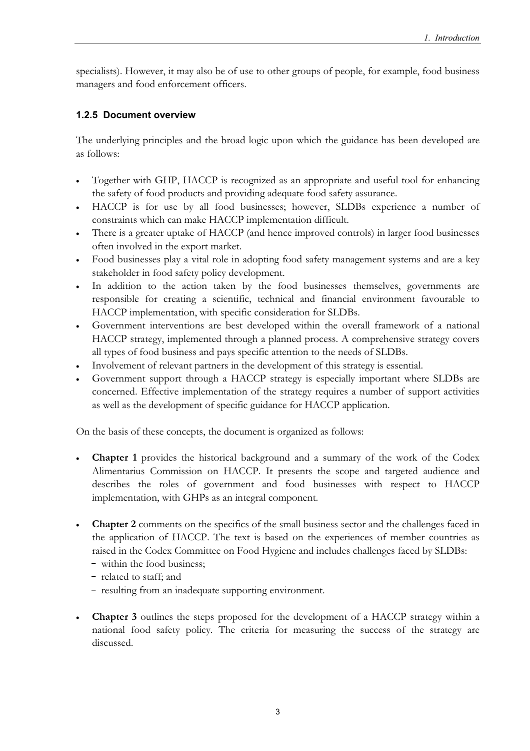specialists). However, it may also be of use to other groups of people, for example, food business managers and food enforcement officers.

### 1.2.5 Document overview

The underlying principles and the broad logic upon which the guidance has been developed are as follows:

- Together with GHP, HACCP is recognized as an appropriate and useful tool for enhancing the safety of food products and providing adequate food safety assurance.
- HACCP is for use by all food businesses; however, SLDBs experience a number of constraints which can make HACCP implementation difficult.
- There is a greater uptake of HACCP (and hence improved controls) in larger food businesses often involved in the export market.
- Food businesses play a vital role in adopting food safety management systems and are a key stakeholder in food safety policy development.
- In addition to the action taken by the food businesses themselves, governments are responsible for creating a scientific, technical and financial environment favourable to HACCP implementation, with specific consideration for SLDBs.
- Government interventions are best developed within the overall framework of a national HACCP strategy, implemented through a planned process. A comprehensive strategy covers all types of food business and pays specific attention to the needs of SLDBs.
- Involvement of relevant partners in the development of this strategy is essential.
- Government support through a HACCP strategy is especially important where SLDBs are concerned. Effective implementation of the strategy requires a number of support activities as well as the development of specific guidance for HACCP application.

On the basis of these concepts, the document is organized as follows:

- **Chapter 1** provides the historical background and a summary of the work of the Codex Alimentarius Commission on HACCP. It presents the scope and targeted audience and describes the roles of government and food businesses with respect to HACCP implementation, with GHPs as an integral component.

- **Chapter 2** comments on the specifics of the small business sector and the challenges faced in the application of HACCP. The text is based on the experiences of member countries as raised in the Codex Committee on Food Hygiene and includes challenges faced by SLDBs:
  - within the food business;
  - related to staff; and
  - resulting from an inadequate supporting environment.

- **Chapter 3** outlines the steps proposed for the development of a HACCP strategy within a national food safety policy. The criteria for measuring the success of the strategy are discussed.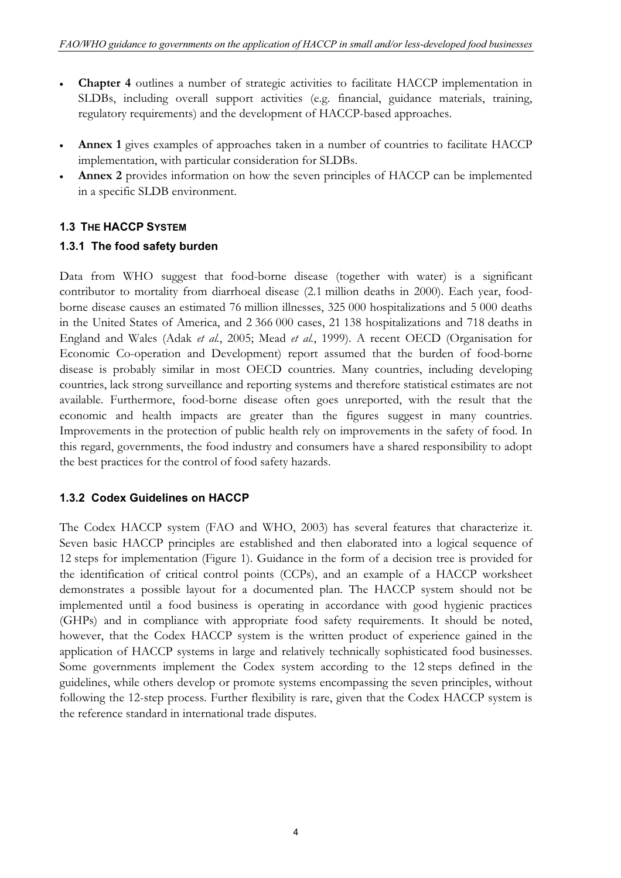- **Chapter 4** outlines a number of strategic activities to facilitate HACCP implementation in SLDBs, including overall support activities (e.g. financial, guidance materials, training, regulatory requirements) and the development of HACCP-based approaches.
- **Annex 1** gives examples of approaches taken in a number of countries to facilitate HACCP implementation, with particular consideration for SLDBs.
- **Annex 2** provides information on how the seven principles of HACCP can be implemented in a specific SLDB environment.

## 1.3 THE HACCP SYSTEM

### 1.3.1 The food safety burden

Data from WHO suggest that food-borne disease (together with water) is a significant contributor to mortality from diarrhoeal disease (2.1 million deaths in 2000). Each year, food-borne disease causes an estimated 76 million illnesses, 325 000 hospitalizations and 5 000 deaths in the United States of America, and 2 366 000 cases, 21 138 hospitalizations and 718 deaths in England and Wales (Adak *et al.*, 2005; Mead *et al.*, 1999). A recent OECD (Organisation for Economic Co-operation and Development) report assumed that the burden of food-borne disease is probably similar in most OECD countries. Many countries, including developing countries, lack strong surveillance and reporting systems and therefore statistical estimates are not available. Furthermore, food-borne disease often goes unreported, with the result that the economic and health impacts are greater than the figures suggest in many countries. Improvements in the protection of public health rely on improvements in the safety of food. In this regard, governments, the food industry and consumers have a shared responsibility to adopt the best practices for the control of food safety hazards.

### 1.3.2 Codex Guidelines on HACCP

The Codex HACCP system (FAO and WHO, 2003) has several features that characterize it. Seven basic HACCP principles are established and then elaborated into a logical sequence of 12 steps for implementation (Figure 1). Guidance in the form of a decision tree is provided for the identification of critical control points (CCPs), and an example of a HACCP worksheet demonstrates a possible layout for a documented plan. The HACCP system should not be implemented until a food business is operating in accordance with good hygienic practices (GHPs) and in compliance with appropriate food safety requirements. It should be noted, however, that the Codex HACCP system is the written product of experience gained in the application of HACCP systems in large and relatively technically sophisticated food businesses. Some governments implement the Codex system according to the 12 steps defined in the guidelines, while others develop or promote systems encompassing the seven principles, without following the 12-step process. Further flexibility is rare, given that the Codex HACCP system is the reference standard in international trade disputes.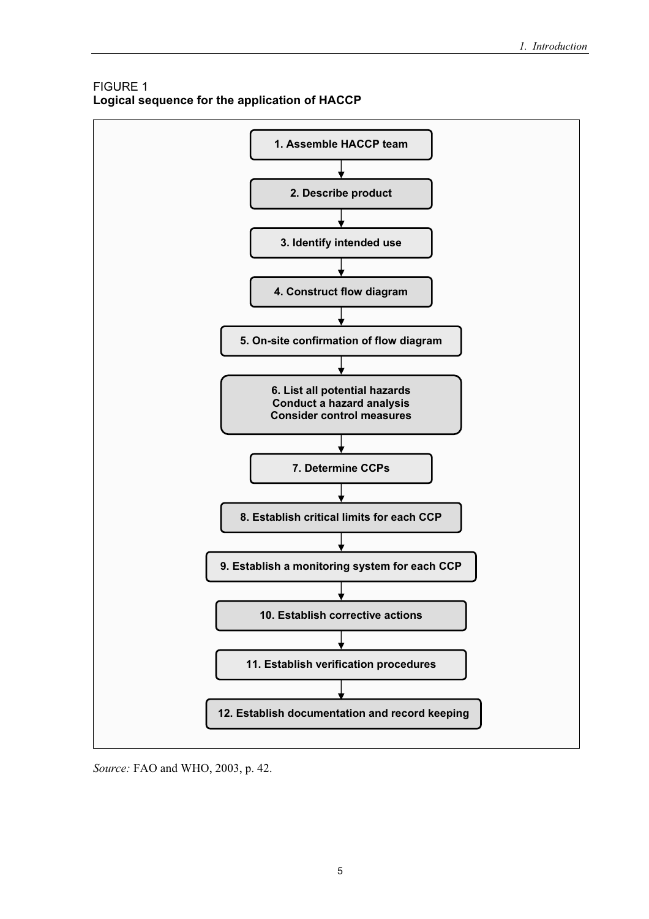FIGURE 1
**Logical sequence for the application of HACCP**

1. Assemble HACCP team
2. Describe product
3. Identify intended use
4. Construct flow diagram
5. On-site confirmation of flow diagram
6. List all potential hazards
Conduct a hazard analysis
Consider control measures
7. Determine CCPs
8. Establish critical limits for each CCP
9. Establish a monitoring system for each CCP
10. Establish corrective actions
11. Establish verification procedures
12. Establish documentation and record keeping

*Source:* FAO and WHO, 2003, p. 42.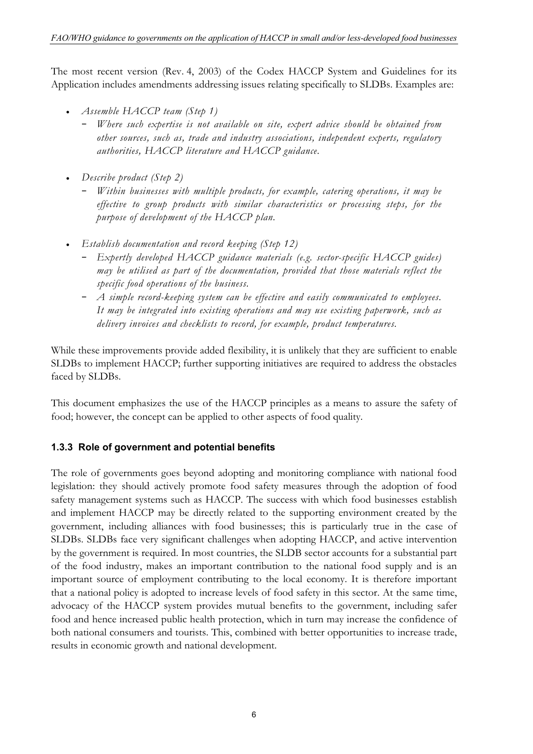The most recent version (Rev. 4, 2003) of the Codex HACCP System and Guidelines for its Application includes amendments addressing issues relating specifically to SLDBs. Examples are:

- *Assemble HACCP team (Step 1)*
  - *Where such expertise is not available on site, expert advice should be obtained from other sources, such as, trade and industry associations, independent experts, regulatory authorities, HACCP literature and HACCP guidance.*
- *Describe product (Step 2)*
  - *Within businesses with multiple products, for example, catering operations, it may be effective to group products with similar characteristics or processing steps, for the purpose of development of the HACCP plan.*
- *Establish documentation and record keeping (Step 12)*
  - *Expertly developed HACCP guidance materials (e.g. sector-specific HACCP guides) may be utilised as part of the documentation, provided that those materials reflect the specific food operations of the business.*
  - *A simple record-keeping system can be effective and easily communicated to employees. It may be integrated into existing operations and may use existing paperwork, such as delivery invoices and checklists to record, for example, product temperatures.*

While these improvements provide added flexibility, it is unlikely that they are sufficient to enable SLDBs to implement HACCP; further supporting initiatives are required to address the obstacles faced by SLDBs.

This document emphasizes the use of the HACCP principles as a means to assure the safety of food; however, the concept can be applied to other aspects of food quality.

### 1.3.3 Role of government and potential benefits

The role of governments goes beyond adopting and monitoring compliance with national food legislation: they should actively promote food safety measures through the adoption of food safety management systems such as HACCP. The success with which food businesses establish and implement HACCP may be directly related to the supporting environment created by the government, including alliances with food businesses; this is particularly true in the case of SLDBs. SLDBs face very significant challenges when adopting HACCP, and active intervention by the government is required. In most countries, the SLDB sector accounts for a substantial part of the food industry, makes an important contribution to the national food supply and is an important source of employment contributing to the local economy. It is therefore important that a national policy is adopted to increase levels of food safety in this sector. At the same time, advocacy of the HACCP system provides mutual benefits to the government, including safer food and hence increased public health protection, which in turn may increase the confidence of both national consumers and tourists. This, combined with better opportunities to increase trade, results in economic growth and national development.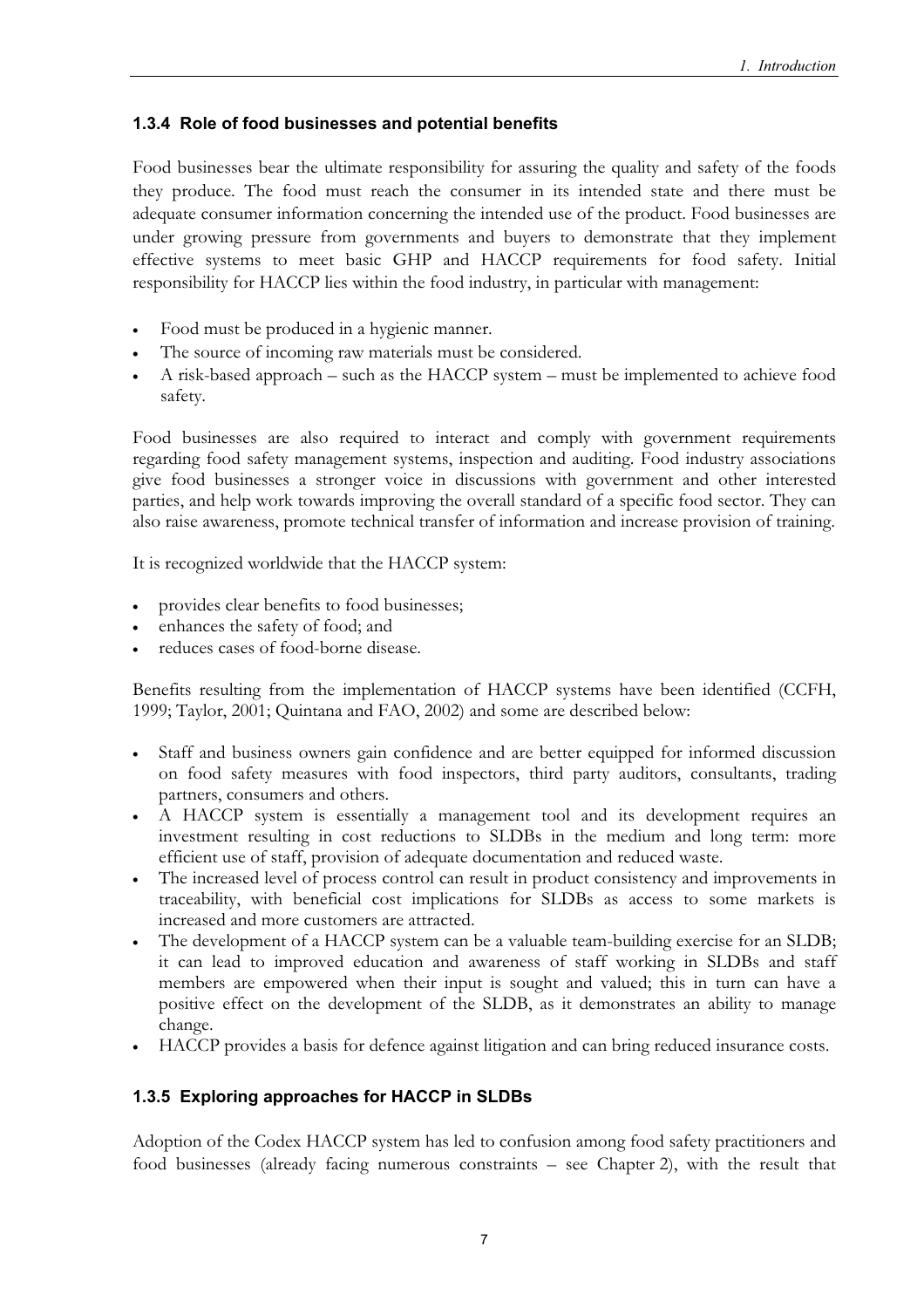### 1.3.4 Role of food businesses and potential benefits

Food businesses bear the ultimate responsibility for assuring the quality and safety of the foods they produce. The food must reach the consumer in its intended state and there must be adequate consumer information concerning the intended use of the product. Food businesses are under growing pressure from governments and buyers to demonstrate that they implement effective systems to meet basic GHP and HACCP requirements for food safety. Initial responsibility for HACCP lies within the food industry, in particular with management:

- Food must be produced in a hygienic manner.
- The source of incoming raw materials must be considered.
- A risk-based approach – such as the HACCP system – must be implemented to achieve food safety.

Food businesses are also required to interact and comply with government requirements regarding food safety management systems, inspection and auditing. Food industry associations give food businesses a stronger voice in discussions with government and other interested parties, and help work towards improving the overall standard of a specific food sector. They can also raise awareness, promote technical transfer of information and increase provision of training.

It is recognized worldwide that the HACCP system:

- provides clear benefits to food businesses;
- enhances the safety of food; and
- reduces cases of food-borne disease.

Benefits resulting from the implementation of HACCP systems have been identified (CCFH, 1999; Taylor, 2001; Quintana and FAO, 2002) and some are described below:

- Staff and business owners gain confidence and are better equipped for informed discussion on food safety measures with food inspectors, third party auditors, consultants, trading partners, consumers and others.
- A HACCP system is essentially a management tool and its development requires an investment resulting in cost reductions to SLDBs in the medium and long term: more efficient use of staff, provision of adequate documentation and reduced waste.
- The increased level of process control can result in product consistency and improvements in traceability, with beneficial cost implications for SLDBs as access to some markets is increased and more customers are attracted.
- The development of a HACCP system can be a valuable team-building exercise for an SLDB; it can lead to improved education and awareness of staff working in SLDBs and staff members are empowered when their input is sought and valued; this in turn can have a positive effect on the development of the SLDB, as it demonstrates an ability to manage change.
- HACCP provides a basis for defence against litigation and can bring reduced insurance costs.

### 1.3.5 Exploring approaches for HACCP in SLDBs

Adoption of the Codex HACCP system has led to confusion among food safety practitioners and food businesses (already facing numerous constraints – see Chapter 2), with the result that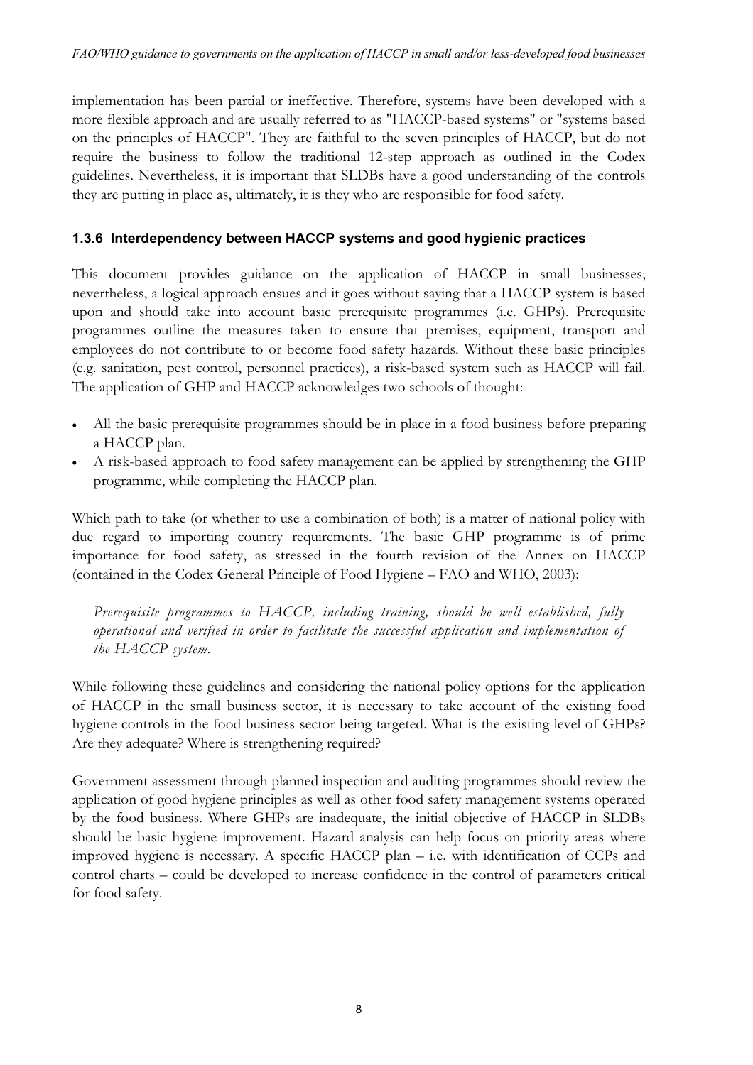implementation has been partial or ineffective. Therefore, systems have been developed with a more flexible approach and are usually referred to as "HACCP-based systems" or "systems based on the principles of HACCP". They are faithful to the seven principles of HACCP, but do not require the business to follow the traditional 12-step approach as outlined in the Codex guidelines. Nevertheless, it is important that SLDBs have a good understanding of the controls they are putting in place as, ultimately, it is they who are responsible for food safety.

### 1.3.6 Interdependency between HACCP systems and good hygienic practices

This document provides guidance on the application of HACCP in small businesses; nevertheless, a logical approach ensues and it goes without saying that a HACCP system is based upon and should take into account basic prerequisite programmes (i.e. GHPs). Prerequisite programmes outline the measures taken to ensure that premises, equipment, transport and employees do not contribute to or become food safety hazards. Without these basic principles (e.g. sanitation, pest control, personnel practices), a risk-based system such as HACCP will fail. The application of GHP and HACCP acknowledges two schools of thought:

- All the basic prerequisite programmes should be in place in a food business before preparing a HACCP plan.
- A risk-based approach to food safety management can be applied by strengthening the GHP programme, while completing the HACCP plan.

Which path to take (or whether to use a combination of both) is a matter of national policy with due regard to importing country requirements. The basic GHP programme is of prime importance for food safety, as stressed in the fourth revision of the Annex on HACCP (contained in the Codex General Principle of Food Hygiene – FAO and WHO, 2003):

> *Prerequisite programmes to HACCP, including training, should be well established, fully operational and verified in order to facilitate the successful application and implementation of the HACCP system.*

While following these guidelines and considering the national policy options for the application of HACCP in the small business sector, it is necessary to take account of the existing food hygiene controls in the food business sector being targeted. What is the existing level of GHPs? Are they adequate? Where is strengthening required?

Government assessment through planned inspection and auditing programmes should review the application of good hygiene principles as well as other food safety management systems operated by the food business. Where GHPs are inadequate, the initial objective of HACCP in SLDBs should be basic hygiene improvement. Hazard analysis can help focus on priority areas where improved hygiene is necessary. A specific HACCP plan – i.e. with identification of CCPs and control charts – could be developed to increase confidence in the control of parameters critical for food safety.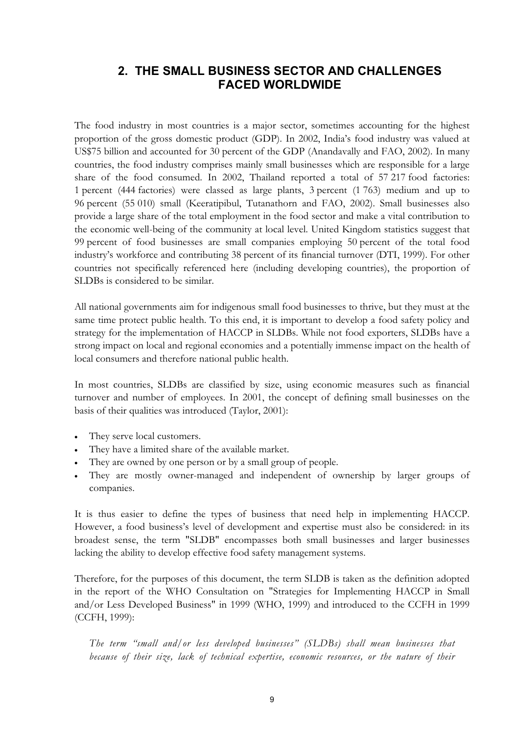## 2. THE SMALL BUSINESS SECTOR AND CHALLENGES FACED WORLDWIDE

The food industry in most countries is a major sector, sometimes accounting for the highest proportion of the gross domestic product (GDP). In 2002, India's food industry was valued at US$75 billion and accounted for 30 percent of the GDP (Anandavally and FAO, 2002). In many countries, the food industry comprises mainly small businesses which are responsible for a large share of the food consumed. In 2002, Thailand reported a total of 57 217 food factories: 1 percent (444 factories) were classed as large plants, 3 percent (1 763) medium and up to 96 percent (55 010) small (Keeratipibul, Tutanathorn and FAO, 2002). Small businesses also provide a large share of the total employment in the food sector and make a vital contribution to the economic well-being of the community at local level. United Kingdom statistics suggest that 99 percent of food businesses are small companies employing 50 percent of the total food industry's workforce and contributing 38 percent of its financial turnover (DTI, 1999). For other countries not specifically referenced here (including developing countries), the proportion of SLDBs is considered to be similar.

All national governments aim for indigenous small food businesses to thrive, but they must at the same time protect public health. To this end, it is important to develop a food safety policy and strategy for the implementation of HACCP in SLDBs. While not food exporters, SLDBs have a strong impact on local and regional economies and a potentially immense impact on the health of local consumers and therefore national public health.

In most countries, SLDBs are classified by size, using economic measures such as financial turnover and number of employees. In 2001, the concept of defining small businesses on the basis of their qualities was introduced (Taylor, 2001):

- They serve local customers.
- They have a limited share of the available market.
- They are owned by one person or by a small group of people.
- They are mostly owner-managed and independent of ownership by larger groups of companies.

It is thus easier to define the types of business that need help in implementing HACCP. However, a food business's level of development and expertise must also be considered: in its broadest sense, the term "SLDB" encompasses both small businesses and larger businesses lacking the ability to develop effective food safety management systems.

Therefore, for the purposes of this document, the term SLDB is taken as the definition adopted in the report of the WHO Consultation on "Strategies for Implementing HACCP in Small and/or Less Developed Business" in 1999 (WHO, 1999) and introduced to the CCFH in 1999 (CCFH, 1999):

> *The term "small and/or less developed businesses" (SLDBs) shall mean businesses that because of their size, lack of technical expertise, economic resources, or the nature of their*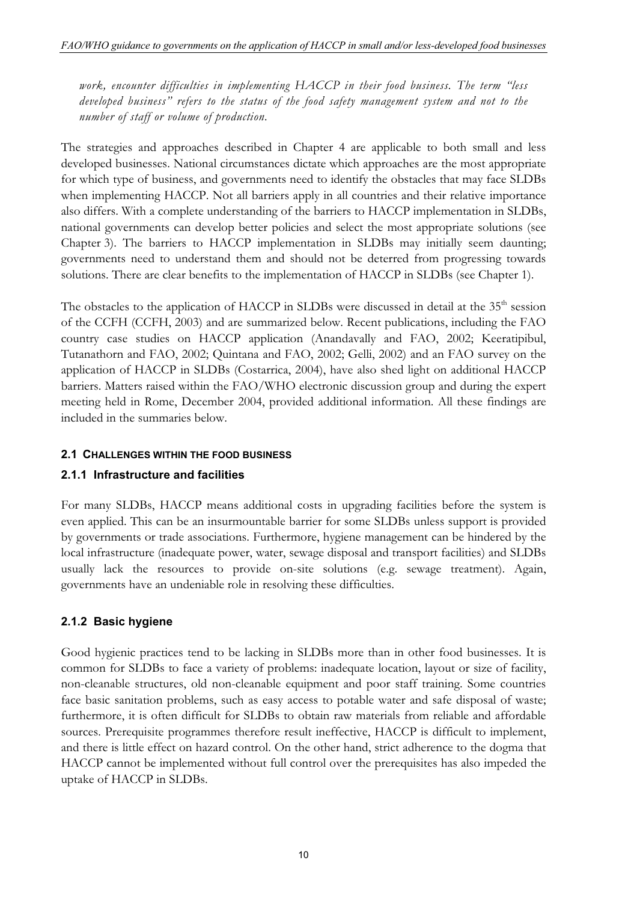*work, encounter difficulties in implementing HACCP in their food business. The term "less developed business" refers to the status of the food safety management system and not to the number of staff or volume of production.*

The strategies and approaches described in Chapter 4 are applicable to both small and less developed businesses. National circumstances dictate which approaches are the most appropriate for which type of business, and governments need to identify the obstacles that may face SLDBs when implementing HACCP. Not all barriers apply in all countries and their relative importance also differs. With a complete understanding of the barriers to HACCP implementation in SLDBs, national governments can develop better policies and select the most appropriate solutions (see Chapter 3). The barriers to HACCP implementation in SLDBs may initially seem daunting; governments need to understand them and should not be deterred from progressing towards solutions. There are clear benefits to the implementation of HACCP in SLDBs (see Chapter 1).

The obstacles to the application of HACCP in SLDBs were discussed in detail at the 35th session of the CCFH (CCFH, 2003) and are summarized below. Recent publications, including the FAO country case studies on HACCP application (Anandavally and FAO, 2002; Keeratipibul, Tutanathorn and FAO, 2002; Quintana and FAO, 2002; Gelli, 2002) and an FAO survey on the application of HACCP in SLDBs (Costarrica, 2004), have also shed light on additional HACCP barriers. Matters raised within the FAO/WHO electronic discussion group and during the expert meeting held in Rome, December 2004, provided additional information. All these findings are included in the summaries below.

## 2.1 CHALLENGES WITHIN THE FOOD BUSINESS

### 2.1.1 Infrastructure and facilities

For many SLDBs, HACCP means additional costs in upgrading facilities before the system is even applied. This can be an insurmountable barrier for some SLDBs unless support is provided by governments or trade associations. Furthermore, hygiene management can be hindered by the local infrastructure (inadequate power, water, sewage disposal and transport facilities) and SLDBs usually lack the resources to provide on-site solutions (e.g. sewage treatment). Again, governments have an undeniable role in resolving these difficulties.

### 2.1.2 Basic hygiene

Good hygienic practices tend to be lacking in SLDBs more than in other food businesses. It is common for SLDBs to face a variety of problems: inadequate location, layout or size of facility, non-cleanable structures, old non-cleanable equipment and poor staff training. Some countries face basic sanitation problems, such as easy access to potable water and safe disposal of waste; furthermore, it is often difficult for SLDBs to obtain raw materials from reliable and affordable sources. Prerequisite programmes therefore result ineffective, HACCP is difficult to implement, and there is little effect on hazard control. On the other hand, strict adherence to the dogma that HACCP cannot be implemented without full control over the prerequisites has also impeded the uptake of HACCP in SLDBs.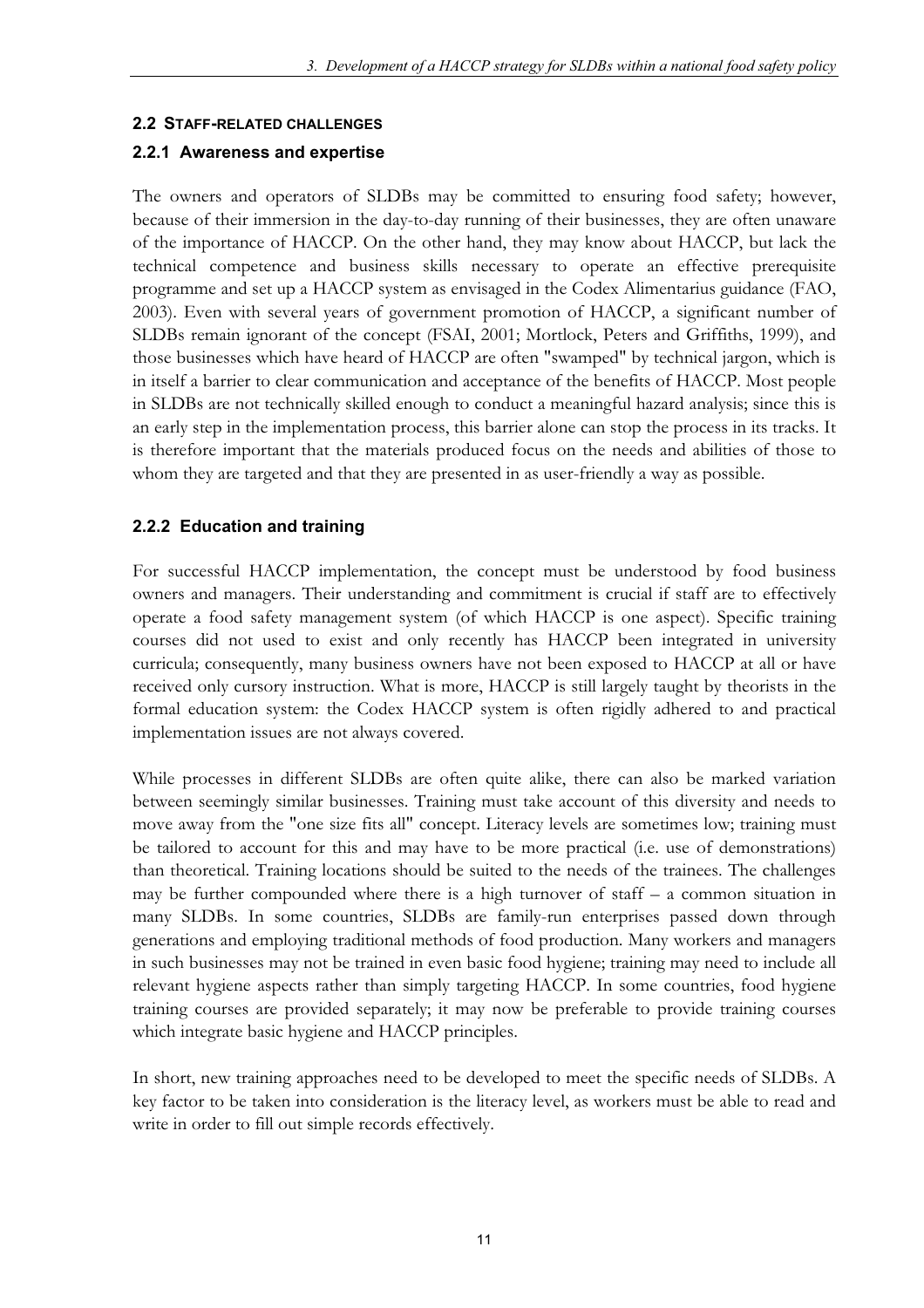## 2.2 STAFF-RELATED CHALLENGES

### 2.2.1 Awareness and expertise

The owners and operators of SLDBs may be committed to ensuring food safety; however, because of their immersion in the day-to-day running of their businesses, they are often unaware of the importance of HACCP. On the other hand, they may know about HACCP, but lack the technical competence and business skills necessary to operate an effective prerequisite programme and set up a HACCP system as envisaged in the Codex Alimentarius guidance (FAO, 2003). Even with several years of government promotion of HACCP, a significant number of SLDBs remain ignorant of the concept (FSAI, 2001; Mortlock, Peters and Griffiths, 1999), and those businesses which have heard of HACCP are often "swamped" by technical jargon, which is in itself a barrier to clear communication and acceptance of the benefits of HACCP. Most people in SLDBs are not technically skilled enough to conduct a meaningful hazard analysis; since this is an early step in the implementation process, this barrier alone can stop the process in its tracks. It is therefore important that the materials produced focus on the needs and abilities of those to whom they are targeted and that they are presented in as user-friendly a way as possible.

### 2.2.2 Education and training

For successful HACCP implementation, the concept must be understood by food business owners and managers. Their understanding and commitment is crucial if staff are to effectively operate a food safety management system (of which HACCP is one aspect). Specific training courses did not used to exist and only recently has HACCP been integrated in university curricula; consequently, many business owners have not been exposed to HACCP at all or have received only cursory instruction. What is more, HACCP is still largely taught by theorists in the formal education system: the Codex HACCP system is often rigidly adhered to and practical implementation issues are not always covered.

While processes in different SLDBs are often quite alike, there can also be marked variation between seemingly similar businesses. Training must take account of this diversity and needs to move away from the "one size fits all" concept. Literacy levels are sometimes low; training must be tailored to account for this and may have to be more practical (i.e. use of demonstrations) than theoretical. Training locations should be suited to the needs of the trainees. The challenges may be further compounded where there is a high turnover of staff – a common situation in many SLDBs. In some countries, SLDBs are family-run enterprises passed down through generations and employing traditional methods of food production. Many workers and managers in such businesses may not be trained in even basic food hygiene; training may need to include all relevant hygiene aspects rather than simply targeting HACCP. In some countries, food hygiene training courses are provided separately; it may now be preferable to provide training courses which integrate basic hygiene and HACCP principles.

In short, new training approaches need to be developed to meet the specific needs of SLDBs. A key factor to be taken into consideration is the literacy level, as workers must be able to read and write in order to fill out simple records effectively.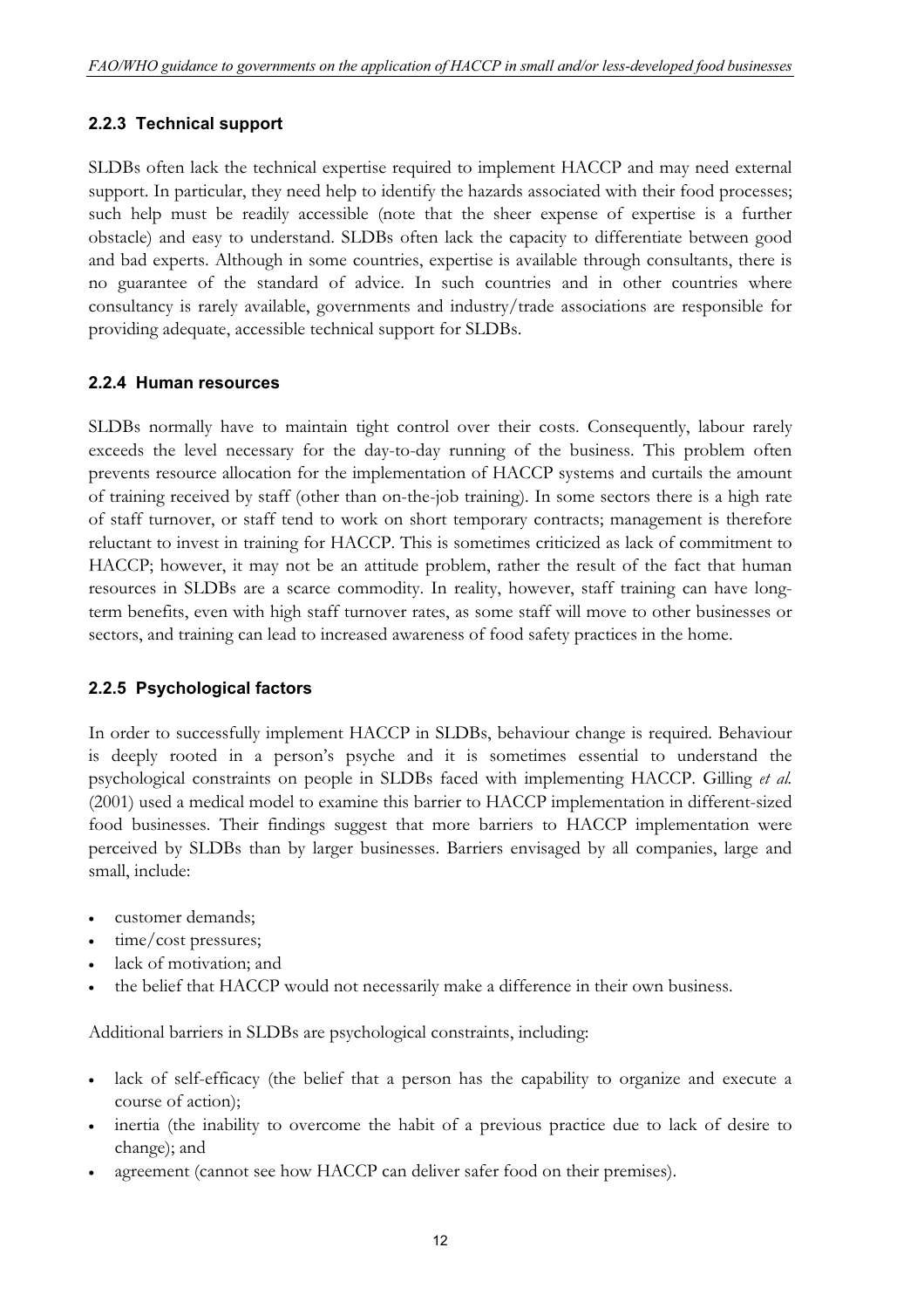### 2.2.3 Technical support

SLDBs often lack the technical expertise required to implement HACCP and may need external support. In particular, they need help to identify the hazards associated with their food processes; such help must be readily accessible (note that the sheer expense of expertise is a further obstacle) and easy to understand. SLDBs often lack the capacity to differentiate between good and bad experts. Although in some countries, expertise is available through consultants, there is no guarantee of the standard of advice. In such countries and in other countries where consultancy is rarely available, governments and industry/trade associations are responsible for providing adequate, accessible technical support for SLDBs.

### 2.2.4 Human resources

SLDBs normally have to maintain tight control over their costs. Consequently, labour rarely exceeds the level necessary for the day-to-day running of the business. This problem often prevents resource allocation for the implementation of HACCP systems and curtails the amount of training received by staff (other than on-the-job training). In some sectors there is a high rate of staff turnover, or staff tend to work on short temporary contracts; management is therefore reluctant to invest in training for HACCP. This is sometimes criticized as lack of commitment to HACCP; however, it may not be an attitude problem, rather the result of the fact that human resources in SLDBs are a scarce commodity. In reality, however, staff training can have long-term benefits, even with high staff turnover rates, as some staff will move to other businesses or sectors, and training can lead to increased awareness of food safety practices in the home.

### 2.2.5 Psychological factors

In order to successfully implement HACCP in SLDBs, behaviour change is required. Behaviour is deeply rooted in a person's psyche and it is sometimes essential to understand the psychological constraints on people in SLDBs faced with implementing HACCP. Gilling *et al.* (2001) used a medical model to examine this barrier to HACCP implementation in different-sized food businesses. Their findings suggest that more barriers to HACCP implementation were perceived by SLDBs than by larger businesses. Barriers envisaged by all companies, large and small, include:

- customer demands;
- time/cost pressures;
- lack of motivation; and
- the belief that HACCP would not necessarily make a difference in their own business.

Additional barriers in SLDBs are psychological constraints, including:

- lack of self-efficacy (the belief that a person has the capability to organize and execute a course of action);
- inertia (the inability to overcome the habit of a previous practice due to lack of desire to change); and
- agreement (cannot see how HACCP can deliver safer food on their premises).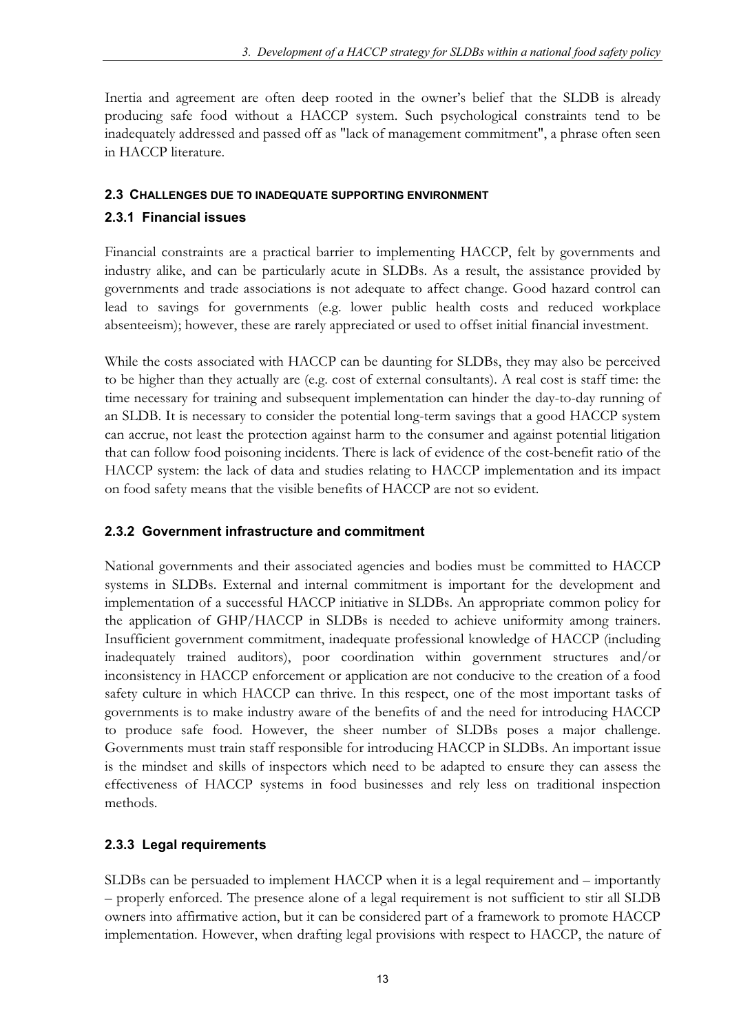Inertia and agreement are often deep rooted in the owner's belief that the SLDB is already producing safe food without a HACCP system. Such psychological constraints tend to be inadequately addressed and passed off as "lack of management commitment", a phrase often seen in HACCP literature.

## 2.3 CHALLENGES DUE TO INADEQUATE SUPPORTING ENVIRONMENT

### 2.3.1 Financial issues

Financial constraints are a practical barrier to implementing HACCP, felt by governments and industry alike, and can be particularly acute in SLDBs. As a result, the assistance provided by governments and trade associations is not adequate to affect change. Good hazard control can lead to savings for governments (e.g. lower public health costs and reduced workplace absenteeism); however, these are rarely appreciated or used to offset initial financial investment.

While the costs associated with HACCP can be daunting for SLDBs, they may also be perceived to be higher than they actually are (e.g. cost of external consultants). A real cost is staff time: the time necessary for training and subsequent implementation can hinder the day-to-day running of an SLDB. It is necessary to consider the potential long-term savings that a good HACCP system can accrue, not least the protection against harm to the consumer and against potential litigation that can follow food poisoning incidents. There is lack of evidence of the cost-benefit ratio of the HACCP system: the lack of data and studies relating to HACCP implementation and its impact on food safety means that the visible benefits of HACCP are not so evident.

### 2.3.2 Government infrastructure and commitment

National governments and their associated agencies and bodies must be committed to HACCP systems in SLDBs. External and internal commitment is important for the development and implementation of a successful HACCP initiative in SLDBs. An appropriate common policy for the application of GHP/HACCP in SLDBs is needed to achieve uniformity among trainers. Insufficient government commitment, inadequate professional knowledge of HACCP (including inadequately trained auditors), poor coordination within government structures and/or inconsistency in HACCP enforcement or application are not conducive to the creation of a food safety culture in which HACCP can thrive. In this respect, one of the most important tasks of governments is to make industry aware of the benefits of and the need for introducing HACCP to produce safe food. However, the sheer number of SLDBs poses a major challenge. Governments must train staff responsible for introducing HACCP in SLDBs. An important issue is the mindset and skills of inspectors which need to be adapted to ensure they can assess the effectiveness of HACCP systems in food businesses and rely less on traditional inspection methods.

### 2.3.3 Legal requirements

SLDBs can be persuaded to implement HACCP when it is a legal requirement and – importantly – properly enforced. The presence alone of a legal requirement is not sufficient to stir all SLDB owners into affirmative action, but it can be considered part of a framework to promote HACCP implementation. However, when drafting legal provisions with respect to HACCP, the nature of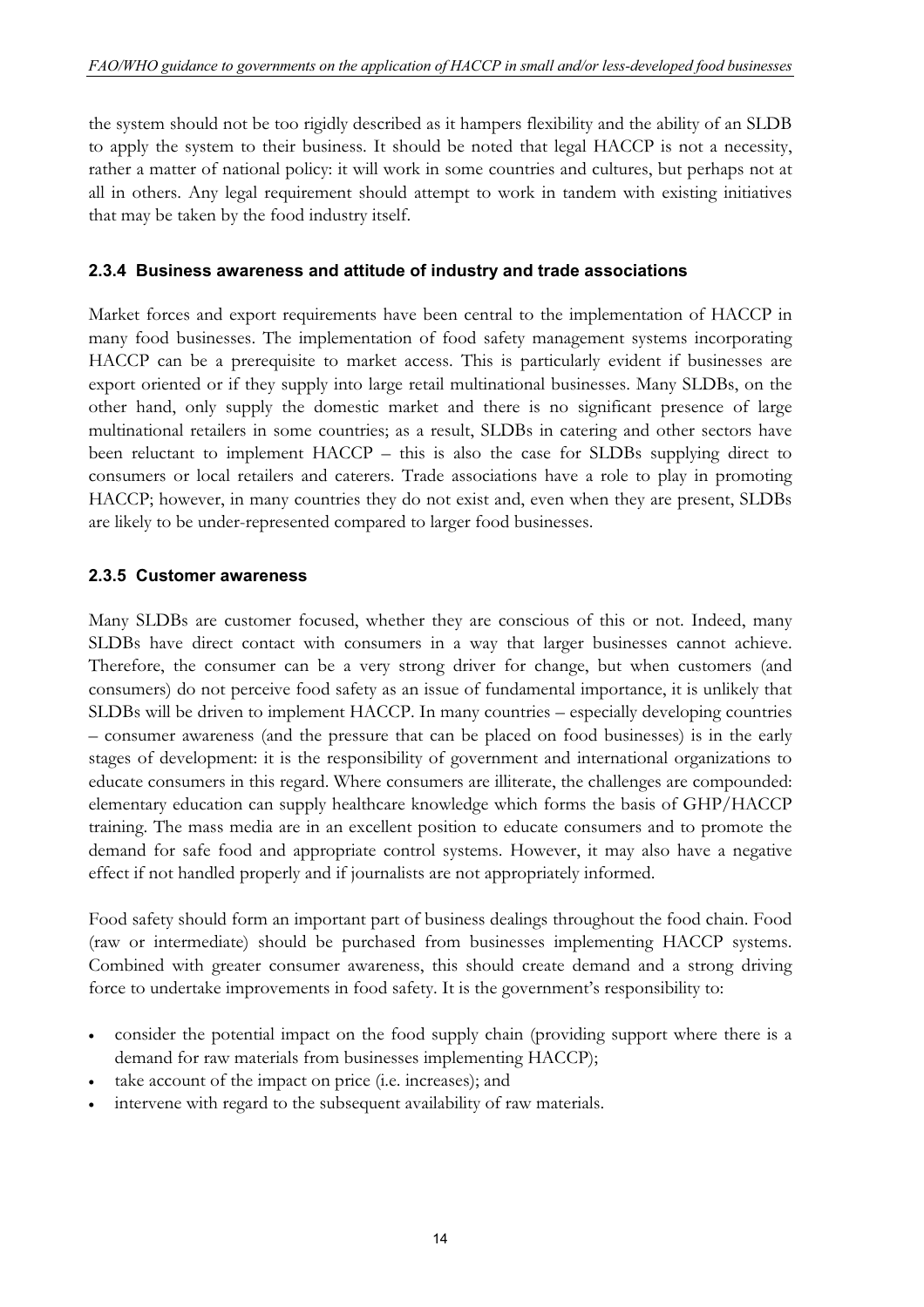the system should not be too rigidly described as it hampers flexibility and the ability of an SLDB to apply the system to their business. It should be noted that legal HACCP is not a necessity, rather a matter of national policy: it will work in some countries and cultures, but perhaps not at all in others. Any legal requirement should attempt to work in tandem with existing initiatives that may be taken by the food industry itself.

### 2.3.4 Business awareness and attitude of industry and trade associations

Market forces and export requirements have been central to the implementation of HACCP in many food businesses. The implementation of food safety management systems incorporating HACCP can be a prerequisite to market access. This is particularly evident if businesses are export oriented or if they supply into large retail multinational businesses. Many SLDBs, on the other hand, only supply the domestic market and there is no significant presence of large multinational retailers in some countries; as a result, SLDBs in catering and other sectors have been reluctant to implement HACCP – this is also the case for SLDBs supplying direct to consumers or local retailers and caterers. Trade associations have a role to play in promoting HACCP; however, in many countries they do not exist and, even when they are present, SLDBs are likely to be under-represented compared to larger food businesses.

### 2.3.5 Customer awareness

Many SLDBs are customer focused, whether they are conscious of this or not. Indeed, many SLDBs have direct contact with consumers in a way that larger businesses cannot achieve. Therefore, the consumer can be a very strong driver for change, but when customers (and consumers) do not perceive food safety as an issue of fundamental importance, it is unlikely that SLDBs will be driven to implement HACCP. In many countries – especially developing countries – consumer awareness (and the pressure that can be placed on food businesses) is in the early stages of development: it is the responsibility of government and international organizations to educate consumers in this regard. Where consumers are illiterate, the challenges are compounded: elementary education can supply healthcare knowledge which forms the basis of GHP/HACCP training. The mass media are in an excellent position to educate consumers and to promote the demand for safe food and appropriate control systems. However, it may also have a negative effect if not handled properly and if journalists are not appropriately informed.

Food safety should form an important part of business dealings throughout the food chain. Food (raw or intermediate) should be purchased from businesses implementing HACCP systems. Combined with greater consumer awareness, this should create demand and a strong driving force to undertake improvements in food safety. It is the government's responsibility to:

- consider the potential impact on the food supply chain (providing support where there is a demand for raw materials from businesses implementing HACCP);
- take account of the impact on price (i.e. increases); and
- intervene with regard to the subsequent availability of raw materials.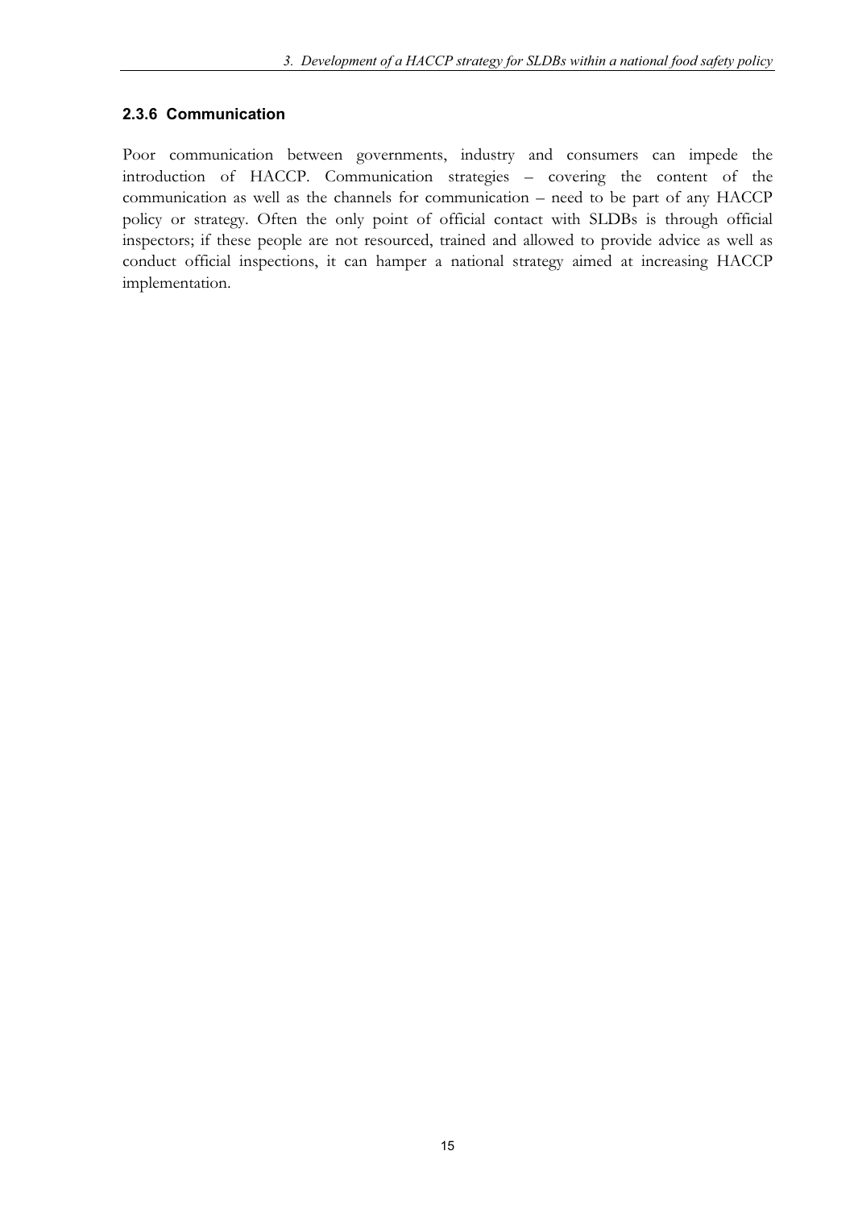#### 2.3.6 Communication

Poor communication between governments, industry and consumers can impede the introduction of HACCP. Communication strategies – covering the content of the communication as well as the channels for communication – need to be part of any HACCP policy or strategy. Often the only point of official contact with SLDBs is through official inspectors; if these people are not resourced, trained and allowed to provide advice as well as conduct official inspections, it can hamper a national strategy aimed at increasing HACCP implementation.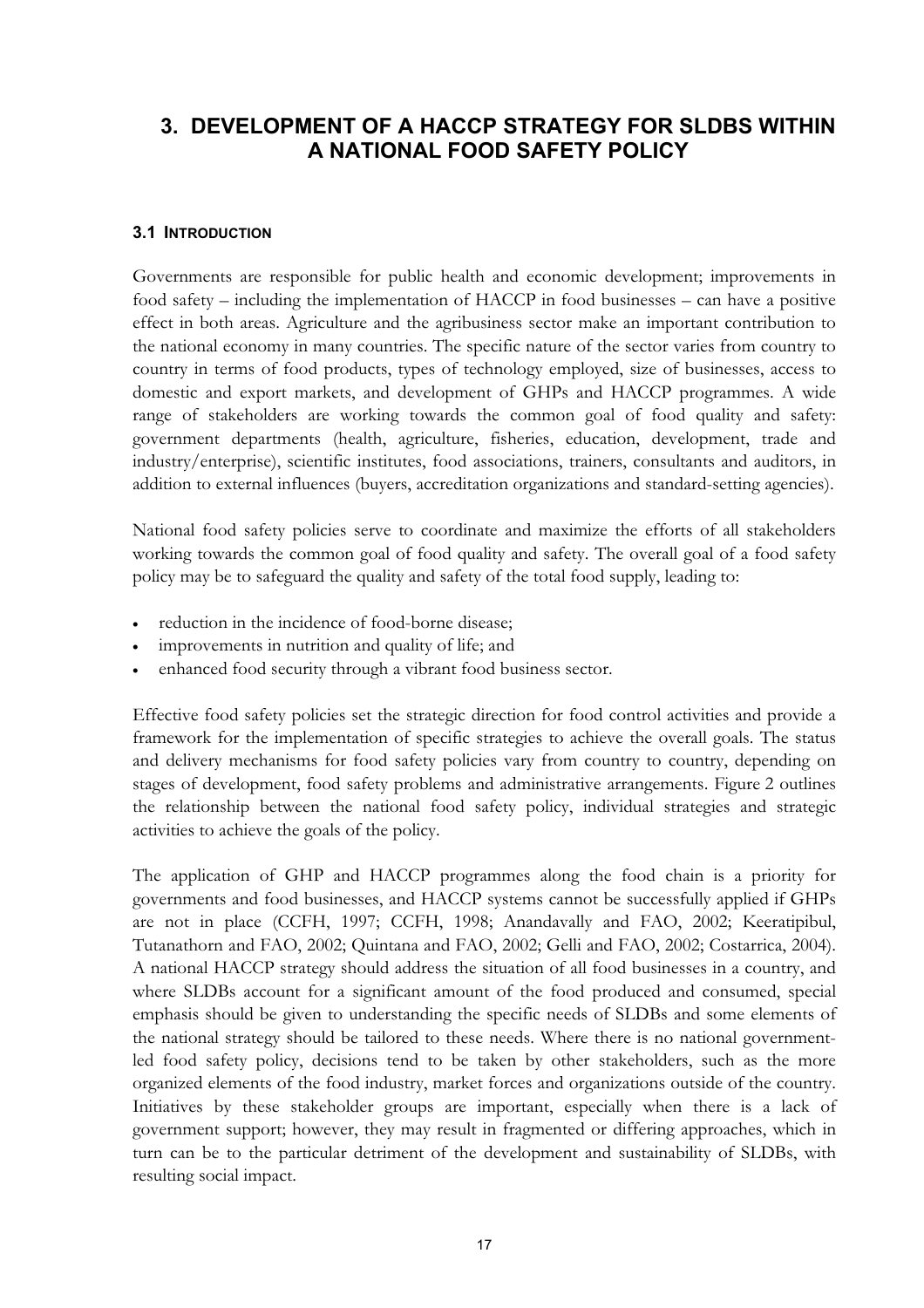# 3. DEVELOPMENT OF A HACCP STRATEGY FOR SLDBS WITHIN A NATIONAL FOOD SAFETY POLICY

### 3.1 INTRODUCTION

Governments are responsible for public health and economic development; improvements in food safety – including the implementation of HACCP in food businesses – can have a positive effect in both areas. Agriculture and the agribusiness sector make an important contribution to the national economy in many countries. The specific nature of the sector varies from country to country in terms of food products, types of technology employed, size of businesses, access to domestic and export markets, and development of GHPs and HACCP programmes. A wide range of stakeholders are working towards the common goal of food quality and safety: government departments (health, agriculture, fisheries, education, development, trade and industry/enterprise), scientific institutes, food associations, trainers, consultants and auditors, in addition to external influences (buyers, accreditation organizations and standard-setting agencies).

National food safety policies serve to coordinate and maximize the efforts of all stakeholders working towards the common goal of food quality and safety. The overall goal of a food safety policy may be to safeguard the quality and safety of the total food supply, leading to:

- reduction in the incidence of food-borne disease;
- improvements in nutrition and quality of life; and
- enhanced food security through a vibrant food business sector.

Effective food safety policies set the strategic direction for food control activities and provide a framework for the implementation of specific strategies to achieve the overall goals. The status and delivery mechanisms for food safety policies vary from country to country, depending on stages of development, food safety problems and administrative arrangements. Figure 2 outlines the relationship between the national food safety policy, individual strategies and strategic activities to achieve the goals of the policy.

The application of GHP and HACCP programmes along the food chain is a priority for governments and food businesses, and HACCP systems cannot be successfully applied if GHPs are not in place (CCFH, 1997; CCFH, 1998; Anandavally and FAO, 2002; Keeratipibul, Tutanathorn and FAO, 2002; Quintana and FAO, 2002; Gelli and FAO, 2002; Costarrica, 2004). A national HACCP strategy should address the situation of all food businesses in a country, and where SLDBs account for a significant amount of the food produced and consumed, special emphasis should be given to understanding the specific needs of SLDBs and some elements of the national strategy should be tailored to these needs. Where there is no national government-led food safety policy, decisions tend to be taken by other stakeholders, such as the more organized elements of the food industry, market forces and organizations outside of the country. Initiatives by these stakeholder groups are important, especially when there is a lack of government support; however, they may result in fragmented or differing approaches, which in turn can be to the particular detriment of the development and sustainability of SLDBs, with resulting social impact.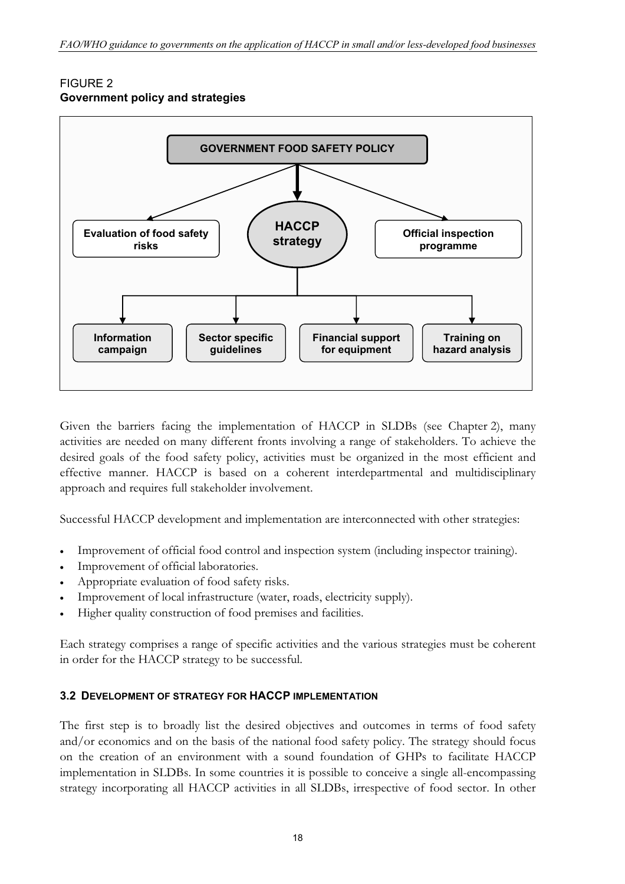FIGURE 2
**Government policy and strategies**

GOVERNMENT FOOD SAFETY POLICY

Evaluation of food safety risks

HACCP strategy

Official inspection programme

Information campaign

Sector specific guidelines

Financial support for equipment

Training on hazard analysis

Given the barriers facing the implementation of HACCP in SLDBs (see Chapter 2), many activities are needed on many different fronts involving a range of stakeholders. To achieve the desired goals of the food safety policy, activities must be organized in the most efficient and effective manner. HACCP is based on a coherent interdepartmental and multidisciplinary approach and requires full stakeholder involvement.

Successful HACCP development and implementation are interconnected with other strategies:

- Improvement of official food control and inspection system (including inspector training).
- Improvement of official laboratories.
- Appropriate evaluation of food safety risks.
- Improvement of local infrastructure (water, roads, electricity supply).
- Higher quality construction of food premises and facilities.

Each strategy comprises a range of specific activities and the various strategies must be coherent in order for the HACCP strategy to be successful.

### 3.2 DEVELOPMENT OF STRATEGY FOR HACCP IMPLEMENTATION

The first step is to broadly list the desired objectives and outcomes in terms of food safety and/or economics and on the basis of the national food safety policy. The strategy should focus on the creation of an environment with a sound foundation of GHPs to facilitate HACCP implementation in SLDBs. In some countries it is possible to conceive a single all-encompassing strategy incorporating all HACCP activities in all SLDBs, irrespective of food sector. In other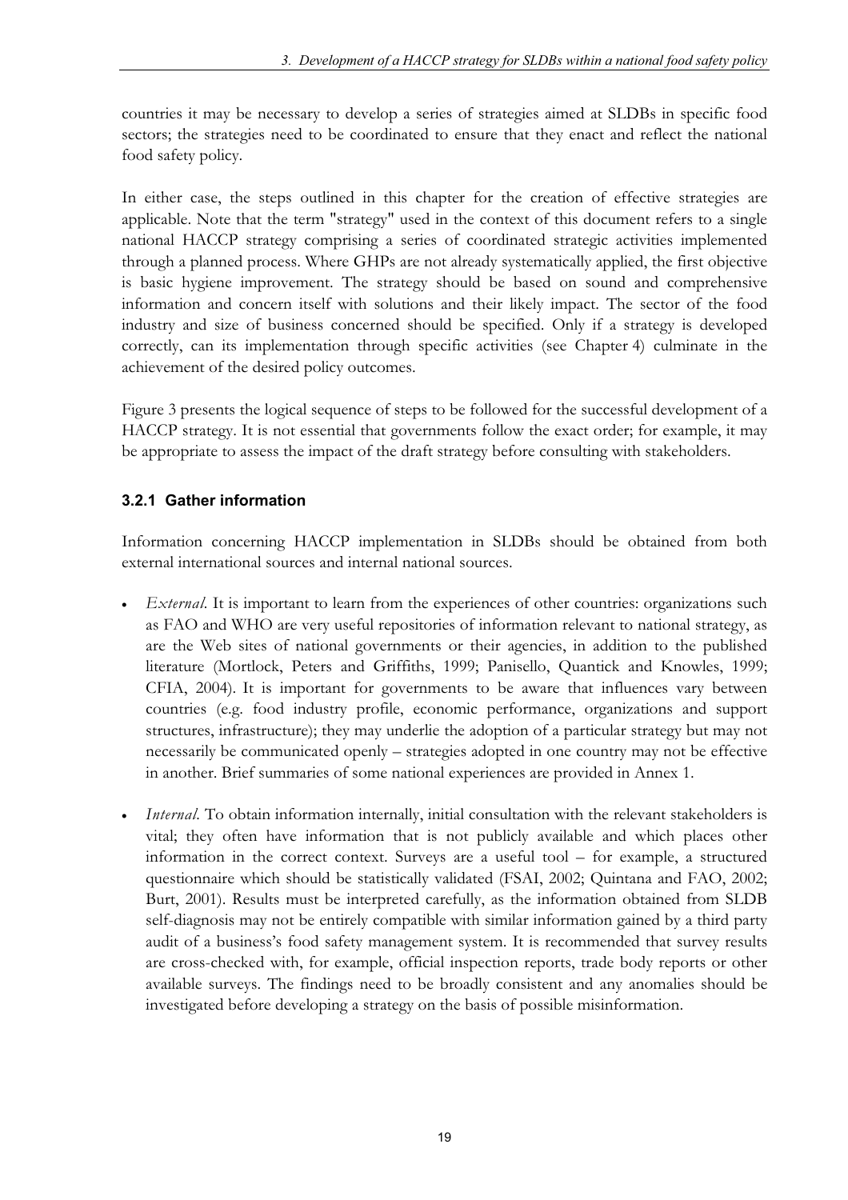countries it may be necessary to develop a series of strategies aimed at SLDBs in specific food sectors; the strategies need to be coordinated to ensure that they enact and reflect the national food safety policy.

In either case, the steps outlined in this chapter for the creation of effective strategies are applicable. Note that the term "strategy" used in the context of this document refers to a single national HACCP strategy comprising a series of coordinated strategic activities implemented through a planned process. Where GHPs are not already systematically applied, the first objective is basic hygiene improvement. The strategy should be based on sound and comprehensive information and concern itself with solutions and their likely impact. The sector of the food industry and size of business concerned should be specified. Only if a strategy is developed correctly, can its implementation through specific activities (see Chapter 4) culminate in the achievement of the desired policy outcomes.

Figure 3 presents the logical sequence of steps to be followed for the successful development of a HACCP strategy. It is not essential that governments follow the exact order; for example, it may be appropriate to assess the impact of the draft strategy before consulting with stakeholders.

### 3.2.1 Gather information

Information concerning HACCP implementation in SLDBs should be obtained from both external international sources and internal national sources.

- *External*. It is important to learn from the experiences of other countries: organizations such as FAO and WHO are very useful repositories of information relevant to national strategy, as are the Web sites of national governments or their agencies, in addition to the published literature (Mortlock, Peters and Griffiths, 1999; Panisello, Quantick and Knowles, 1999; CFIA, 2004). It is important for governments to be aware that influences vary between countries (e.g. food industry profile, economic performance, organizations and support structures, infrastructure); they may underlie the adoption of a particular strategy but may not necessarily be communicated openly – strategies adopted in one country may not be effective in another. Brief summaries of some national experiences are provided in Annex 1.
- *Internal*. To obtain information internally, initial consultation with the relevant stakeholders is vital; they often have information that is not publicly available and which places other information in the correct context. Surveys are a useful tool – for example, a structured questionnaire which should be statistically validated (FSAI, 2002; Quintana and FAO, 2002; Burt, 2001). Results must be interpreted carefully, as the information obtained from SLDB self-diagnosis may not be entirely compatible with similar information gained by a third party audit of a business's food safety management system. It is recommended that survey results are cross-checked with, for example, official inspection reports, trade body reports or other available surveys. The findings need to be broadly consistent and any anomalies should be investigated before developing a strategy on the basis of possible misinformation.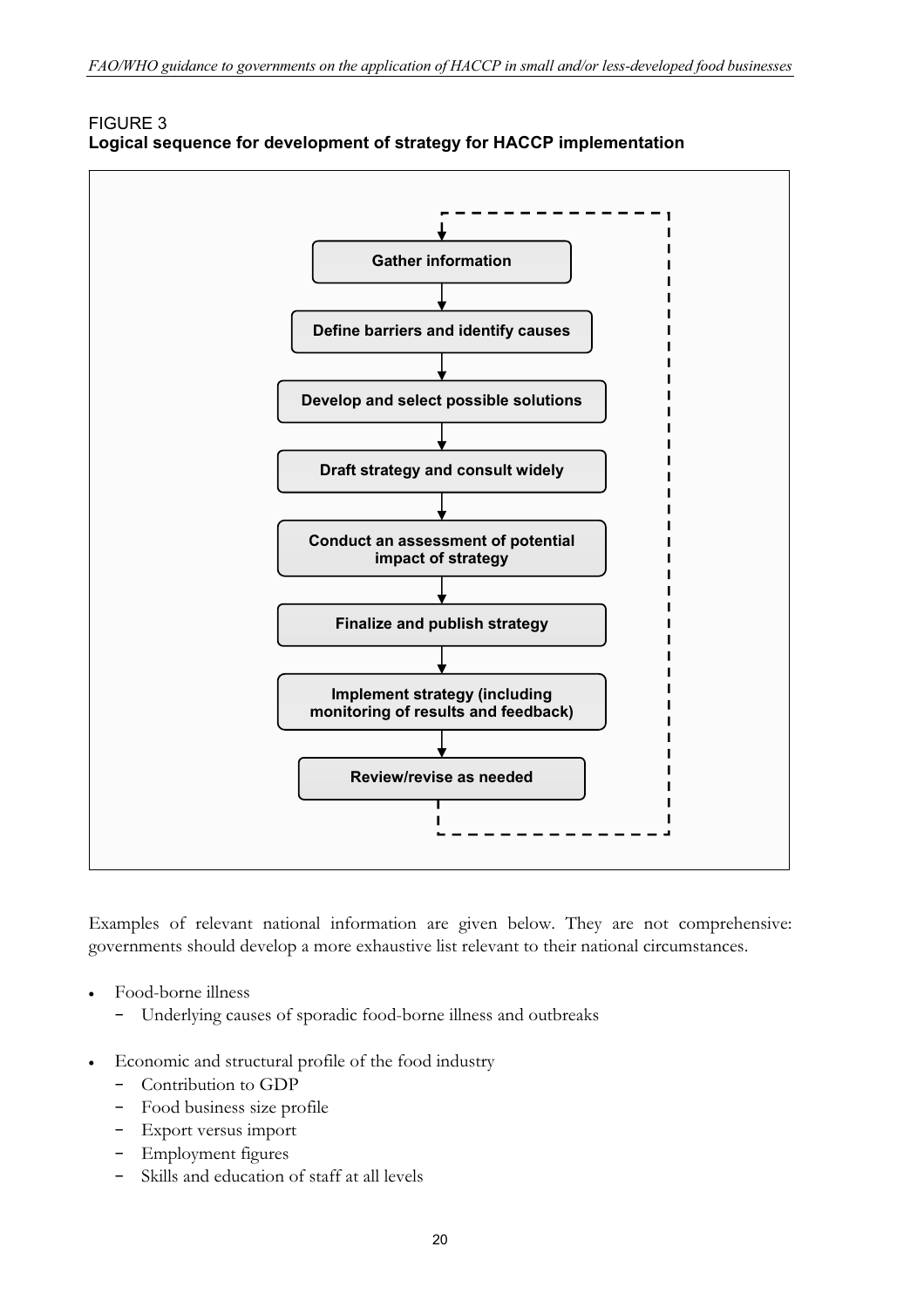FIGURE 3
**Logical sequence for development of strategy for HACCP implementation**

Gather information

Define barriers and identify causes

Develop and select possible solutions

Draft strategy and consult widely

Conduct an assessment of potential impact of strategy

Finalize and publish strategy

Implement strategy (including monitoring of results and feedback)

Review/revise as needed

Examples of relevant national information are given below. They are not comprehensive: governments should develop a more exhaustive list relevant to their national circumstances.

- Food-borne illness
  - Underlying causes of sporadic food-borne illness and outbreaks
- Economic and structural profile of the food industry
  - Contribution to GDP
  - Food business size profile
  - Export versus import
  - Employment figures
  - Skills and education of staff at all levels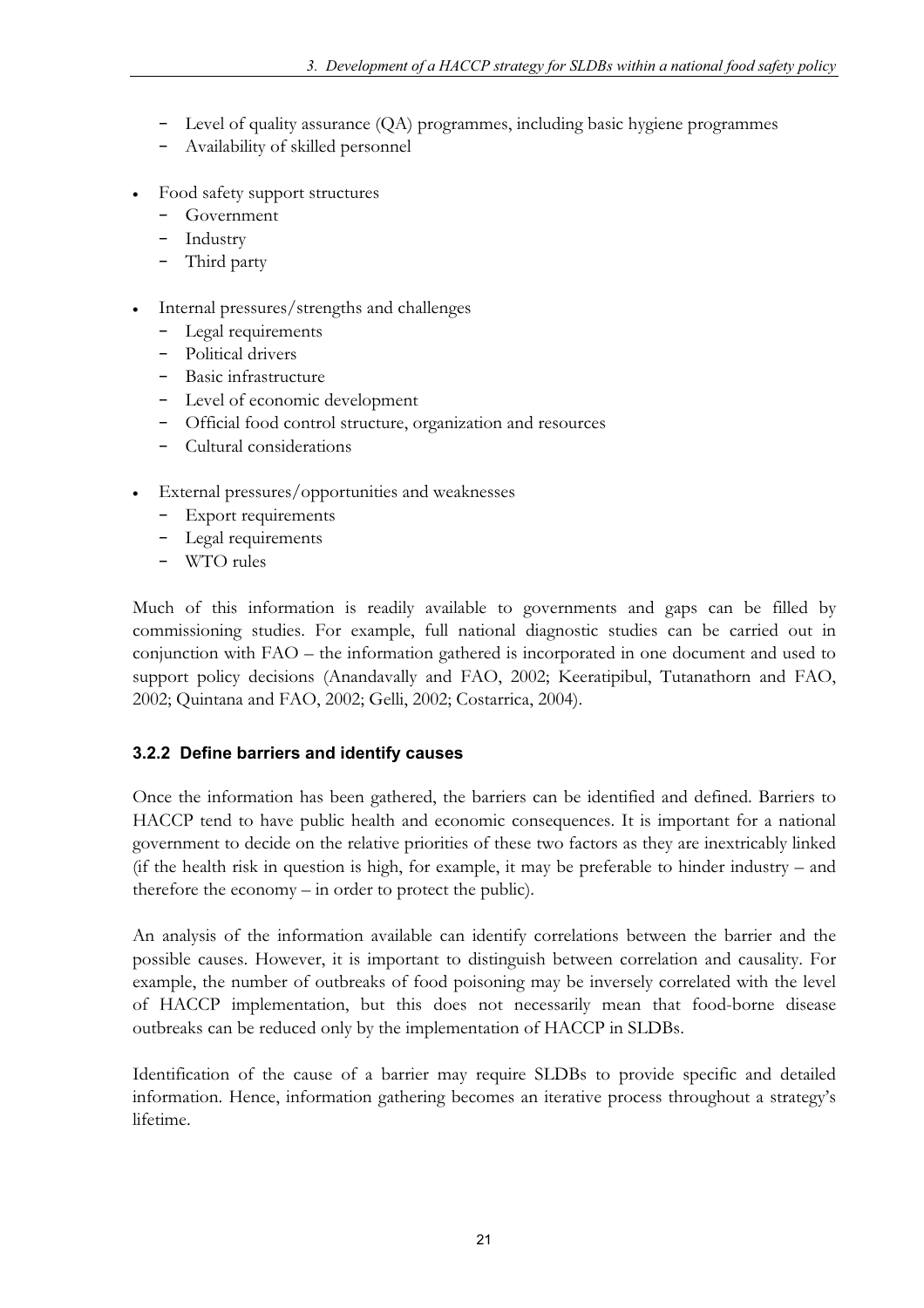- Level of quality assurance (QA) programmes, including basic hygiene programmes
  - Availability of skilled personnel

- Food safety support structures
  - Government
  - Industry
  - Third party

- Internal pressures/strengths and challenges
  - Legal requirements
  - Political drivers
  - Basic infrastructure
  - Level of economic development
  - Official food control structure, organization and resources
  - Cultural considerations

- External pressures/opportunities and weaknesses
  - Export requirements
  - Legal requirements
  - WTO rules

Much of this information is readily available to governments and gaps can be filled by commissioning studies. For example, full national diagnostic studies can be carried out in conjunction with FAO – the information gathered is incorporated in one document and used to support policy decisions (Anandavally and FAO, 2002; Keeratipibul, Tutanathorn and FAO, 2002; Quintana and FAO, 2002; Gelli, 2002; Costarrica, 2004).

### 3.2.2 Define barriers and identify causes

Once the information has been gathered, the barriers can be identified and defined. Barriers to HACCP tend to have public health and economic consequences. It is important for a national government to decide on the relative priorities of these two factors as they are inextricably linked (if the health risk in question is high, for example, it may be preferable to hinder industry – and therefore the economy – in order to protect the public).

An analysis of the information available can identify correlations between the barrier and the possible causes. However, it is important to distinguish between correlation and causality. For example, the number of outbreaks of food poisoning may be inversely correlated with the level of HACCP implementation, but this does not necessarily mean that food-borne disease outbreaks can be reduced only by the implementation of HACCP in SLDBs.

Identification of the cause of a barrier may require SLDBs to provide specific and detailed information. Hence, information gathering becomes an iterative process throughout a strategy's lifetime.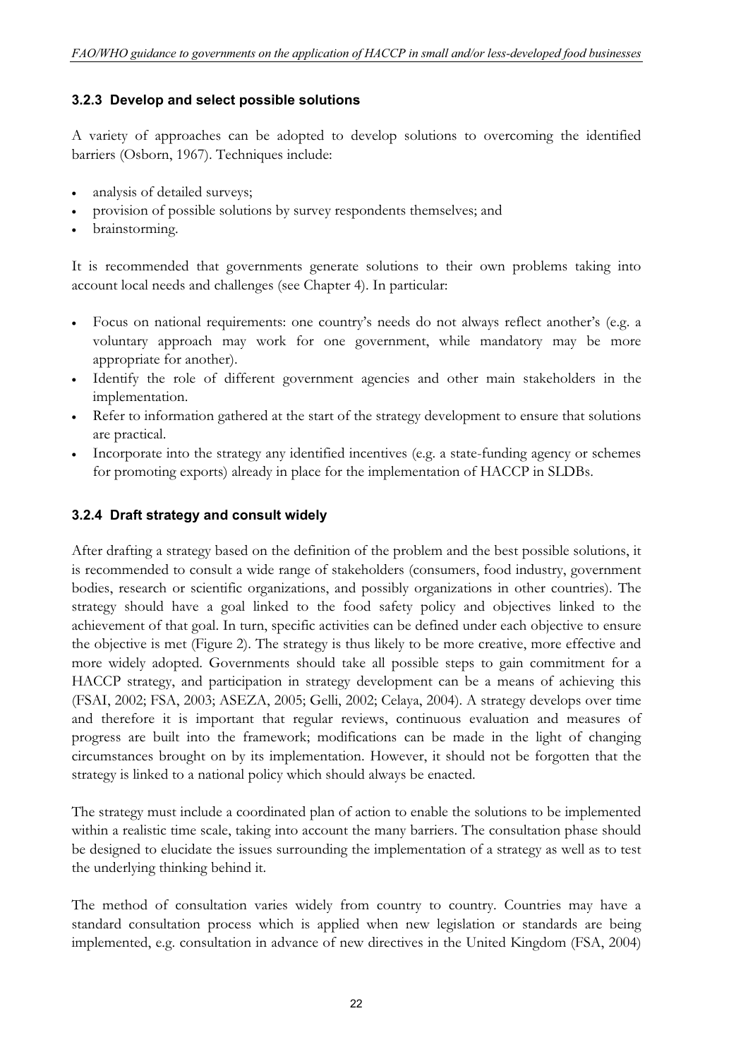### 3.2.3 Develop and select possible solutions

A variety of approaches can be adopted to develop solutions to overcoming the identified barriers (Osborn, 1967). Techniques include:

- analysis of detailed surveys;
- provision of possible solutions by survey respondents themselves; and
- brainstorming.

It is recommended that governments generate solutions to their own problems taking into account local needs and challenges (see Chapter 4). In particular:

- Focus on national requirements: one country's needs do not always reflect another's (e.g. a voluntary approach may work for one government, while mandatory may be more appropriate for another).
- Identify the role of different government agencies and other main stakeholders in the implementation.
- Refer to information gathered at the start of the strategy development to ensure that solutions are practical.
- Incorporate into the strategy any identified incentives (e.g. a state-funding agency or schemes for promoting exports) already in place for the implementation of HACCP in SLDBs.

### 3.2.4 Draft strategy and consult widely

After drafting a strategy based on the definition of the problem and the best possible solutions, it is recommended to consult a wide range of stakeholders (consumers, food industry, government bodies, research or scientific organizations, and possibly organizations in other countries). The strategy should have a goal linked to the food safety policy and objectives linked to the achievement of that goal. In turn, specific activities can be defined under each objective to ensure the objective is met (Figure 2). The strategy is thus likely to be more creative, more effective and more widely adopted. Governments should take all possible steps to gain commitment for a HACCP strategy, and participation in strategy development can be a means of achieving this (FSAI, 2002; FSA, 2003; ASEZA, 2005; Gelli, 2002; Celaya, 2004). A strategy develops over time and therefore it is important that regular reviews, continuous evaluation and measures of progress are built into the framework; modifications can be made in the light of changing circumstances brought on by its implementation. However, it should not be forgotten that the strategy is linked to a national policy which should always be enacted.

The strategy must include a coordinated plan of action to enable the solutions to be implemented within a realistic time scale, taking into account the many barriers. The consultation phase should be designed to elucidate the issues surrounding the implementation of a strategy as well as to test the underlying thinking behind it.

The method of consultation varies widely from country to country. Countries may have a standard consultation process which is applied when new legislation or standards are being implemented, e.g. consultation in advance of new directives in the United Kingdom (FSA, 2004)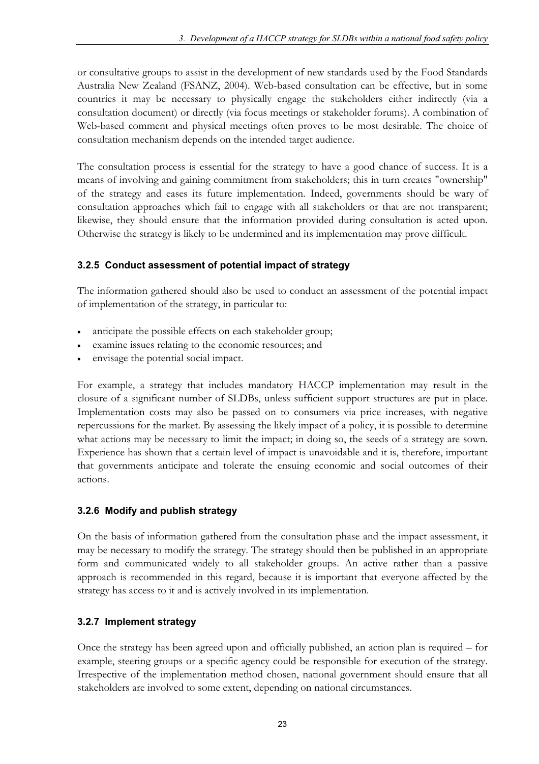or consultative groups to assist in the development of new standards used by the Food Standards Australia New Zealand (FSANZ, 2004). Web-based consultation can be effective, but in some countries it may be necessary to physically engage the stakeholders either indirectly (via a consultation document) or directly (via focus meetings or stakeholder forums). A combination of Web-based comment and physical meetings often proves to be most desirable. The choice of consultation mechanism depends on the intended target audience.

The consultation process is essential for the strategy to have a good chance of success. It is a means of involving and gaining commitment from stakeholders; this in turn creates "ownership" of the strategy and eases its future implementation. Indeed, governments should be wary of consultation approaches which fail to engage with all stakeholders or that are not transparent; likewise, they should ensure that the information provided during consultation is acted upon. Otherwise the strategy is likely to be undermined and its implementation may prove difficult.

### 3.2.5 Conduct assessment of potential impact of strategy

The information gathered should also be used to conduct an assessment of the potential impact of implementation of the strategy, in particular to:

- anticipate the possible effects on each stakeholder group;
- examine issues relating to the economic resources; and
- envisage the potential social impact.

For example, a strategy that includes mandatory HACCP implementation may result in the closure of a significant number of SLDBs, unless sufficient support structures are put in place. Implementation costs may also be passed on to consumers via price increases, with negative repercussions for the market. By assessing the likely impact of a policy, it is possible to determine what actions may be necessary to limit the impact; in doing so, the seeds of a strategy are sown. Experience has shown that a certain level of impact is unavoidable and it is, therefore, important that governments anticipate and tolerate the ensuing economic and social outcomes of their actions.

### 3.2.6 Modify and publish strategy

On the basis of information gathered from the consultation phase and the impact assessment, it may be necessary to modify the strategy. The strategy should then be published in an appropriate form and communicated widely to all stakeholder groups. An active rather than a passive approach is recommended in this regard, because it is important that everyone affected by the strategy has access to it and is actively involved in its implementation.

### 3.2.7 Implement strategy

Once the strategy has been agreed upon and officially published, an action plan is required – for example, steering groups or a specific agency could be responsible for execution of the strategy. Irrespective of the implementation method chosen, national government should ensure that all stakeholders are involved to some extent, depending on national circumstances.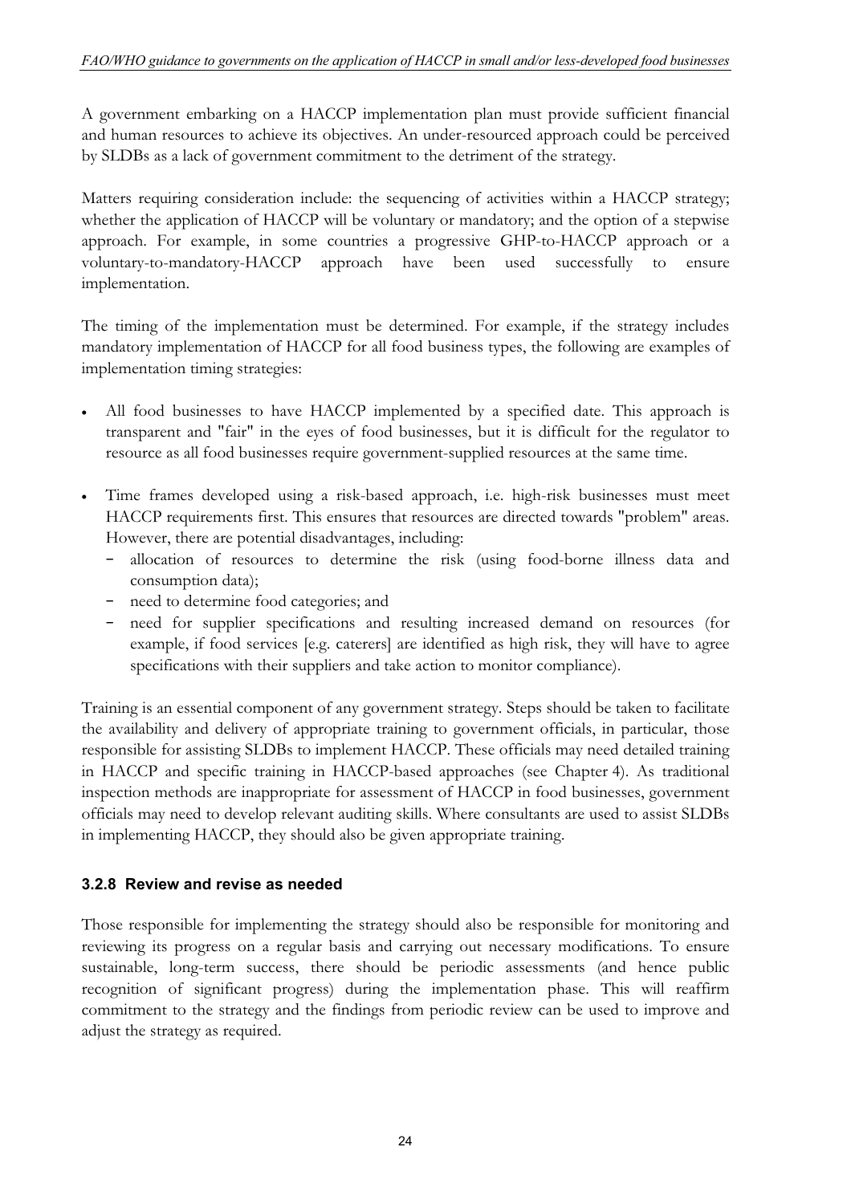A government embarking on a HACCP implementation plan must provide sufficient financial and human resources to achieve its objectives. An under-resourced approach could be perceived by SLDBs as a lack of government commitment to the detriment of the strategy.

Matters requiring consideration include: the sequencing of activities within a HACCP strategy; whether the application of HACCP will be voluntary or mandatory; and the option of a stepwise approach. For example, in some countries a progressive GHP-to-HACCP approach or a voluntary-to-mandatory-HACCP approach have been used successfully to ensure implementation.

The timing of the implementation must be determined. For example, if the strategy includes mandatory implementation of HACCP for all food business types, the following are examples of implementation timing strategies:

- All food businesses to have HACCP implemented by a specified date. This approach is transparent and "fair" in the eyes of food businesses, but it is difficult for the regulator to resource as all food businesses require government-supplied resources at the same time.
- Time frames developed using a risk-based approach, i.e. high-risk businesses must meet HACCP requirements first. This ensures that resources are directed towards "problem" areas. However, there are potential disadvantages, including:
  - allocation of resources to determine the risk (using food-borne illness data and consumption data);
  - need to determine food categories; and
  - need for supplier specifications and resulting increased demand on resources (for example, if food services [e.g. caterers] are identified as high risk, they will have to agree specifications with their suppliers and take action to monitor compliance).

Training is an essential component of any government strategy. Steps should be taken to facilitate the availability and delivery of appropriate training to government officials, in particular, those responsible for assisting SLDBs to implement HACCP. These officials may need detailed training in HACCP and specific training in HACCP-based approaches (see Chapter 4). As traditional inspection methods are inappropriate for assessment of HACCP in food businesses, government officials may need to develop relevant auditing skills. Where consultants are used to assist SLDBs in implementing HACCP, they should also be given appropriate training.

### 3.2.8 Review and revise as needed

Those responsible for implementing the strategy should also be responsible for monitoring and reviewing its progress on a regular basis and carrying out necessary modifications. To ensure sustainable, long-term success, there should be periodic assessments (and hence public recognition of significant progress) during the implementation phase. This will reaffirm commitment to the strategy and the findings from periodic review can be used to improve and adjust the strategy as required.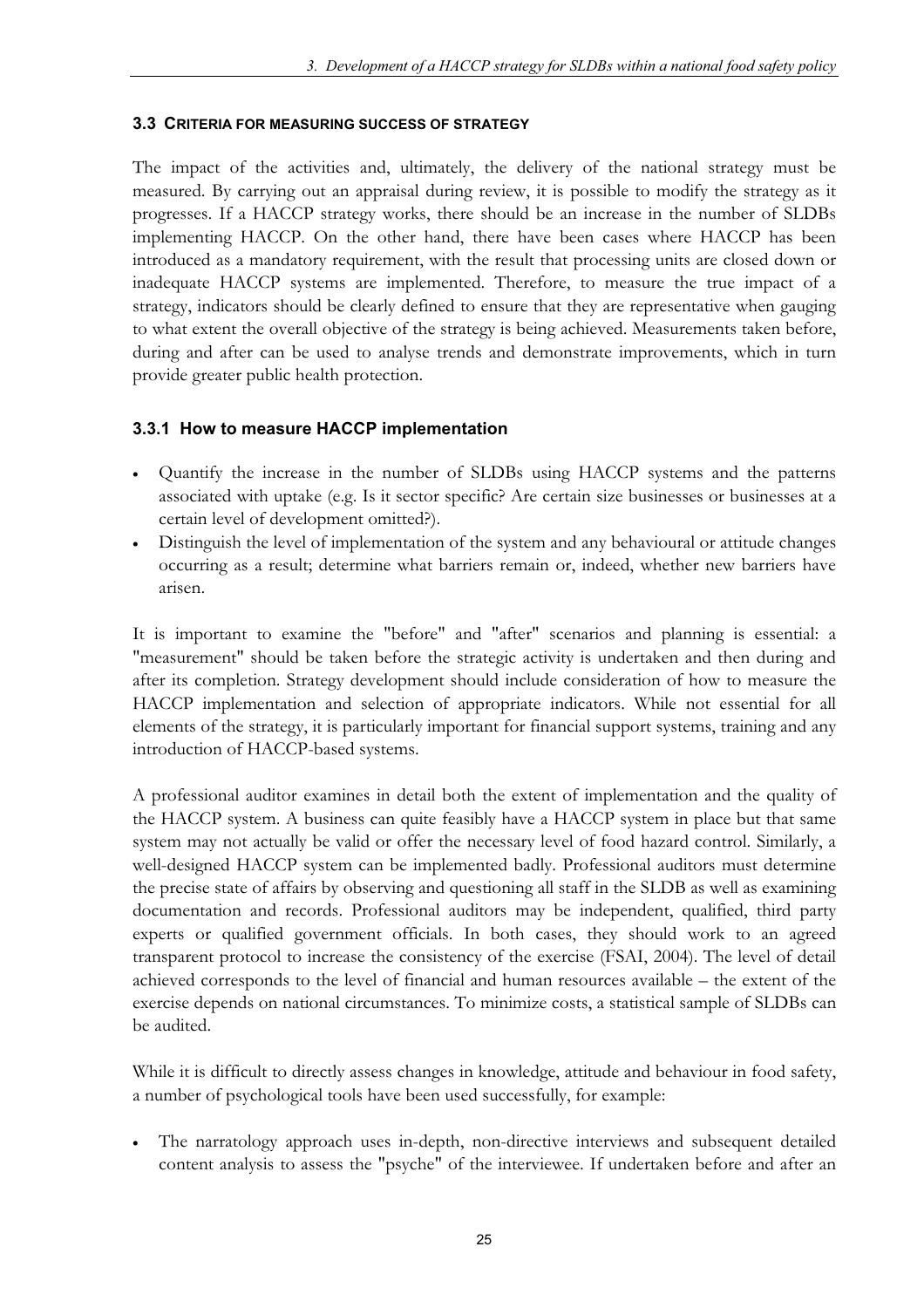### 3.3 Criteria for measuring success of strategy

The impact of the activities and, ultimately, the delivery of the national strategy must be measured. By carrying out an appraisal during review, it is possible to modify the strategy as it progresses. If a HACCP strategy works, there should be an increase in the number of SLDBs implementing HACCP. On the other hand, there have been cases where HACCP has been introduced as a mandatory requirement, with the result that processing units are closed down or inadequate HACCP systems are implemented. Therefore, to measure the true impact of a strategy, indicators should be clearly defined to ensure that they are representative when gauging to what extent the overall objective of the strategy is being achieved. Measurements taken before, during and after can be used to analyse trends and demonstrate improvements, which in turn provide greater public health protection.

#### 3.3.1 How to measure HACCP implementation

- Quantify the increase in the number of SLDBs using HACCP systems and the patterns associated with uptake (e.g. Is it sector specific? Are certain size businesses or businesses at a certain level of development omitted?).
- Distinguish the level of implementation of the system and any behavioural or attitude changes occurring as a result; determine what barriers remain or, indeed, whether new barriers have arisen.

It is important to examine the "before" and "after" scenarios and planning is essential: a "measurement" should be taken before the strategic activity is undertaken and then during and after its completion. Strategy development should include consideration of how to measure the HACCP implementation and selection of appropriate indicators. While not essential for all elements of the strategy, it is particularly important for financial support systems, training and any introduction of HACCP-based systems.

A professional auditor examines in detail both the extent of implementation and the quality of the HACCP system. A business can quite feasibly have a HACCP system in place but that same system may not actually be valid or offer the necessary level of food hazard control. Similarly, a well-designed HACCP system can be implemented badly. Professional auditors must determine the precise state of affairs by observing and questioning all staff in the SLDB as well as examining documentation and records. Professional auditors may be independent, qualified, third party experts or qualified government officials. In both cases, they should work to an agreed transparent protocol to increase the consistency of the exercise (FSAI, 2004). The level of detail achieved corresponds to the level of financial and human resources available – the extent of the exercise depends on national circumstances. To minimize costs, a statistical sample of SLDBs can be audited.

While it is difficult to directly assess changes in knowledge, attitude and behaviour in food safety, a number of psychological tools have been used successfully, for example:

- The narratology approach uses in-depth, non-directive interviews and subsequent detailed content analysis to assess the "psyche" of the interviewee. If undertaken before and after an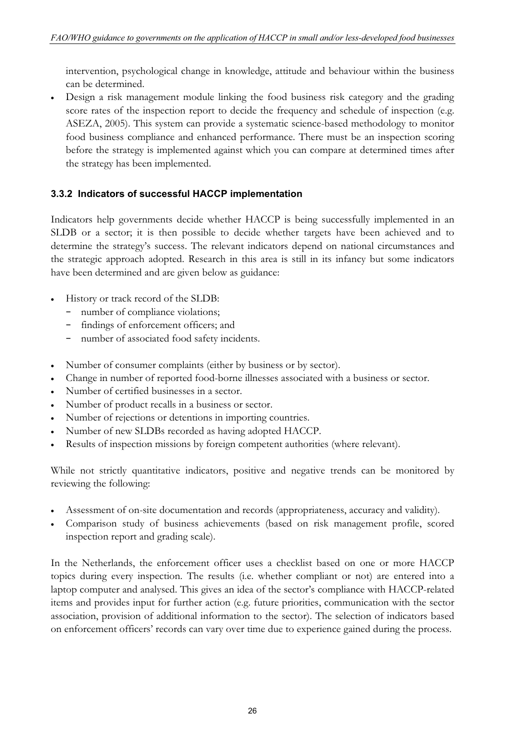intervention, psychological change in knowledge, attitude and behaviour within the business can be determined.

- Design a risk management module linking the food business risk category and the grading score rates of the inspection report to decide the frequency and schedule of inspection (e.g. ASEZA, 2005). This system can provide a systematic science-based methodology to monitor food business compliance and enhanced performance. There must be an inspection scoring before the strategy is implemented against which you can compare at determined times after the strategy has been implemented.

### 3.3.2 Indicators of successful HACCP implementation

Indicators help governments decide whether HACCP is being successfully implemented in an SLDB or a sector; it is then possible to decide whether targets have been achieved and to determine the strategy's success. The relevant indicators depend on national circumstances and the strategic approach adopted. Research in this area is still in its infancy but some indicators have been determined and are given below as guidance:

- History or track record of the SLDB:
  - number of compliance violations;
  - findings of enforcement officers; and
  - number of associated food safety incidents.
- Number of consumer complaints (either by business or by sector).
- Change in number of reported food-borne illnesses associated with a business or sector.
- Number of certified businesses in a sector.
- Number of product recalls in a business or sector.
- Number of rejections or detentions in importing countries.
- Number of new SLDBs recorded as having adopted HACCP.
- Results of inspection missions by foreign competent authorities (where relevant).

While not strictly quantitative indicators, positive and negative trends can be monitored by reviewing the following:

- Assessment of on-site documentation and records (appropriateness, accuracy and validity).
- Comparison study of business achievements (based on risk management profile, scored inspection report and grading scale).

In the Netherlands, the enforcement officer uses a checklist based on one or more HACCP topics during every inspection. The results (i.e. whether compliant or not) are entered into a laptop computer and analysed. This gives an idea of the sector's compliance with HACCP-related items and provides input for further action (e.g. future priorities, communication with the sector association, provision of additional information to the sector). The selection of indicators based on enforcement officers' records can vary over time due to experience gained during the process.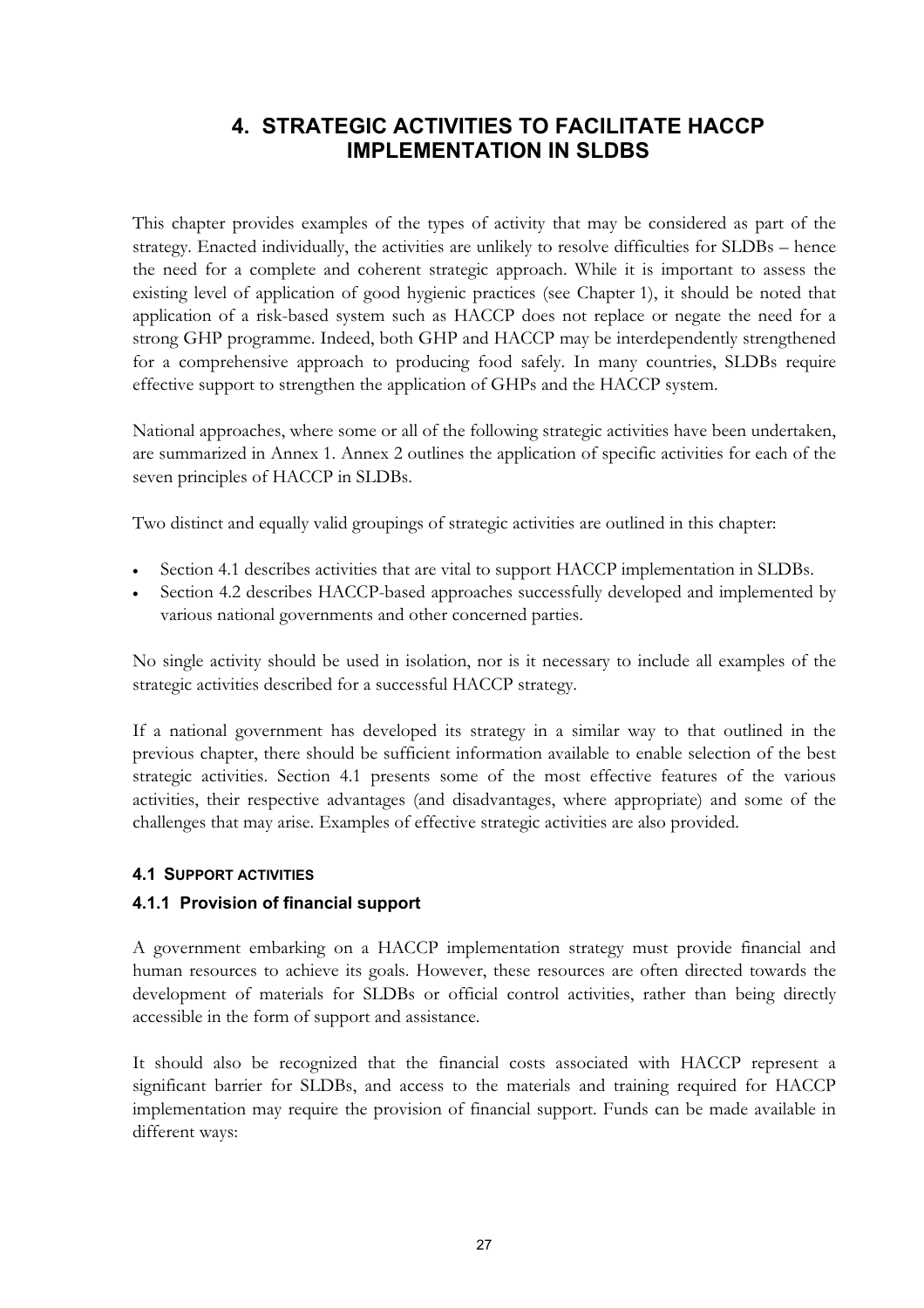# 4. STRATEGIC ACTIVITIES TO FACILITATE HACCP IMPLEMENTATION IN SLDBS

This chapter provides examples of the types of activity that may be considered as part of the strategy. Enacted individually, the activities are unlikely to resolve difficulties for SLDBs – hence the need for a complete and coherent strategic approach. While it is important to assess the existing level of application of good hygienic practices (see Chapter 1), it should be noted that application of a risk-based system such as HACCP does not replace or negate the need for a strong GHP programme. Indeed, both GHP and HACCP may be interdependently strengthened for a comprehensive approach to producing food safely. In many countries, SLDBs require effective support to strengthen the application of GHPs and the HACCP system.

National approaches, where some or all of the following strategic activities have been undertaken, are summarized in Annex 1. Annex 2 outlines the application of specific activities for each of the seven principles of HACCP in SLDBs.

Two distinct and equally valid groupings of strategic activities are outlined in this chapter:

- Section 4.1 describes activities that are vital to support HACCP implementation in SLDBs.
- Section 4.2 describes HACCP-based approaches successfully developed and implemented by various national governments and other concerned parties.

No single activity should be used in isolation, nor is it necessary to include all examples of the strategic activities described for a successful HACCP strategy.

If a national government has developed its strategy in a similar way to that outlined in the previous chapter, there should be sufficient information available to enable selection of the best strategic activities. Section 4.1 presents some of the most effective features of the various activities, their respective advantages (and disadvantages, where appropriate) and some of the challenges that may arise. Examples of effective strategic activities are also provided.

## 4.1 SUPPORT ACTIVITIES

### 4.1.1 Provision of financial support

A government embarking on a HACCP implementation strategy must provide financial and human resources to achieve its goals. However, these resources are often directed towards the development of materials for SLDBs or official control activities, rather than being directly accessible in the form of support and assistance.

It should also be recognized that the financial costs associated with HACCP represent a significant barrier for SLDBs, and access to the materials and training required for HACCP implementation may require the provision of financial support. Funds can be made available in different ways: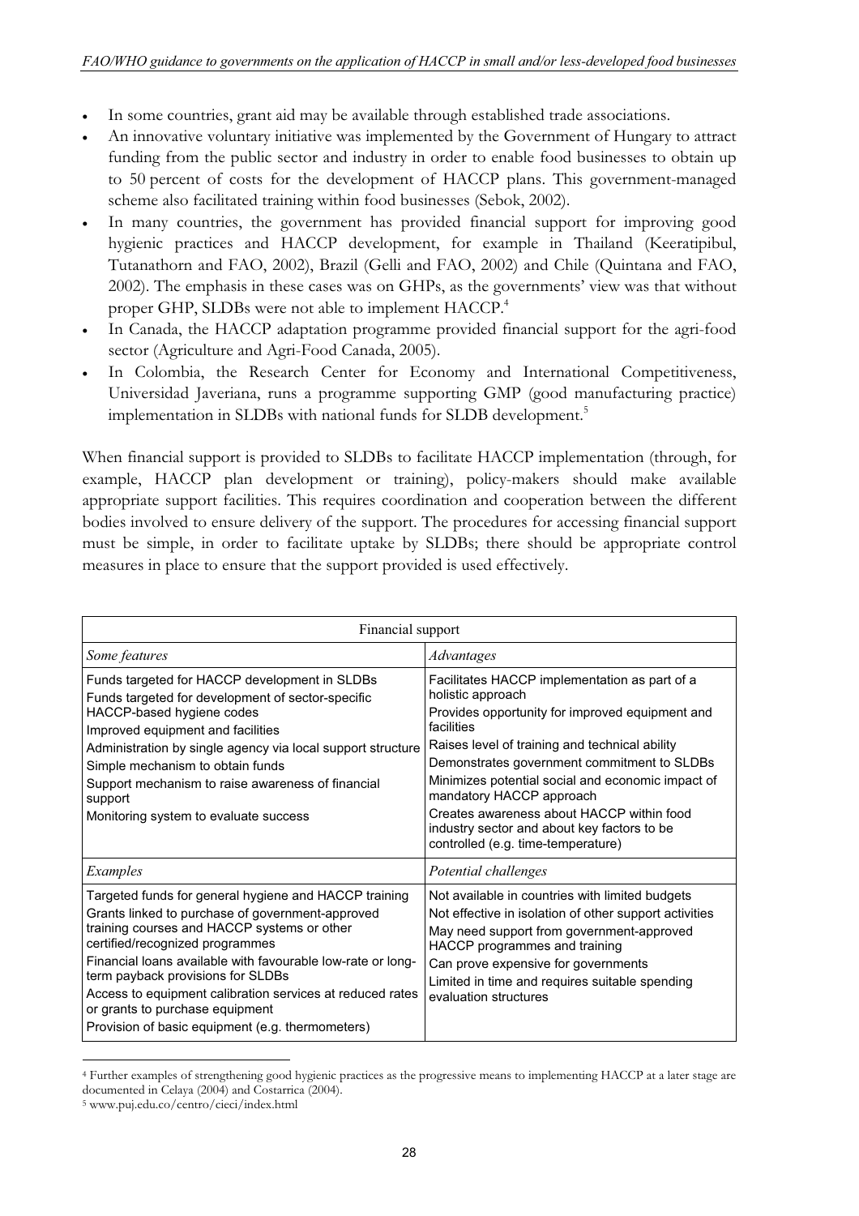- In some countries, grant aid may be available through established trade associations.
- An innovative voluntary initiative was implemented by the Government of Hungary to attract funding from the public sector and industry in order to enable food businesses to obtain up to 50 percent of costs for the development of HACCP plans. This government-managed scheme also facilitated training within food businesses (Sebok, 2002).
- In many countries, the government has provided financial support for improving good hygienic practices and HACCP development, for example in Thailand (Keeratipibul, Tutanathorn and FAO, 2002), Brazil (Gelli and FAO, 2002) and Chile (Quintana and FAO, 2002). The emphasis in these cases was on GHPs, as the governments' view was that without proper GHP, SLDBs were not able to implement HACCP.[4]
- In Canada, the HACCP adaptation programme provided financial support for the agri-food sector (Agriculture and Agri-Food Canada, 2005).
- In Colombia, the Research Center for Economy and International Competitiveness, Universidad Javeriana, runs a programme supporting GMP (good manufacturing practice) implementation in SLDBs with national funds for SLDB development.[5]

When financial support is provided to SLDBs to facilitate HACCP implementation (through, for example, HACCP plan development or training), policy-makers should make available appropriate support facilities. This requires coordination and cooperation between the different bodies involved to ensure delivery of the support. The procedures for accessing financial support must be simple, in order to facilitate uptake by SLDBs; there should be appropriate control measures in place to ensure that the support provided is used effectively.

| Financial support | |
|---|---|
| *Some features* | *Advantages* |
| Funds targeted for HACCP development in SLDBs<br>Funds targeted for development of sector-specific HACCP-based hygiene codes<br>Improved equipment and facilities<br>Administration by single agency via local support structure<br>Simple mechanism to obtain funds<br>Support mechanism to raise awareness of financial support<br>Monitoring system to evaluate success | Facilitates HACCP implementation as part of a holistic approach<br>Provides opportunity for improved equipment and facilities<br>Raises level of training and technical ability<br>Demonstrates government commitment to SLDBs<br>Minimizes potential social and economic impact of mandatory HACCP approach<br>Creates awareness about HACCP within food industry sector and about key factors to be controlled (e.g. time-temperature) |
| *Examples* | *Potential challenges* |
| Targeted funds for general hygiene and HACCP training<br>Grants linked to purchase of government-approved training courses and HACCP systems or other certified/recognized programmes<br>Financial loans available with favourable low-rate or long-term payback provisions for SLDBs<br>Access to equipment calibration services at reduced rates or grants to purchase equipment<br>Provision of basic equipment (e.g. thermometers) | Not available in countries with limited budgets<br>Not effective in isolation of other support activities<br>May need support from government-approved HACCP programmes and training<br>Can prove expensive for governments<br>Limited in time and requires suitable spending evaluation structures |

[4] Further examples of strengthening good hygienic practices as the progressive means to implementing HACCP at a later stage are documented in Celaya (2004) and Costarrica (2004).

[5] www.puj.edu.co/centro/cieci/index.html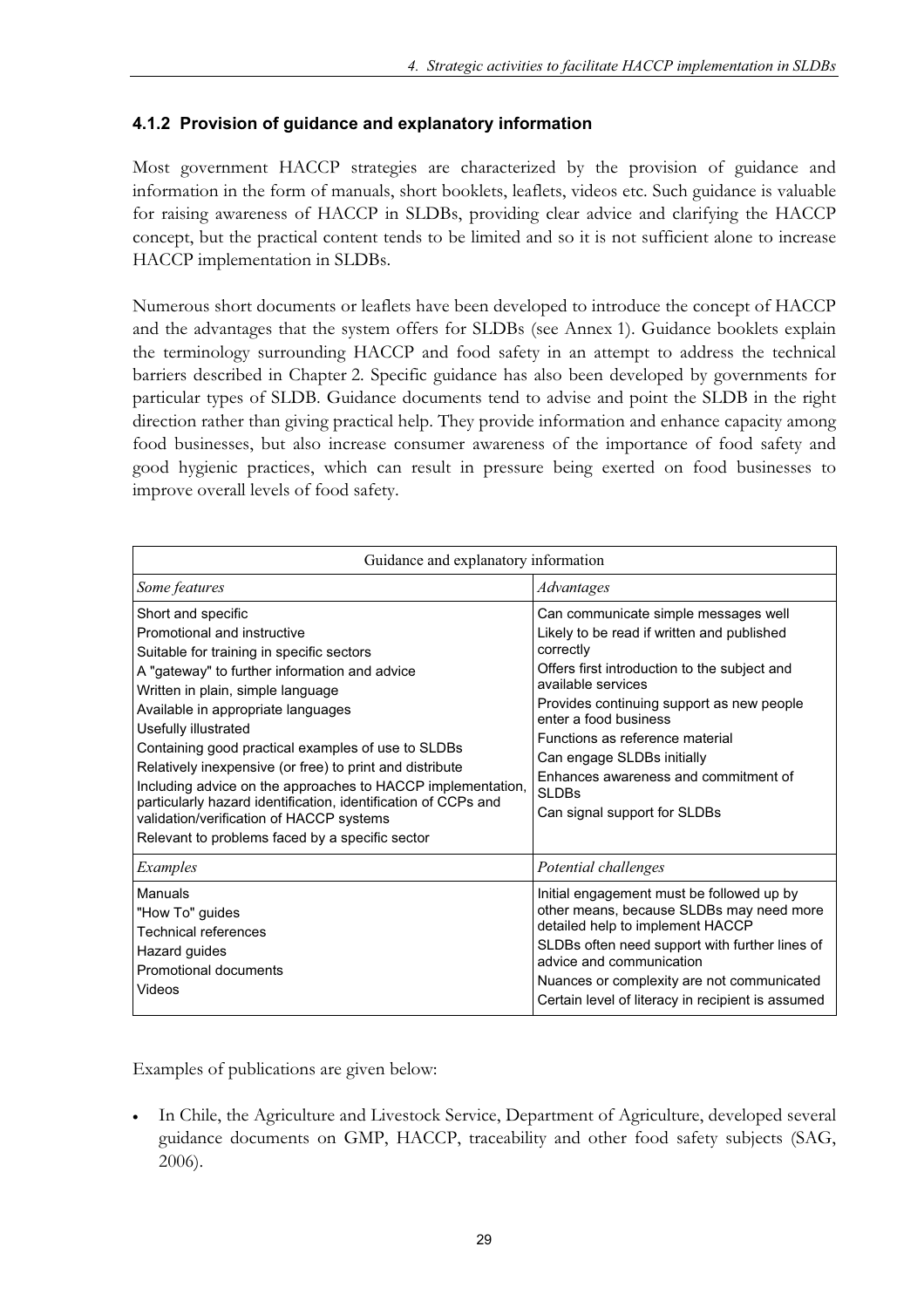### 4.1.2 Provision of guidance and explanatory information

Most government HACCP strategies are characterized by the provision of guidance and information in the form of manuals, short booklets, leaflets, videos etc. Such guidance is valuable for raising awareness of HACCP in SLDBs, providing clear advice and clarifying the HACCP concept, but the practical content tends to be limited and so it is not sufficient alone to increase HACCP implementation in SLDBs.

Numerous short documents or leaflets have been developed to introduce the concept of HACCP and the advantages that the system offers for SLDBs (see Annex 1). Guidance booklets explain the terminology surrounding HACCP and food safety in an attempt to address the technical barriers described in Chapter 2. Specific guidance has also been developed by governments for particular types of SLDB. Guidance documents tend to advise and point the SLDB in the right direction rather than giving practical help. They provide information and enhance capacity among food businesses, but also increase consumer awareness of the importance of food safety and good hygienic practices, which can result in pressure being exerted on food businesses to improve overall levels of food safety.

| Guidance and explanatory information | |
|---|---|
| *Some features* | *Advantages* |
| Short and specific<br>Promotional and instructive<br>Suitable for training in specific sectors<br>A "gateway" to further information and advice<br>Written in plain, simple language<br>Available in appropriate languages<br>Usefully illustrated<br>Containing good practical examples of use to SLDBs<br>Relatively inexpensive (or free) to print and distribute<br>Including advice on the approaches to HACCP implementation, particularly hazard identification, identification of CCPs and validation/verification of HACCP systems<br>Relevant to problems faced by a specific sector | Can communicate simple messages well<br>Likely to be read if written and published correctly<br>Offers first introduction to the subject and available services<br>Provides continuing support as new people enter a food business<br>Functions as reference material<br>Can engage SLDBs initially<br>Enhances awareness and commitment of SLDBs<br>Can signal support for SLDBs |
| *Examples* | *Potential challenges* |
| Manuals<br>"How To" guides<br>Technical references<br>Hazard guides<br>Promotional documents<br>Videos | Initial engagement must be followed up by other means, because SLDBs may need more detailed help to implement HACCP<br>SLDBs often need support with further lines of advice and communication<br>Nuances or complexity are not communicated<br>Certain level of literacy in recipient is assumed |

Examples of publications are given below:

- In Chile, the Agriculture and Livestock Service, Department of Agriculture, developed several guidance documents on GMP, HACCP, traceability and other food safety subjects (SAG, 2006).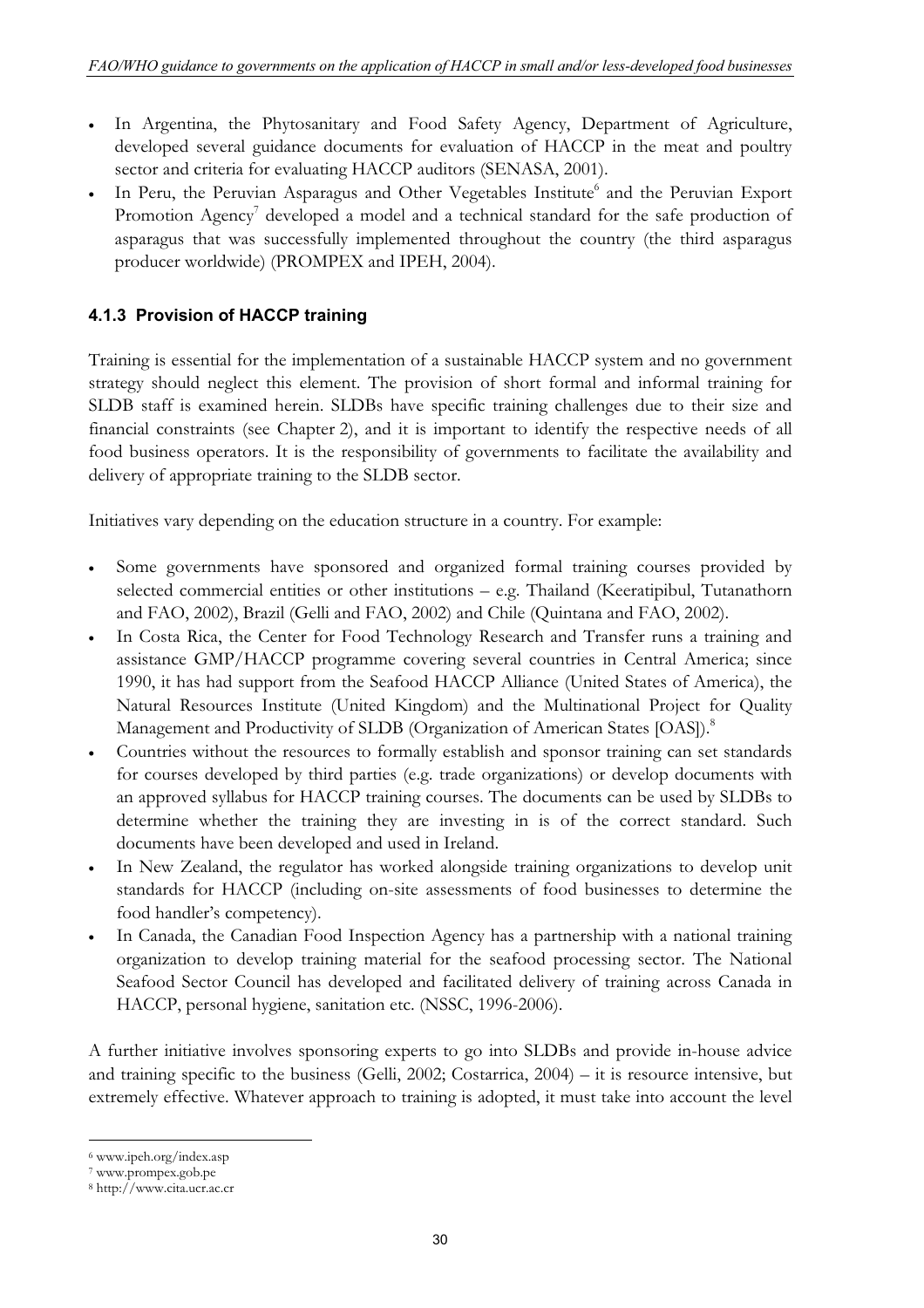- In Argentina, the Phytosanitary and Food Safety Agency, Department of Agriculture, developed several guidance documents for evaluation of HACCP in the meat and poultry sector and criteria for evaluating HACCP auditors (SENASA, 2001).
- In Peru, the Peruvian Asparagus and Other Vegetables Institute[6] and the Peruvian Export Promotion Agency[7] developed a model and a technical standard for the safe production of asparagus that was successfully implemented throughout the country (the third asparagus producer worldwide) (PROMPEX and IPEH, 2004).

### 4.1.3 Provision of HACCP training

Training is essential for the implementation of a sustainable HACCP system and no government strategy should neglect this element. The provision of short formal and informal training for SLDB staff is examined herein. SLDBs have specific training challenges due to their size and financial constraints (see Chapter 2), and it is important to identify the respective needs of all food business operators. It is the responsibility of governments to facilitate the availability and delivery of appropriate training to the SLDB sector.

Initiatives vary depending on the education structure in a country. For example:

- Some governments have sponsored and organized formal training courses provided by selected commercial entities or other institutions – e.g. Thailand (Keeratipibul, Tutanathorn and FAO, 2002), Brazil (Gelli and FAO, 2002) and Chile (Quintana and FAO, 2002).
- In Costa Rica, the Center for Food Technology Research and Transfer runs a training and assistance GMP/HACCP programme covering several countries in Central America; since 1990, it has had support from the Seafood HACCP Alliance (United States of America), the Natural Resources Institute (United Kingdom) and the Multinational Project for Quality Management and Productivity of SLDB (Organization of American States [OAS]).[8]
- Countries without the resources to formally establish and sponsor training can set standards for courses developed by third parties (e.g. trade organizations) or develop documents with an approved syllabus for HACCP training courses. The documents can be used by SLDBs to determine whether the training they are investing in is of the correct standard. Such documents have been developed and used in Ireland.
- In New Zealand, the regulator has worked alongside training organizations to develop unit standards for HACCP (including on-site assessments of food businesses to determine the food handler's competency).
- In Canada, the Canadian Food Inspection Agency has a partnership with a national training organization to develop training material for the seafood processing sector. The National Seafood Sector Council has developed and facilitated delivery of training across Canada in HACCP, personal hygiene, sanitation etc. (NSSC, 1996-2006).

A further initiative involves sponsoring experts to go into SLDBs and provide in-house advice and training specific to the business (Gelli, 2002; Costarrica, 2004) – it is resource intensive, but extremely effective. Whatever approach to training is adopted, it must take into account the level

[6] www.ipeh.org/index.asp
[7] www.prompex.gob.pe
[8] http://www.cita.ucr.ac.cr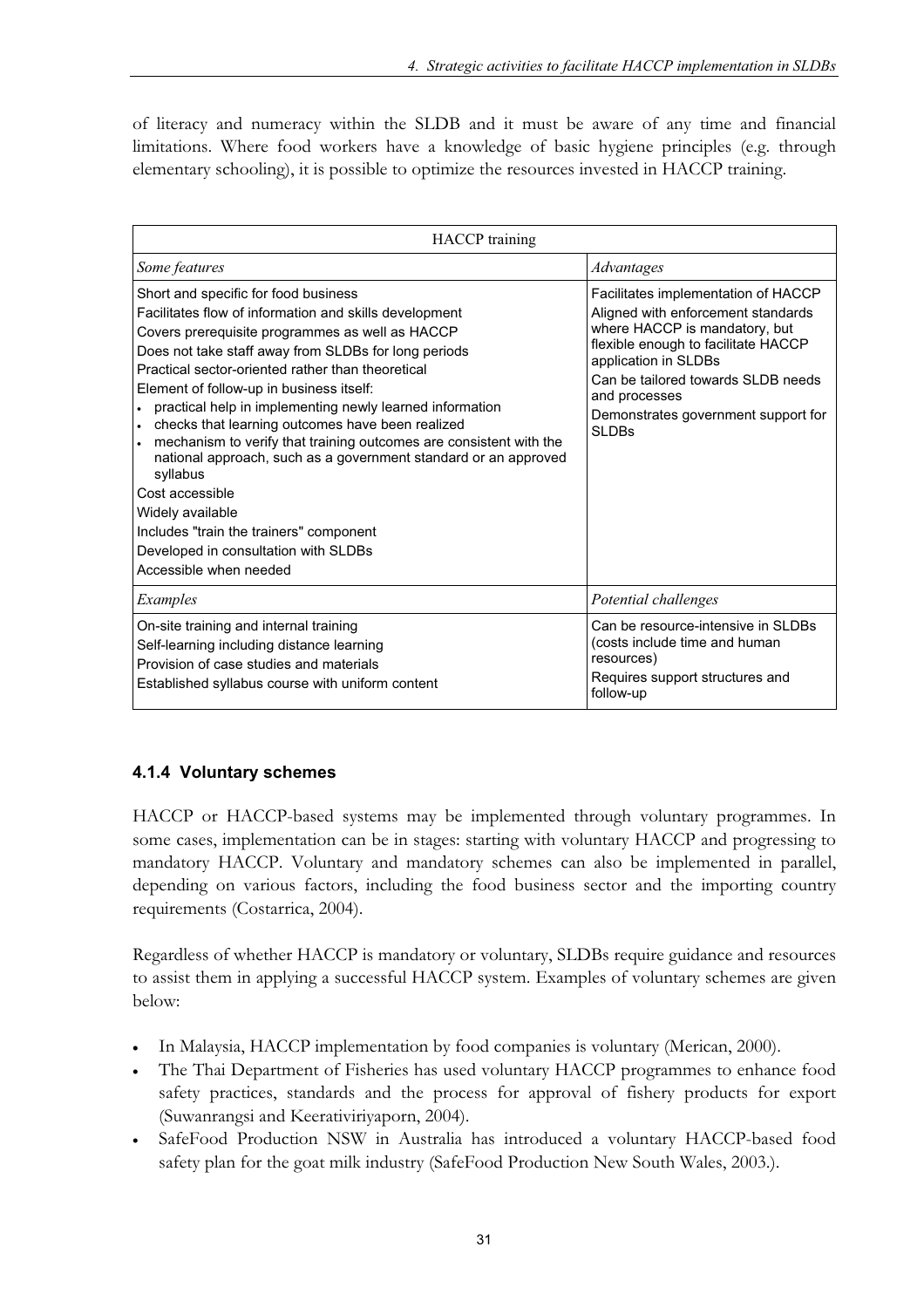of literacy and numeracy within the SLDB and it must be aware of any time and financial limitations. Where food workers have a knowledge of basic hygiene principles (e.g. through elementary schooling), it is possible to optimize the resources invested in HACCP training.

| HACCP training | |
|---|---|
| *Some features* | *Advantages* |
| Short and specific for food business<br>Facilitates flow of information and skills development<br>Covers prerequisite programmes as well as HACCP<br>Does not take staff away from SLDBs for long periods<br>Practical sector-oriented rather than theoretical<br>Element of follow-up in business itself:<br>• practical help in implementing newly learned information<br>• checks that learning outcomes have been realized<br>• mechanism to verify that training outcomes are consistent with the national approach, such as a government standard or an approved syllabus<br>Cost accessible<br>Widely available<br>Includes "train the trainers" component<br>Developed in consultation with SLDBs<br>Accessible when needed | Facilitates implementation of HACCP<br>Aligned with enforcement standards where HACCP is mandatory, but flexible enough to facilitate HACCP application in SLDBs<br>Can be tailored towards SLDB needs and processes<br>Demonstrates government support for SLDBs |
| *Examples* | *Potential challenges* |
| On-site training and internal training<br>Self-learning including distance learning<br>Provision of case studies and materials<br>Established syllabus course with uniform content | Can be resource-intensive in SLDBs (costs include time and human resources)<br>Requires support structures and follow-up |

### 4.1.4 Voluntary schemes

HACCP or HACCP-based systems may be implemented through voluntary programmes. In some cases, implementation can be in stages: starting with voluntary HACCP and progressing to mandatory HACCP. Voluntary and mandatory schemes can also be implemented in parallel, depending on various factors, including the food business sector and the importing country requirements (Costarrica, 2004).

Regardless of whether HACCP is mandatory or voluntary, SLDBs require guidance and resources to assist them in applying a successful HACCP system. Examples of voluntary schemes are given below:

- In Malaysia, HACCP implementation by food companies is voluntary (Merican, 2000).
- The Thai Department of Fisheries has used voluntary HACCP programmes to enhance food safety practices, standards and the process for approval of fishery products for export (Suwanrangsi and Keerativiriyaporn, 2004).
- SafeFood Production NSW in Australia has introduced a voluntary HACCP-based food safety plan for the goat milk industry (SafeFood Production New South Wales, 2003.).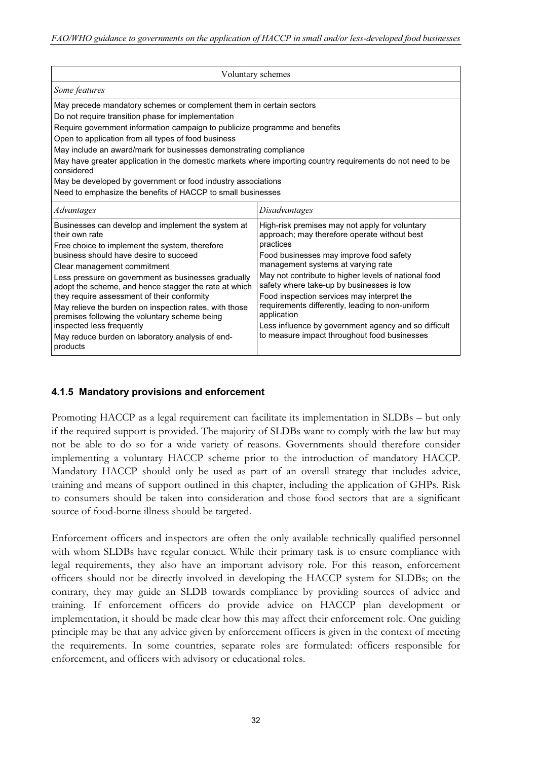| Voluntary schemes | |
|---|---|
| *Some features* | |
| May precede mandatory schemes or complement them in certain sectors<br>Do not require transition phase for implementation<br>Require government information campaign to publicize programme and benefits<br>Open to application from all types of food business<br>May include an award/mark for businesses demonstrating compliance<br>May have greater application in the domestic markets where importing country requirements do not need to be considered<br>May be developed by government or food industry associations<br>Need to emphasize the benefits of HACCP to small businesses | |
| *Advantages* | *Disadvantages* |
| Businesses can develop and implement the system at their own rate<br>Free choice to implement the system, therefore business should have desire to succeed<br>Clear management commitment<br>Less pressure on government as businesses gradually adopt the scheme, and hence stagger the rate at which they require assessment of their conformity<br>May relieve the burden on inspection rates, with those premises following the voluntary scheme being inspected less frequently<br>May reduce burden on laboratory analysis of end-products | High-risk premises may not apply for voluntary approach; may therefore operate without best practices<br>Food businesses may improve food safety management systems at varying rate<br>May not contribute to higher levels of national food safety where take-up by businesses is low<br>Food inspection services may interpret the requirements differently, leading to non-uniform application<br>Less influence by government agency and so difficult to measure impact throughout food businesses |

### 4.1.5 Mandatory provisions and enforcement

Promoting HACCP as a legal requirement can facilitate its implementation in SLDBs – but only if the required support is provided. The majority of SLDBs want to comply with the law but may not be able to do so for a wide variety of reasons. Governments should therefore consider implementing a voluntary HACCP scheme prior to the introduction of mandatory HACCP. Mandatory HACCP should only be used as part of an overall strategy that includes advice, training and means of support outlined in this chapter, including the application of GHPs. Risk to consumers should be taken into consideration and those food sectors that are a significant source of food-borne illness should be targeted.

Enforcement officers and inspectors are often the only available technically qualified personnel with whom SLDBs have regular contact. While their primary task is to ensure compliance with legal requirements, they also have an important advisory role. For this reason, enforcement officers should not be directly involved in developing the HACCP system for SLDBs; on the contrary, they may guide an SLDB towards compliance by providing sources of advice and training. If enforcement officers do provide advice on HACCP plan development or implementation, it should be made clear how this may affect their enforcement role. One guiding principle may be that any advice given by enforcement officers is given in the context of meeting the requirements. In some countries, separate roles are formulated: officers responsible for enforcement, and officers with advisory or educational roles.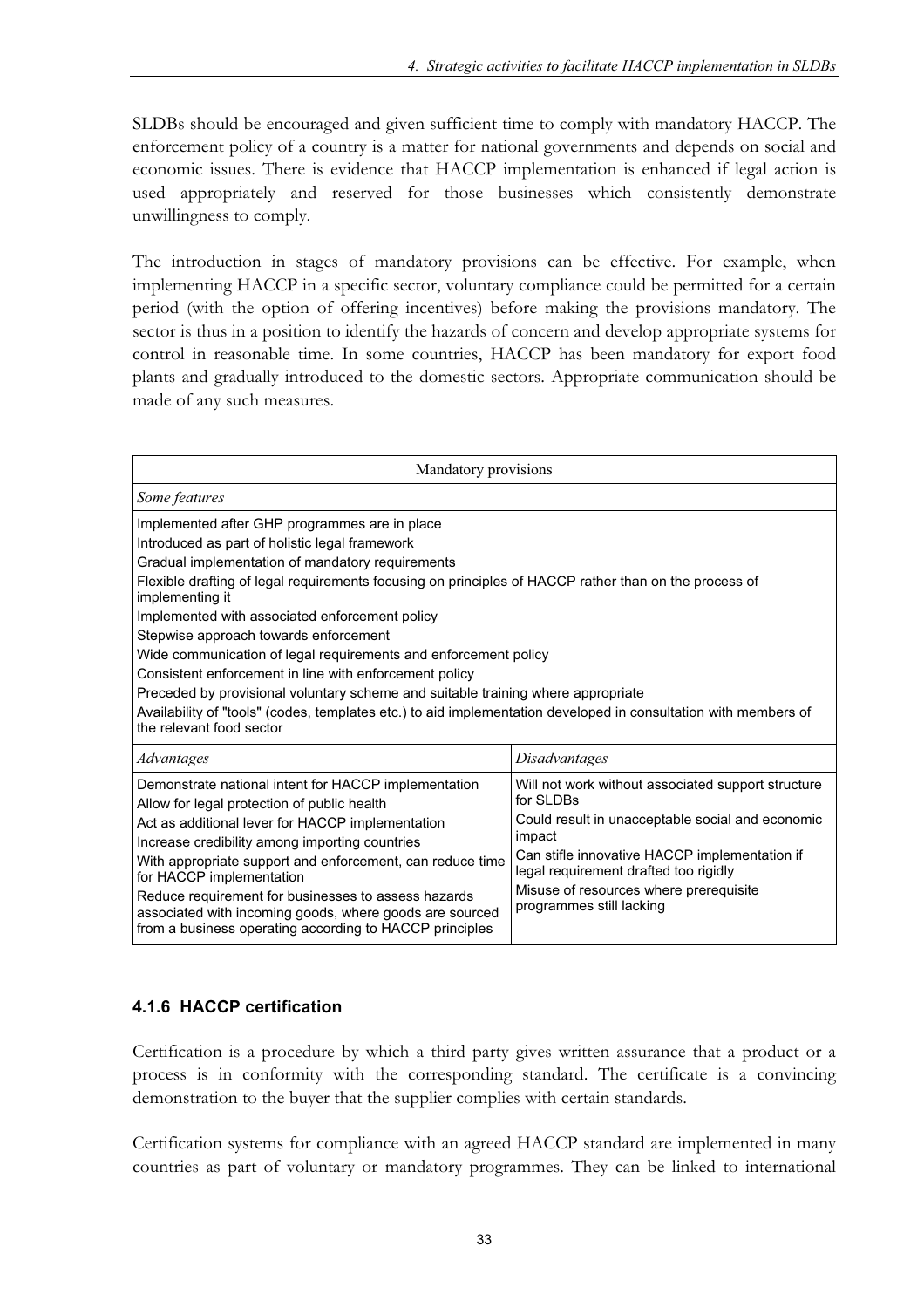SLDBs should be encouraged and given sufficient time to comply with mandatory HACCP. The enforcement policy of a country is a matter for national governments and depends on social and economic issues. There is evidence that HACCP implementation is enhanced if legal action is used appropriately and reserved for those businesses which consistently demonstrate unwillingness to comply.

The introduction in stages of mandatory provisions can be effective. For example, when implementing HACCP in a specific sector, voluntary compliance could be permitted for a certain period (with the option of offering incentives) before making the provisions mandatory. The sector is thus in a position to identify the hazards of concern and develop appropriate systems for control in reasonable time. In some countries, HACCP has been mandatory for export food plants and gradually introduced to the domestic sectors. Appropriate communication should be made of any such measures.

| Mandatory provisions | |
|---|---|
| *Some features* | |
| Implemented after GHP programmes are in place<br>Introduced as part of holistic legal framework<br>Gradual implementation of mandatory requirements<br>Flexible drafting of legal requirements focusing on principles of HACCP rather than on the process of implementing it<br>Implemented with associated enforcement policy<br>Stepwise approach towards enforcement<br>Wide communication of legal requirements and enforcement policy<br>Consistent enforcement in line with enforcement policy<br>Preceded by provisional voluntary scheme and suitable training where appropriate<br>Availability of "tools" (codes, templates etc.) to aid implementation developed in consultation with members of the relevant food sector | |
| *Advantages* | *Disadvantages* |
| Demonstrate national intent for HACCP implementation<br>Allow for legal protection of public health<br>Act as additional lever for HACCP implementation<br>Increase credibility among importing countries<br>With appropriate support and enforcement, can reduce time for HACCP implementation<br>Reduce requirement for businesses to assess hazards associated with incoming goods, where goods are sourced from a business operating according to HACCP principles | Will not work without associated support structure for SLDBs<br>Could result in unacceptable social and economic impact<br>Can stifle innovative HACCP implementation if legal requirement drafted too rigidly<br>Misuse of resources where prerequisite programmes still lacking |

### 4.1.6 HACCP certification

Certification is a procedure by which a third party gives written assurance that a product or a process is in conformity with the corresponding standard. The certificate is a convincing demonstration to the buyer that the supplier complies with certain standards.

Certification systems for compliance with an agreed HACCP standard are implemented in many countries as part of voluntary or mandatory programmes. They can be linked to international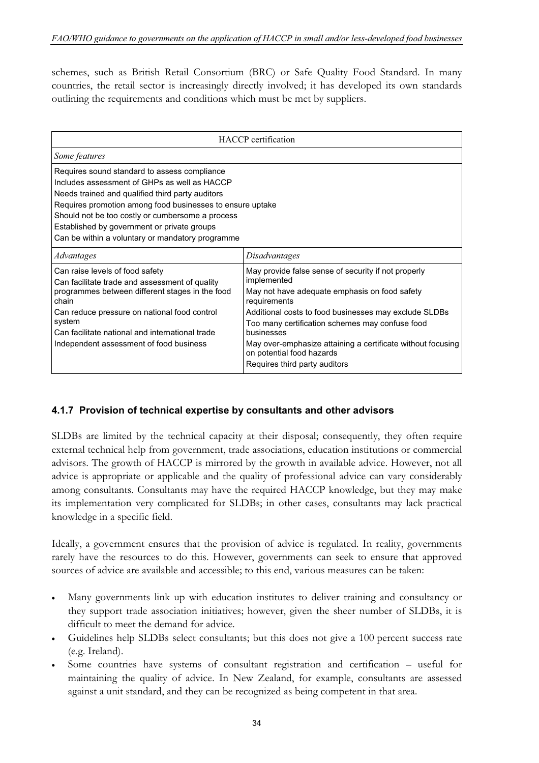schemes, such as British Retail Consortium (BRC) or Safe Quality Food Standard. In many countries, the retail sector is increasingly directly involved; it has developed its own standards outlining the requirements and conditions which must be met by suppliers.

| HACCP certification | |
|---|---|
| *Some features* | |
| Requires sound standard to assess compliance<br>Includes assessment of GHPs as well as HACCP<br>Needs trained and qualified third party auditors<br>Requires promotion among food businesses to ensure uptake<br>Should not be too costly or cumbersome a process<br>Established by government or private groups<br>Can be within a voluntary or mandatory programme | |
| *Advantages* | *Disadvantages* |
| Can raise levels of food safety<br>Can facilitate trade and assessment of quality programmes between different stages in the food chain<br>Can reduce pressure on national food control system<br>Can facilitate national and international trade<br>Independent assessment of food business | May provide false sense of security if not properly implemented<br>May not have adequate emphasis on food safety requirements<br>Additional costs to food businesses may exclude SLDBs<br>Too many certification schemes may confuse food businesses<br>May over-emphasize attaining a certificate without focusing on potential food hazards<br>Requires third party auditors |

### 4.1.7 Provision of technical expertise by consultants and other advisors

SLDBs are limited by the technical capacity at their disposal; consequently, they often require external technical help from government, trade associations, education institutions or commercial advisors. The growth of HACCP is mirrored by the growth in available advice. However, not all advice is appropriate or applicable and the quality of professional advice can vary considerably among consultants. Consultants may have the required HACCP knowledge, but they may make its implementation very complicated for SLDBs; in other cases, consultants may lack practical knowledge in a specific field.

Ideally, a government ensures that the provision of advice is regulated. In reality, governments rarely have the resources to do this. However, governments can seek to ensure that approved sources of advice are available and accessible; to this end, various measures can be taken:

- Many governments link up with education institutes to deliver training and consultancy or they support trade association initiatives; however, given the sheer number of SLDBs, it is difficult to meet the demand for advice.
- Guidelines help SLDBs select consultants; but this does not give a 100 percent success rate (e.g. Ireland).
- Some countries have systems of consultant registration and certification – useful for maintaining the quality of advice. In New Zealand, for example, consultants are assessed against a unit standard, and they can be recognized as being competent in that area.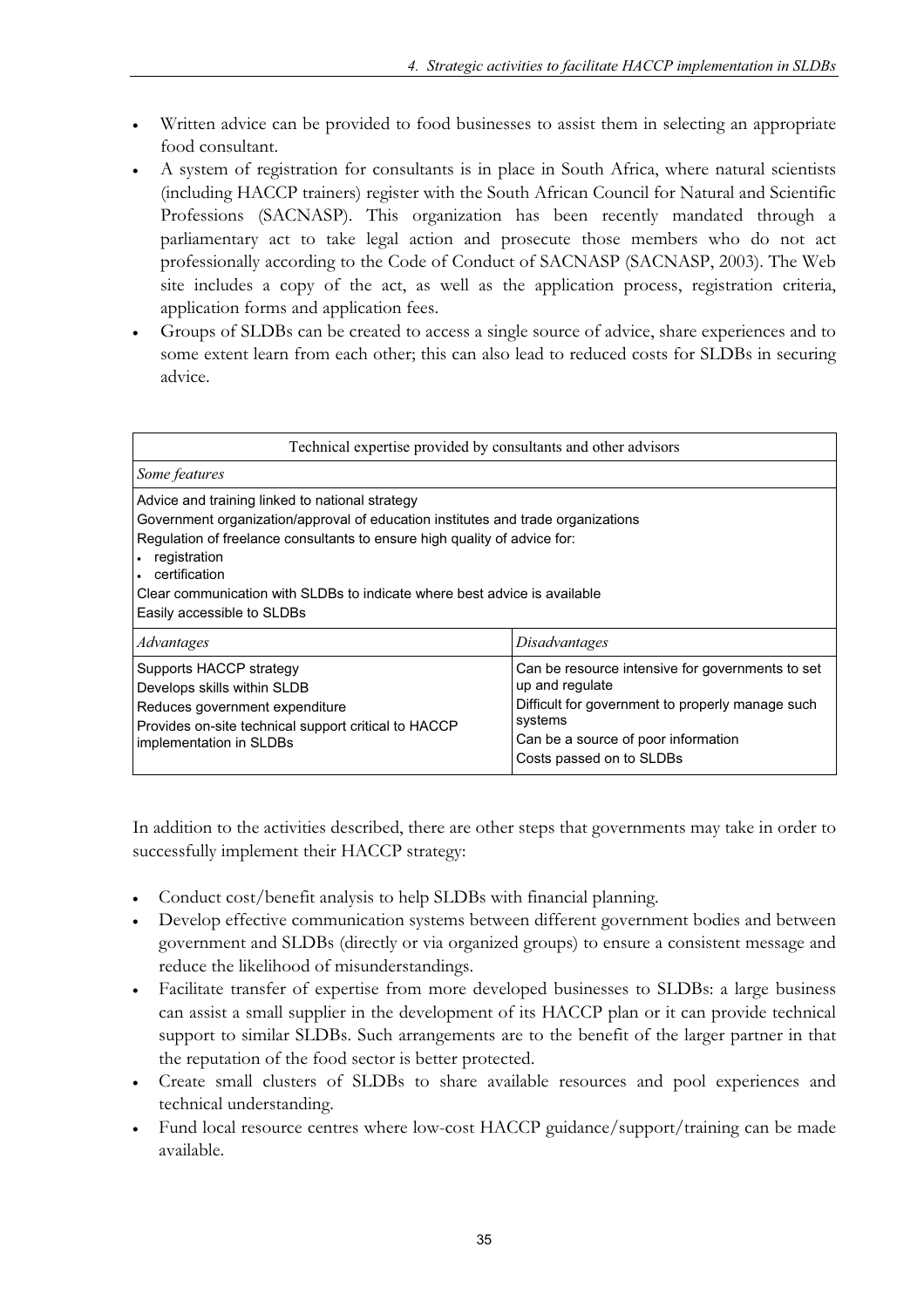- Written advice can be provided to food businesses to assist them in selecting an appropriate food consultant.
- A system of registration for consultants is in place in South Africa, where natural scientists (including HACCP trainers) register with the South African Council for Natural and Scientific Professions (SACNASP). This organization has been recently mandated through a parliamentary act to take legal action and prosecute those members who do not act professionally according to the Code of Conduct of SACNASP (SACNASP, 2003). The Web site includes a copy of the act, as well as the application process, registration criteria, application forms and application fees.
- Groups of SLDBs can be created to access a single source of advice, share experiences and to some extent learn from each other; this can also lead to reduced costs for SLDBs in securing advice.

| Technical expertise provided by consultants and other advisors | |
|---|---|
| *Some features* | |
| Advice and training linked to national strategy<br>Government organization/approval of education institutes and trade organizations<br>Regulation of freelance consultants to ensure high quality of advice for:<br>• registration<br>• certification<br>Clear communication with SLDBs to indicate where best advice is available<br>Easily accessible to SLDBs | |
| *Advantages* | *Disadvantages* |
| Supports HACCP strategy<br>Develops skills within SLDB<br>Reduces government expenditure<br>Provides on-site technical support critical to HACCP implementation in SLDBs | Can be resource intensive for governments to set up and regulate<br>Difficult for government to properly manage such systems<br>Can be a source of poor information<br>Costs passed on to SLDBs |

In addition to the activities described, there are other steps that governments may take in order to successfully implement their HACCP strategy:

- Conduct cost/benefit analysis to help SLDBs with financial planning.
- Develop effective communication systems between different government bodies and between government and SLDBs (directly or via organized groups) to ensure a consistent message and reduce the likelihood of misunderstandings.
- Facilitate transfer of expertise from more developed businesses to SLDBs: a large business can assist a small supplier in the development of its HACCP plan or it can provide technical support to similar SLDBs. Such arrangements are to the benefit of the larger partner in that the reputation of the food sector is better protected.
- Create small clusters of SLDBs to share available resources and pool experiences and technical understanding.
- Fund local resource centres where low-cost HACCP guidance/support/training can be made available.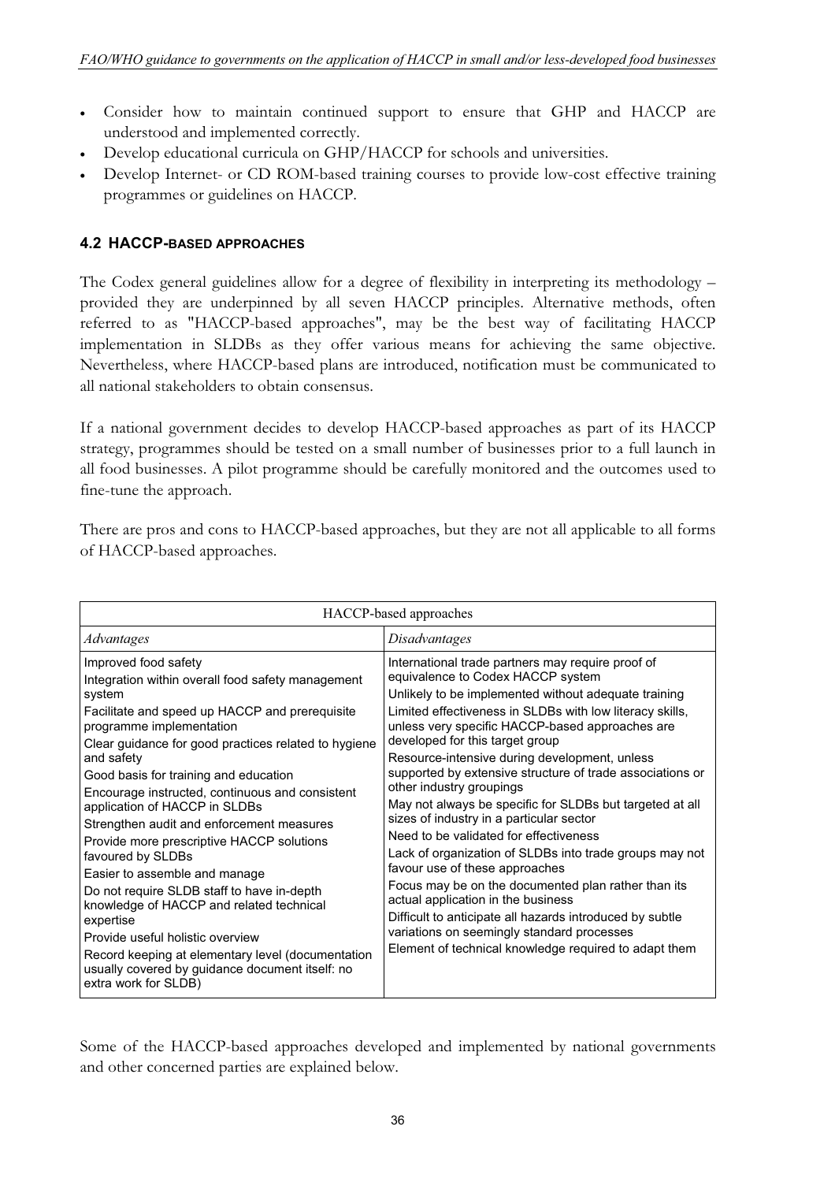- Consider how to maintain continued support to ensure that GHP and HACCP are understood and implemented correctly.
- Develop educational curricula on GHP/HACCP for schools and universities.
- Develop Internet- or CD ROM-based training courses to provide low-cost effective training programmes or guidelines on HACCP.

### 4.2 HACCP-BASED APPROACHES

The Codex general guidelines allow for a degree of flexibility in interpreting its methodology – provided they are underpinned by all seven HACCP principles. Alternative methods, often referred to as "HACCP-based approaches", may be the best way of facilitating HACCP implementation in SLDBs as they offer various means for achieving the same objective. Nevertheless, where HACCP-based plans are introduced, notification must be communicated to all national stakeholders to obtain consensus.

If a national government decides to develop HACCP-based approaches as part of its HACCP strategy, programmes should be tested on a small number of businesses prior to a full launch in all food businesses. A pilot programme should be carefully monitored and the outcomes used to fine-tune the approach.

There are pros and cons to HACCP-based approaches, but they are not all applicable to all forms of HACCP-based approaches.

| HACCP-based approaches | |
|---|---|
| *Advantages* | *Disadvantages* |
| Improved food safety<br>Integration within overall food safety management system<br>Facilitate and speed up HACCP and prerequisite programme implementation<br>Clear guidance for good practices related to hygiene and safety<br>Good basis for training and education<br>Encourage instructed, continuous and consistent application of HACCP in SLDBs<br>Strengthen audit and enforcement measures<br>Provide more prescriptive HACCP solutions favoured by SLDBs<br>Easier to assemble and manage<br>Do not require SLDB staff to have in-depth knowledge of HACCP and related technical expertise<br>Provide useful holistic overview<br>Record keeping at elementary level (documentation usually covered by guidance document itself: no extra work for SLDB) | International trade partners may require proof of equivalence to Codex HACCP system<br>Unlikely to be implemented without adequate training<br>Limited effectiveness in SLDBs with low literacy skills, unless very specific HACCP-based approaches are developed for this target group<br>Resource-intensive during development, unless supported by extensive structure of trade associations or other industry groupings<br>May not always be specific for SLDBs but targeted at all sizes of industry in a particular sector<br>Need to be validated for effectiveness<br>Lack of organization of SLDBs into trade groups may not favour use of these approaches<br>Focus may be on the documented plan rather than its actual application in the business<br>Difficult to anticipate all hazards introduced by subtle variations on seemingly standard processes<br>Element of technical knowledge required to adapt them |

Some of the HACCP-based approaches developed and implemented by national governments and other concerned parties are explained below.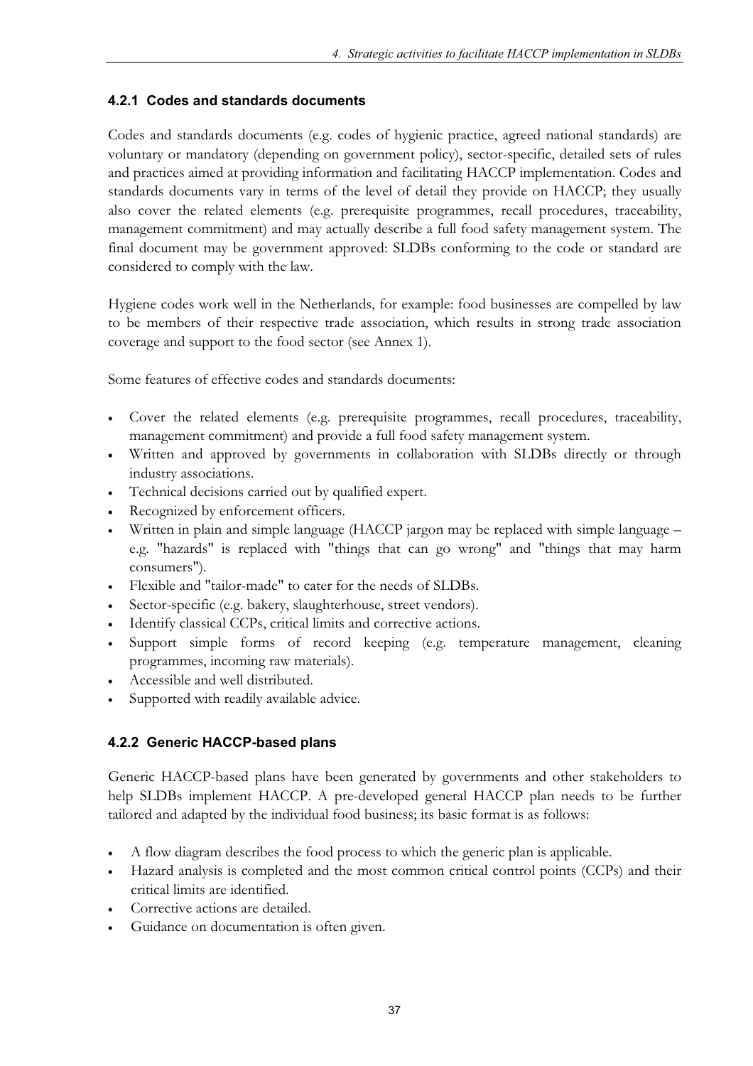### 4.2.1 Codes and standards documents

Codes and standards documents (e.g. codes of hygienic practice, agreed national standards) are voluntary or mandatory (depending on government policy), sector-specific, detailed sets of rules and practices aimed at providing information and facilitating HACCP implementation. Codes and standards documents vary in terms of the level of detail they provide on HACCP; they usually also cover the related elements (e.g. prerequisite programmes, recall procedures, traceability, management commitment) and may actually describe a full food safety management system. The final document may be government approved: SLDBs conforming to the code or standard are considered to comply with the law.

Hygiene codes work well in the Netherlands, for example: food businesses are compelled by law to be members of their respective trade association, which results in strong trade association coverage and support to the food sector (see Annex 1).

Some features of effective codes and standards documents:

- Cover the related elements (e.g. prerequisite programmes, recall procedures, traceability, management commitment) and provide a full food safety management system.
- Written and approved by governments in collaboration with SLDBs directly or through industry associations.
- Technical decisions carried out by qualified expert.
- Recognized by enforcement officers.
- Written in plain and simple language (HACCP jargon may be replaced with simple language – e.g. "hazards" is replaced with "things that can go wrong" and "things that may harm consumers").
- Flexible and "tailor-made" to cater for the needs of SLDBs.
- Sector-specific (e.g. bakery, slaughterhouse, street vendors).
- Identify classical CCPs, critical limits and corrective actions.
- Support simple forms of record keeping (e.g. temperature management, cleaning programmes, incoming raw materials).
- Accessible and well distributed.
- Supported with readily available advice.

### 4.2.2 Generic HACCP-based plans

Generic HACCP-based plans have been generated by governments and other stakeholders to help SLDBs implement HACCP. A pre-developed general HACCP plan needs to be further tailored and adapted by the individual food business; its basic format is as follows:

- A flow diagram describes the food process to which the generic plan is applicable.
- Hazard analysis is completed and the most common critical control points (CCPs) and their critical limits are identified.
- Corrective actions are detailed.
- Guidance on documentation is often given.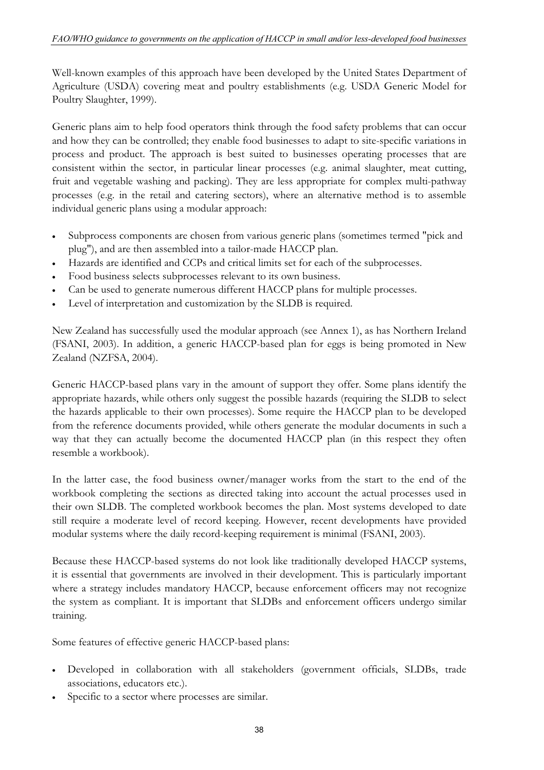Well-known examples of this approach have been developed by the United States Department of Agriculture (USDA) covering meat and poultry establishments (e.g. USDA Generic Model for Poultry Slaughter, 1999).

Generic plans aim to help food operators think through the food safety problems that can occur and how they can be controlled; they enable food businesses to adapt to site-specific variations in process and product. The approach is best suited to businesses operating processes that are consistent within the sector, in particular linear processes (e.g. animal slaughter, meat cutting, fruit and vegetable washing and packing). They are less appropriate for complex multi-pathway processes (e.g. in the retail and catering sectors), where an alternative method is to assemble individual generic plans using a modular approach:

- Subprocess components are chosen from various generic plans (sometimes termed "pick and plug"), and are then assembled into a tailor-made HACCP plan.
- Hazards are identified and CCPs and critical limits set for each of the subprocesses.
- Food business selects subprocesses relevant to its own business.
- Can be used to generate numerous different HACCP plans for multiple processes.
- Level of interpretation and customization by the SLDB is required.

New Zealand has successfully used the modular approach (see Annex 1), as has Northern Ireland (FSANI, 2003). In addition, a generic HACCP-based plan for eggs is being promoted in New Zealand (NZFSA, 2004).

Generic HACCP-based plans vary in the amount of support they offer. Some plans identify the appropriate hazards, while others only suggest the possible hazards (requiring the SLDB to select the hazards applicable to their own processes). Some require the HACCP plan to be developed from the reference documents provided, while others generate the modular documents in such a way that they can actually become the documented HACCP plan (in this respect they often resemble a workbook).

In the latter case, the food business owner/manager works from the start to the end of the workbook completing the sections as directed taking into account the actual processes used in their own SLDB. The completed workbook becomes the plan. Most systems developed to date still require a moderate level of record keeping. However, recent developments have provided modular systems where the daily record-keeping requirement is minimal (FSANI, 2003).

Because these HACCP-based systems do not look like traditionally developed HACCP systems, it is essential that governments are involved in their development. This is particularly important where a strategy includes mandatory HACCP, because enforcement officers may not recognize the system as compliant. It is important that SLDBs and enforcement officers undergo similar training.

Some features of effective generic HACCP-based plans:

- Developed in collaboration with all stakeholders (government officials, SLDBs, trade associations, educators etc.).
- Specific to a sector where processes are similar.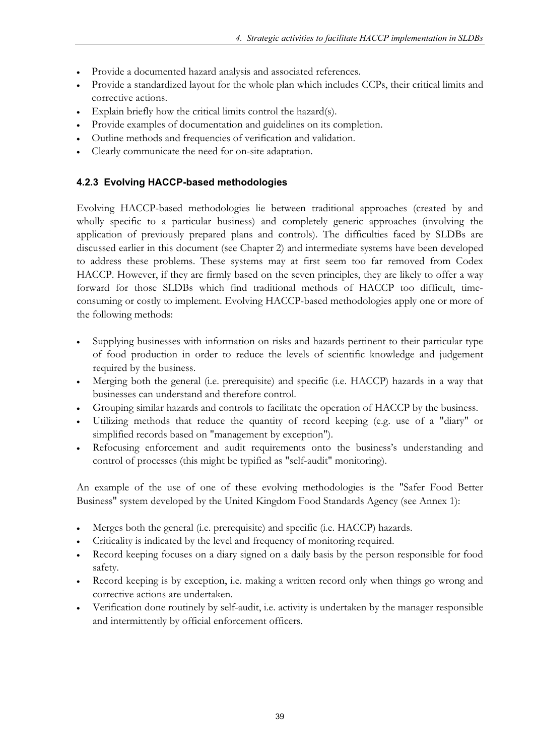- Provide a documented hazard analysis and associated references.
- Provide a standardized layout for the whole plan which includes CCPs, their critical limits and corrective actions.
- Explain briefly how the critical limits control the hazard(s).
- Provide examples of documentation and guidelines on its completion.
- Outline methods and frequencies of verification and validation.
- Clearly communicate the need for on-site adaptation.

### 4.2.3 Evolving HACCP-based methodologies

Evolving HACCP-based methodologies lie between traditional approaches (created by and wholly specific to a particular business) and completely generic approaches (involving the application of previously prepared plans and controls). The difficulties faced by SLDBs are discussed earlier in this document (see Chapter 2) and intermediate systems have been developed to address these problems. These systems may at first seem too far removed from Codex HACCP. However, if they are firmly based on the seven principles, they are likely to offer a way forward for those SLDBs which find traditional methods of HACCP too difficult, time-consuming or costly to implement. Evolving HACCP-based methodologies apply one or more of the following methods:

- Supplying businesses with information on risks and hazards pertinent to their particular type of food production in order to reduce the levels of scientific knowledge and judgement required by the business.
- Merging both the general (i.e. prerequisite) and specific (i.e. HACCP) hazards in a way that businesses can understand and therefore control.
- Grouping similar hazards and controls to facilitate the operation of HACCP by the business.
- Utilizing methods that reduce the quantity of record keeping (e.g. use of a "diary" or simplified records based on "management by exception").
- Refocusing enforcement and audit requirements onto the business's understanding and control of processes (this might be typified as "self-audit" monitoring).

An example of the use of one of these evolving methodologies is the "Safer Food Better Business" system developed by the United Kingdom Food Standards Agency (see Annex 1):

- Merges both the general (i.e. prerequisite) and specific (i.e. HACCP) hazards.
- Criticality is indicated by the level and frequency of monitoring required.
- Record keeping focuses on a diary signed on a daily basis by the person responsible for food safety.
- Record keeping is by exception, i.e. making a written record only when things go wrong and corrective actions are undertaken.
- Verification done routinely by self-audit, i.e. activity is undertaken by the manager responsible and intermittently by official enforcement officers.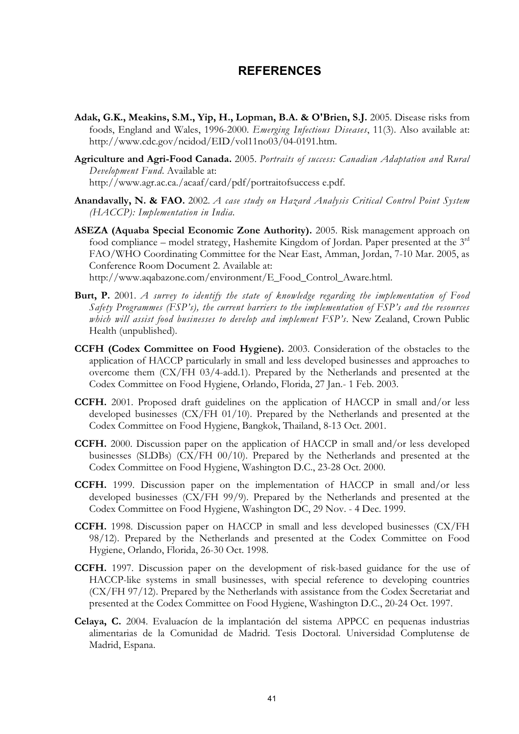# REFERENCES

**Adak, G.K., Meakins, S.M., Yip, H., Lopman, B.A. & O'Brien, S.J.** 2005. Disease risks from foods, England and Wales, 1996-2000. *Emerging Infectious Diseases*, 11(3). Also available at: http://www.cdc.gov/ncidod/EID/vol11no03/04-0191.htm.

**Agriculture and Agri-Food Canada.** 2005. *Portraits of success: Canadian Adaptation and Rural Development Fund*. Available at: http://www.agr.ac.ca./acaaf/card/pdf/portraitofsuccess e.pdf.

**Anandavally, N. & FAO.** 2002. *A case study on Hazard Analysis Critical Control Point System (HACCP): Implementation in India.*

**ASEZA (Aquaba Special Economic Zone Authority).** 2005. Risk management approach on food compliance – model strategy, Hashemite Kingdom of Jordan. Paper presented at the 3rd FAO/WHO Coordinating Committee for the Near East, Amman, Jordan, 7-10 Mar. 2005, as Conference Room Document 2. Available at: http://www.aqabazone.com/environment/E_Food_Control_Aware.html.

**Burt, P.** 2001. *A survey to identify the state of knowledge regarding the implementation of Food Safety Programmes (FSP's), the current barriers to the implementation of FSP's and the resources which will assist food businesses to develop and implement FSP's*. New Zealand, Crown Public Health (unpublished).

**CCFH (Codex Committee on Food Hygiene).** 2003. Consideration of the obstacles to the application of HACCP particularly in small and less developed businesses and approaches to overcome them (CX/FH 03/4-add.1). Prepared by the Netherlands and presented at the Codex Committee on Food Hygiene, Orlando, Florida, 27 Jan.- 1 Feb. 2003.

**CCFH.** 2001. Proposed draft guidelines on the application of HACCP in small and/or less developed businesses (CX/FH 01/10). Prepared by the Netherlands and presented at the Codex Committee on Food Hygiene, Bangkok, Thailand, 8-13 Oct. 2001.

**CCFH.** 2000. Discussion paper on the application of HACCP in small and/or less developed businesses (SLDBs) (CX/FH 00/10). Prepared by the Netherlands and presented at the Codex Committee on Food Hygiene, Washington D.C., 23-28 Oct. 2000.

**CCFH.** 1999. Discussion paper on the implementation of HACCP in small and/or less developed businesses (CX/FH 99/9). Prepared by the Netherlands and presented at the Codex Committee on Food Hygiene, Washington DC, 29 Nov. - 4 Dec. 1999.

**CCFH.** 1998. Discussion paper on HACCP in small and less developed businesses (CX/FH 98/12). Prepared by the Netherlands and presented at the Codex Committee on Food Hygiene, Orlando, Florida, 26-30 Oct. 1998.

**CCFH.** 1997. Discussion paper on the development of risk-based guidance for the use of HACCP-like systems in small businesses, with special reference to developing countries (CX/FH 97/12). Prepared by the Netherlands with assistance from the Codex Secretariat and presented at the Codex Committee on Food Hygiene, Washington D.C., 20-24 Oct. 1997.

**Celaya, C.** 2004. Evaluacíon de la implantación del sistema APPCC en pequenas industrias alimentarias de la Comunidad de Madrid. Tesis Doctoral. Universidad Complutense de Madrid, Espana.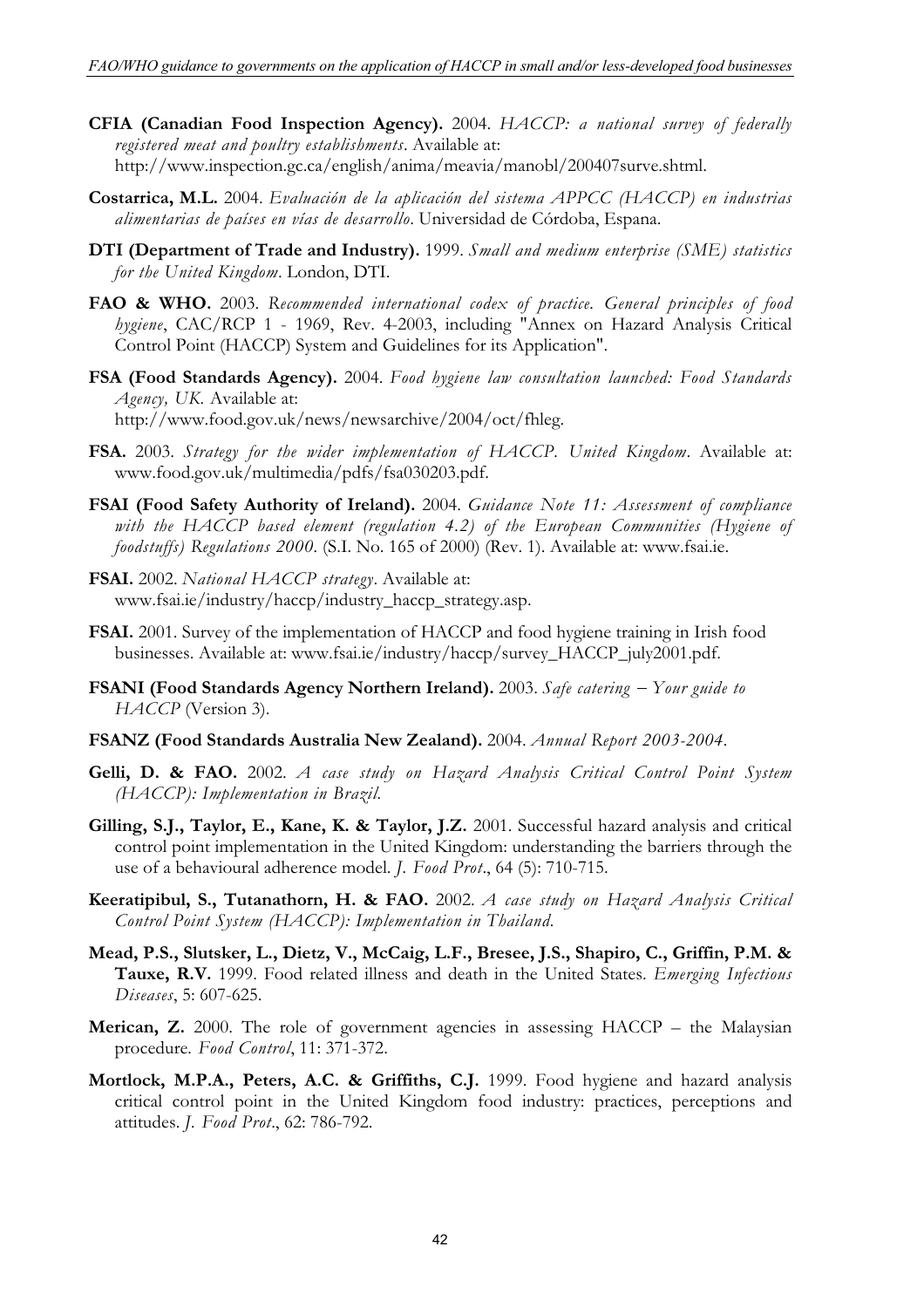**CFIA (Canadian Food Inspection Agency).** 2004. *HACCP: a national survey of federally registered meat and poultry establishments*. Available at: http://www.inspection.gc.ca/english/anima/meavia/manobl/200407surve.shtml.

**Costarrica, M.L.** 2004. *Evaluación de la aplicación del sistema APPCC (HACCP) en industrias alimentarias de países en vías de desarrollo*. Universidad de Córdoba, Espana.

**DTI (Department of Trade and Industry).** 1999. *Small and medium enterprise (SME) statistics for the United Kingdom*. London, DTI.

**FAO & WHO.** 2003. *Recommended international codex of practice. General principles of food hygiene*, CAC/RCP 1 - 1969, Rev. 4-2003, including "Annex on Hazard Analysis Critical Control Point (HACCP) System and Guidelines for its Application".

**FSA (Food Standards Agency).** 2004. *Food hygiene law consultation launched: Food Standards Agency, UK.* Available at: http://www.food.gov.uk/news/newsarchive/2004/oct/fhleg.

**FSA.** 2003. *Strategy for the wider implementation of HACCP. United Kingdom*. Available at: www.food.gov.uk/multimedia/pdfs/fsa030203.pdf.

**FSAI (Food Safety Authority of Ireland).** 2004. *Guidance Note 11: Assessment of compliance with the HACCP based element (regulation 4.2) of the European Communities (Hygiene of foodstuffs) Regulations 2000*. (S.I. No. 165 of 2000) (Rev. 1). Available at: www.fsai.ie.

**FSAI.** 2002. *National HACCP strategy*. Available at: www.fsai.ie/industry/haccp/industry_haccp_strategy.asp.

**FSAI.** 2001. Survey of the implementation of HACCP and food hygiene training in Irish food businesses. Available at: www.fsai.ie/industry/haccp/survey_HACCP_july2001.pdf.

**FSANI (Food Standards Agency Northern Ireland).** 2003. *Safe catering – Your guide to HACCP* (Version 3).

**FSANZ (Food Standards Australia New Zealand).** 2004. *Annual Report 2003-2004*.

**Gelli, D. & FAO.** 2002. *A case study on Hazard Analysis Critical Control Point System (HACCP): Implementation in Brazil.*

**Gilling, S.J., Taylor, E., Kane, K. & Taylor, J.Z.** 2001. Successful hazard analysis and critical control point implementation in the United Kingdom: understanding the barriers through the use of a behavioural adherence model. *J. Food Prot*., 64 (5): 710-715.

**Keeratipibul, S., Tutanathorn, H. & FAO.** 2002. *A case study on Hazard Analysis Critical Control Point System (HACCP): Implementation in Thailand.*

**Mead, P.S., Slutsker, L., Dietz, V., McCaig, L.F., Bresee, J.S., Shapiro, C., Griffin, P.M. & Tauxe, R.V.** 1999. Food related illness and death in the United States. *Emerging Infectious Diseases*, 5: 607-625.

**Merican, Z.** 2000. The role of government agencies in assessing HACCP – the Malaysian procedure. *Food Control*, 11: 371-372.

**Mortlock, M.P.A., Peters, A.C. & Griffiths, C.J.** 1999. Food hygiene and hazard analysis critical control point in the United Kingdom food industry: practices, perceptions and attitudes. *J. Food Prot*., 62: 786-792.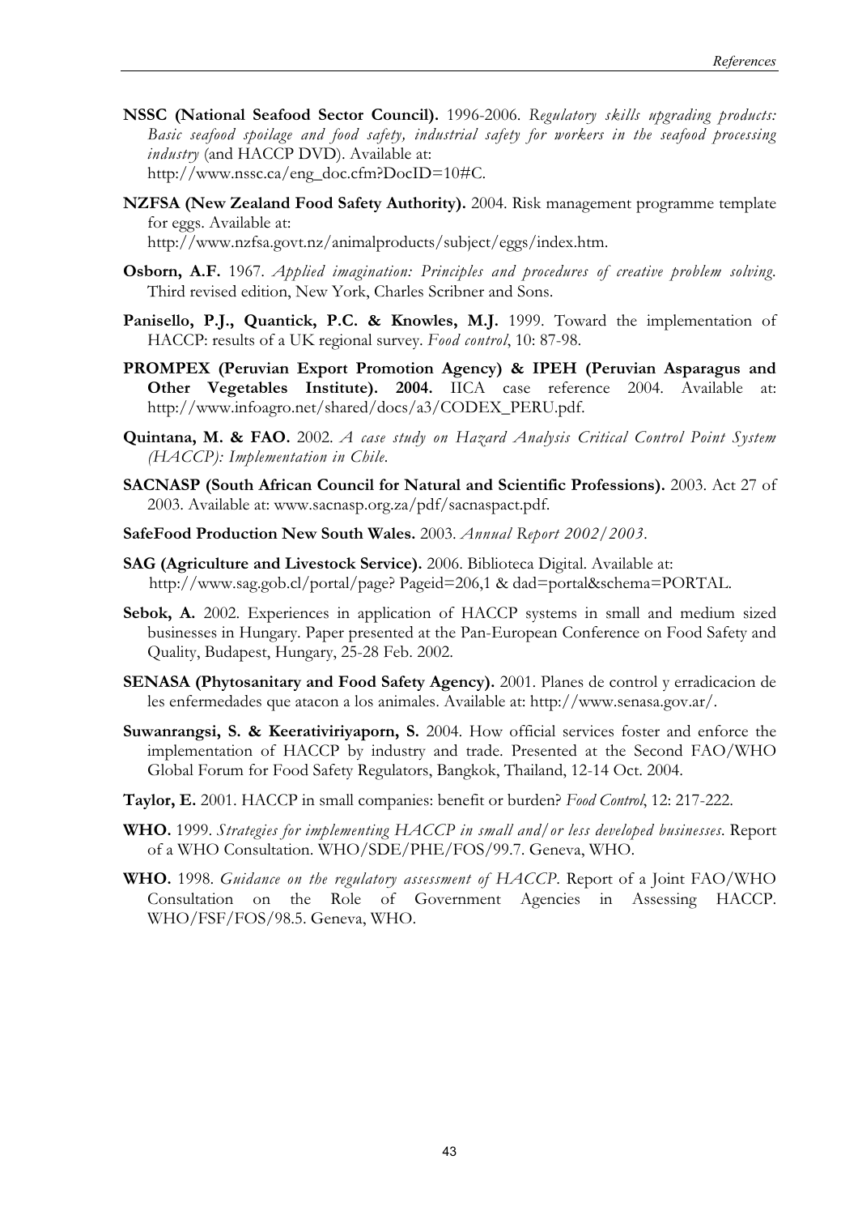**NSSC (National Seafood Sector Council).** 1996-2006. *Regulatory skills upgrading products: Basic seafood spoilage and food safety, industrial safety for workers in the seafood processing industry* (and HACCP DVD). Available at: http://www.nssc.ca/eng_doc.cfm?DocID=10#C.

**NZFSA (New Zealand Food Safety Authority).** 2004. Risk management programme template for eggs. Available at: http://www.nzfsa.govt.nz/animalproducts/subject/eggs/index.htm.

**Osborn, A.F.** 1967. *Applied imagination: Principles and procedures of creative problem solving*. Third revised edition, New York, Charles Scribner and Sons.

**Panisello, P.J., Quantick, P.C. & Knowles, M.J.** 1999. Toward the implementation of HACCP: results of a UK regional survey. *Food control*, 10: 87-98.

**PROMPEX (Peruvian Export Promotion Agency) & IPEH (Peruvian Asparagus and Other Vegetables Institute). 2004.** IICA case reference 2004. Available at: http://www.infoagro.net/shared/docs/a3/CODEX_PERU.pdf.

**Quintana, M. & FAO.** 2002. *A case study on Hazard Analysis Critical Control Point System (HACCP): Implementation in Chile.*

**SACNASP (South African Council for Natural and Scientific Professions).** 2003. Act 27 of 2003. Available at: www.sacnasp.org.za/pdf/sacnaspact.pdf.

**SafeFood Production New South Wales.** 2003. *Annual Report 2002/2003.*

**SAG (Agriculture and Livestock Service).** 2006. Biblioteca Digital. Available at: http://www.sag.gob.cl/portal/page? Pageid=206,1 & dad=portal&schema=PORTAL.

**Sebok, A.** 2002. Experiences in application of HACCP systems in small and medium sized businesses in Hungary. Paper presented at the Pan-European Conference on Food Safety and Quality, Budapest, Hungary, 25-28 Feb. 2002.

**SENASA (Phytosanitary and Food Safety Agency).** 2001. Planes de control y erradicacion de les enfermedades que atacon a los animales. Available at: http://www.senasa.gov.ar/.

**Suwanrangsi, S. & Keerativiriyaporn, S.** 2004. How official services foster and enforce the implementation of HACCP by industry and trade. Presented at the Second FAO/WHO Global Forum for Food Safety Regulators, Bangkok, Thailand, 12-14 Oct. 2004.

**Taylor, E.** 2001. HACCP in small companies: benefit or burden? *Food Control*, 12: 217-222.

**WHO.** 1999. *Strategies for implementing HACCP in small and/or less developed businesses*. Report of a WHO Consultation. WHO/SDE/PHE/FOS/99.7. Geneva, WHO.

**WHO.** 1998. *Guidance on the regulatory assessment of HACCP*. Report of a Joint FAO/WHO Consultation on the Role of Government Agencies in Assessing HACCP. WHO/FSF/FOS/98.5. Geneva, WHO.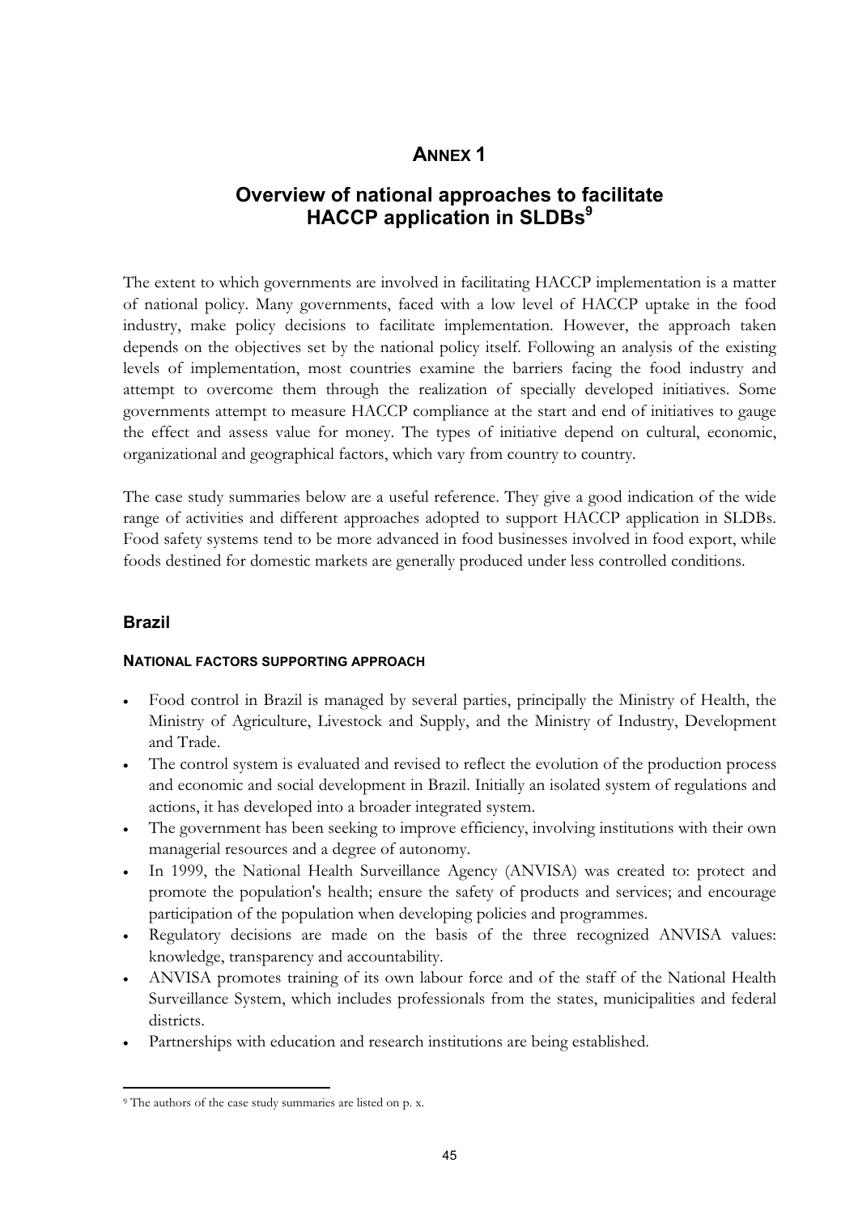# ANNEX 1

## Overview of national approaches to facilitate HACCP application in SLDBs[9]

The extent to which governments are involved in facilitating HACCP implementation is a matter of national policy. Many governments, faced with a low level of HACCP uptake in the food industry, make policy decisions to facilitate implementation. However, the approach taken depends on the objectives set by the national policy itself. Following an analysis of the existing levels of implementation, most countries examine the barriers facing the food industry and attempt to overcome them through the realization of specially developed initiatives. Some governments attempt to measure HACCP compliance at the start and end of initiatives to gauge the effect and assess value for money. The types of initiative depend on cultural, economic, organizational and geographical factors, which vary from country to country.

The case study summaries below are a useful reference. They give a good indication of the wide range of activities and different approaches adopted to support HACCP application in SLDBs. Food safety systems tend to be more advanced in food businesses involved in food export, while foods destined for domestic markets are generally produced under less controlled conditions.

### Brazil

#### NATIONAL FACTORS SUPPORTING APPROACH

- Food control in Brazil is managed by several parties, principally the Ministry of Health, the Ministry of Agriculture, Livestock and Supply, and the Ministry of Industry, Development and Trade.
- The control system is evaluated and revised to reflect the evolution of the production process and economic and social development in Brazil. Initially an isolated system of regulations and actions, it has developed into a broader integrated system.
- The government has been seeking to improve efficiency, involving institutions with their own managerial resources and a degree of autonomy.
- In 1999, the National Health Surveillance Agency (ANVISA) was created to: protect and promote the population's health; ensure the safety of products and services; and encourage participation of the population when developing policies and programmes.
- Regulatory decisions are made on the basis of the three recognized ANVISA values: knowledge, transparency and accountability.
- ANVISA promotes training of its own labour force and of the staff of the National Health Surveillance System, which includes professionals from the states, municipalities and federal districts.
- Partnerships with education and research institutions are being established.

[9] The authors of the case study summaries are listed on p. x.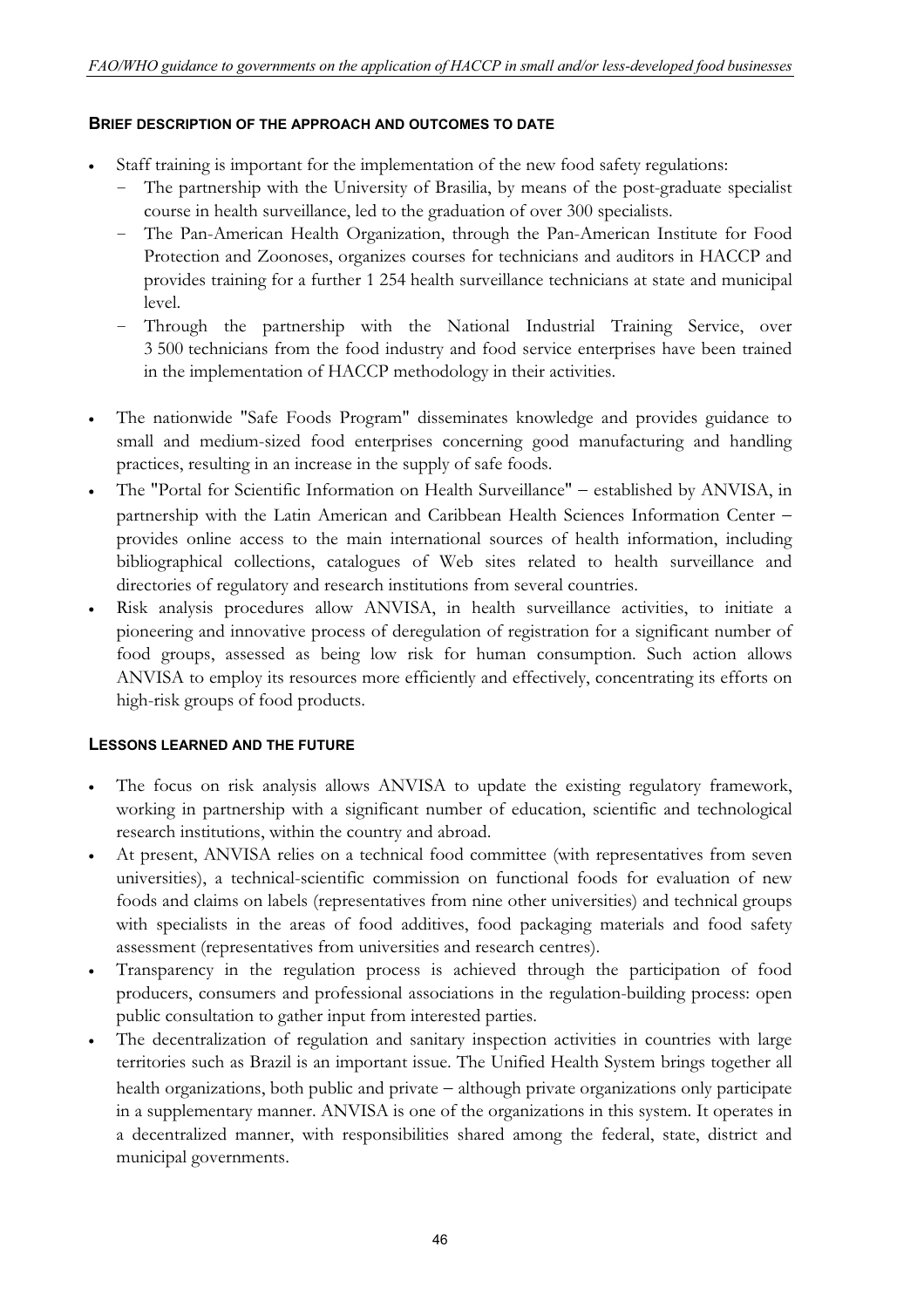### BRIEF DESCRIPTION OF THE APPROACH AND OUTCOMES TO DATE

- Staff training is important for the implementation of the new food safety regulations:
  - The partnership with the University of Brasilia, by means of the post-graduate specialist course in health surveillance, led to the graduation of over 300 specialists.
  - The Pan-American Health Organization, through the Pan-American Institute for Food Protection and Zoonoses, organizes courses for technicians and auditors in HACCP and provides training for a further 1 254 health surveillance technicians at state and municipal level.
  - Through the partnership with the National Industrial Training Service, over 3 500 technicians from the food industry and food service enterprises have been trained in the implementation of HACCP methodology in their activities.
- The nationwide "Safe Foods Program" disseminates knowledge and provides guidance to small and medium-sized food enterprises concerning good manufacturing and handling practices, resulting in an increase in the supply of safe foods.
- The "Portal for Scientific Information on Health Surveillance" – established by ANVISA, in partnership with the Latin American and Caribbean Health Sciences Information Center – provides online access to the main international sources of health information, including bibliographical collections, catalogues of Web sites related to health surveillance and directories of regulatory and research institutions from several countries.
- Risk analysis procedures allow ANVISA, in health surveillance activities, to initiate a pioneering and innovative process of deregulation of registration for a significant number of food groups, assessed as being low risk for human consumption. Such action allows ANVISA to employ its resources more efficiently and effectively, concentrating its efforts on high-risk groups of food products.

### LESSONS LEARNED AND THE FUTURE

- The focus on risk analysis allows ANVISA to update the existing regulatory framework, working in partnership with a significant number of education, scientific and technological research institutions, within the country and abroad.
- At present, ANVISA relies on a technical food committee (with representatives from seven universities), a technical-scientific commission on functional foods for evaluation of new foods and claims on labels (representatives from nine other universities) and technical groups with specialists in the areas of food additives, food packaging materials and food safety assessment (representatives from universities and research centres).
- Transparency in the regulation process is achieved through the participation of food producers, consumers and professional associations in the regulation-building process: open public consultation to gather input from interested parties.
- The decentralization of regulation and sanitary inspection activities in countries with large territories such as Brazil is an important issue. The Unified Health System brings together all health organizations, both public and private – although private organizations only participate in a supplementary manner. ANVISA is one of the organizations in this system. It operates in a decentralized manner, with responsibilities shared among the federal, state, district and municipal governments.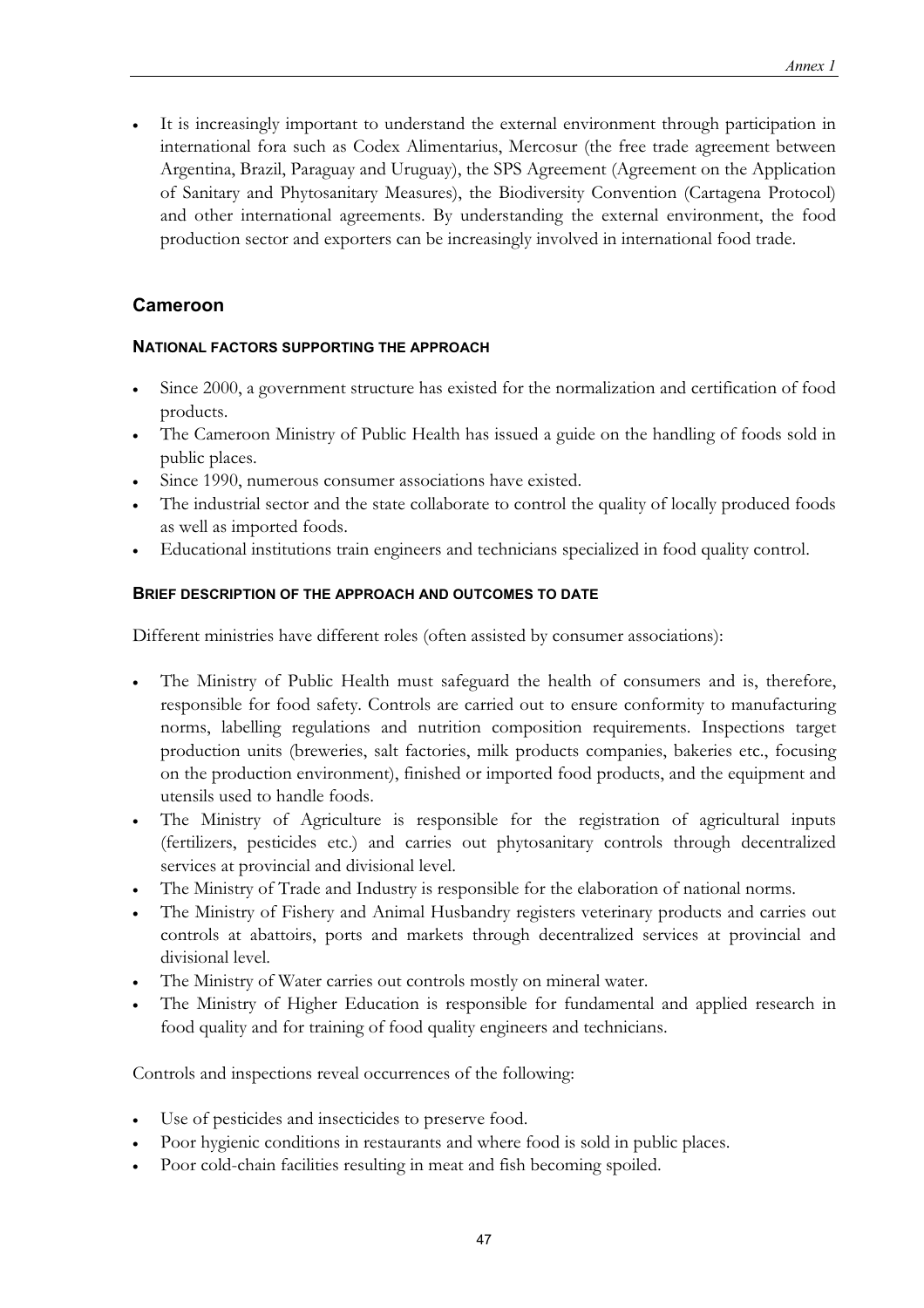- It is increasingly important to understand the external environment through participation in international fora such as Codex Alimentarius, Mercosur (the free trade agreement between Argentina, Brazil, Paraguay and Uruguay), the SPS Agreement (Agreement on the Application of Sanitary and Phytosanitary Measures), the Biodiversity Convention (Cartagena Protocol) and other international agreements. By understanding the external environment, the food production sector and exporters can be increasingly involved in international food trade.

## Cameroon

### NATIONAL FACTORS SUPPORTING THE APPROACH

- Since 2000, a government structure has existed for the normalization and certification of food products.
- The Cameroon Ministry of Public Health has issued a guide on the handling of foods sold in public places.
- Since 1990, numerous consumer associations have existed.
- The industrial sector and the state collaborate to control the quality of locally produced foods as well as imported foods.
- Educational institutions train engineers and technicians specialized in food quality control.

### BRIEF DESCRIPTION OF THE APPROACH AND OUTCOMES TO DATE

Different ministries have different roles (often assisted by consumer associations):

- The Ministry of Public Health must safeguard the health of consumers and is, therefore, responsible for food safety. Controls are carried out to ensure conformity to manufacturing norms, labelling regulations and nutrition composition requirements. Inspections target production units (breweries, salt factories, milk products companies, bakeries etc., focusing on the production environment), finished or imported food products, and the equipment and utensils used to handle foods.
- The Ministry of Agriculture is responsible for the registration of agricultural inputs (fertilizers, pesticides etc.) and carries out phytosanitary controls through decentralized services at provincial and divisional level.
- The Ministry of Trade and Industry is responsible for the elaboration of national norms.
- The Ministry of Fishery and Animal Husbandry registers veterinary products and carries out controls at abattoirs, ports and markets through decentralized services at provincial and divisional level.
- The Ministry of Water carries out controls mostly on mineral water.
- The Ministry of Higher Education is responsible for fundamental and applied research in food quality and for training of food quality engineers and technicians.

Controls and inspections reveal occurrences of the following:

- Use of pesticides and insecticides to preserve food.
- Poor hygienic conditions in restaurants and where food is sold in public places.
- Poor cold-chain facilities resulting in meat and fish becoming spoiled.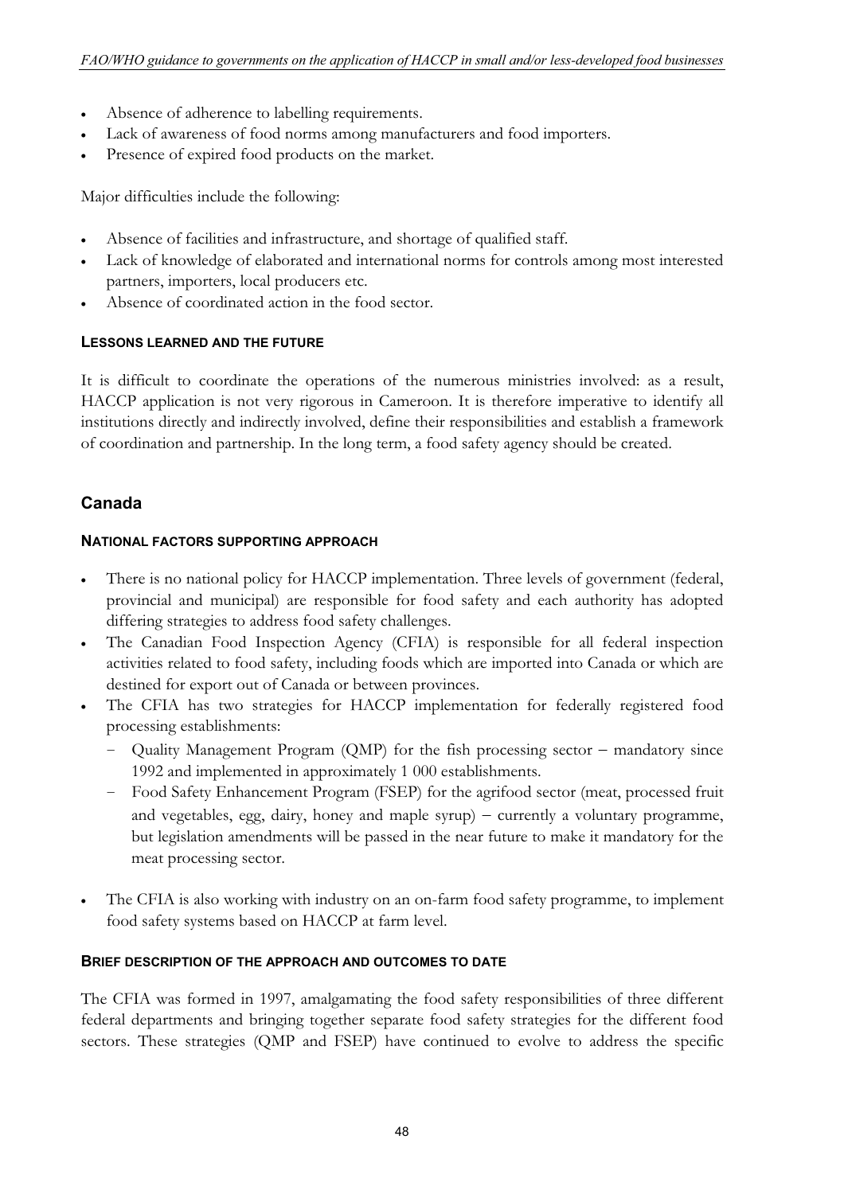- Absence of adherence to labelling requirements.
- Lack of awareness of food norms among manufacturers and food importers.
- Presence of expired food products on the market.

Major difficulties include the following:

- Absence of facilities and infrastructure, and shortage of qualified staff.
- Lack of knowledge of elaborated and international norms for controls among most interested partners, importers, local producers etc.
- Absence of coordinated action in the food sector.

#### LESSONS LEARNED AND THE FUTURE

It is difficult to coordinate the operations of the numerous ministries involved: as a result, HACCP application is not very rigorous in Cameroon. It is therefore imperative to identify all institutions directly and indirectly involved, define their responsibilities and establish a framework of coordination and partnership. In the long term, a food safety agency should be created.

### Canada

#### NATIONAL FACTORS SUPPORTING APPROACH

- There is no national policy for HACCP implementation. Three levels of government (federal, provincial and municipal) are responsible for food safety and each authority has adopted differing strategies to address food safety challenges.
- The Canadian Food Inspection Agency (CFIA) is responsible for all federal inspection activities related to food safety, including foods which are imported into Canada or which are destined for export out of Canada or between provinces.
- The CFIA has two strategies for HACCP implementation for federally registered food processing establishments:
  - Quality Management Program (QMP) for the fish processing sector – mandatory since 1992 and implemented in approximately 1 000 establishments.
  - Food Safety Enhancement Program (FSEP) for the agrifood sector (meat, processed fruit and vegetables, egg, dairy, honey and maple syrup) – currently a voluntary programme, but legislation amendments will be passed in the near future to make it mandatory for the meat processing sector.
- The CFIA is also working with industry on an on-farm food safety programme, to implement food safety systems based on HACCP at farm level.

#### BRIEF DESCRIPTION OF THE APPROACH AND OUTCOMES TO DATE

The CFIA was formed in 1997, amalgamating the food safety responsibilities of three different federal departments and bringing together separate food safety strategies for the different food sectors. These strategies (QMP and FSEP) have continued to evolve to address the specific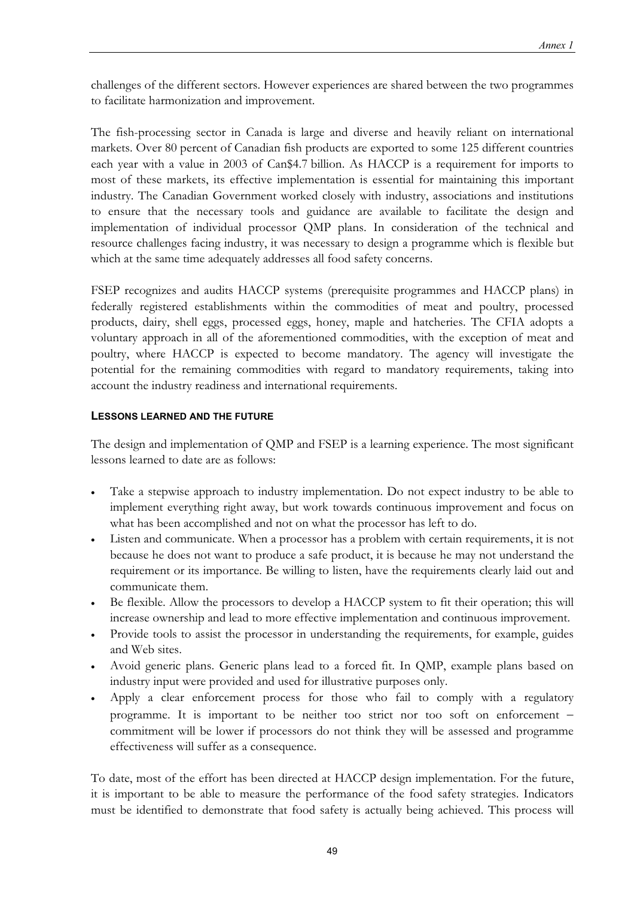challenges of the different sectors. However experiences are shared between the two programmes to facilitate harmonization and improvement.

The fish-processing sector in Canada is large and diverse and heavily reliant on international markets. Over 80 percent of Canadian fish products are exported to some 125 different countries each year with a value in 2003 of Can$4.7 billion. As HACCP is a requirement for imports to most of these markets, its effective implementation is essential for maintaining this important industry. The Canadian Government worked closely with industry, associations and institutions to ensure that the necessary tools and guidance are available to facilitate the design and implementation of individual processor QMP plans. In consideration of the technical and resource challenges facing industry, it was necessary to design a programme which is flexible but which at the same time adequately addresses all food safety concerns.

FSEP recognizes and audits HACCP systems (prerequisite programmes and HACCP plans) in federally registered establishments within the commodities of meat and poultry, processed products, dairy, shell eggs, processed eggs, honey, maple and hatcheries. The CFIA adopts a voluntary approach in all of the aforementioned commodities, with the exception of meat and poultry, where HACCP is expected to become mandatory. The agency will investigate the potential for the remaining commodities with regard to mandatory requirements, taking into account the industry readiness and international requirements.

#### LESSONS LEARNED AND THE FUTURE

The design and implementation of QMP and FSEP is a learning experience. The most significant lessons learned to date are as follows:

- Take a stepwise approach to industry implementation. Do not expect industry to be able to implement everything right away, but work towards continuous improvement and focus on what has been accomplished and not on what the processor has left to do.
- Listen and communicate. When a processor has a problem with certain requirements, it is not because he does not want to produce a safe product, it is because he may not understand the requirement or its importance. Be willing to listen, have the requirements clearly laid out and communicate them.
- Be flexible. Allow the processors to develop a HACCP system to fit their operation; this will increase ownership and lead to more effective implementation and continuous improvement.
- Provide tools to assist the processor in understanding the requirements, for example, guides and Web sites.
- Avoid generic plans. Generic plans lead to a forced fit. In QMP, example plans based on industry input were provided and used for illustrative purposes only.
- Apply a clear enforcement process for those who fail to comply with a regulatory programme. It is important to be neither too strict nor too soft on enforcement – commitment will be lower if processors do not think they will be assessed and programme effectiveness will suffer as a consequence.

To date, most of the effort has been directed at HACCP design implementation. For the future, it is important to be able to measure the performance of the food safety strategies. Indicators must be identified to demonstrate that food safety is actually being achieved. This process will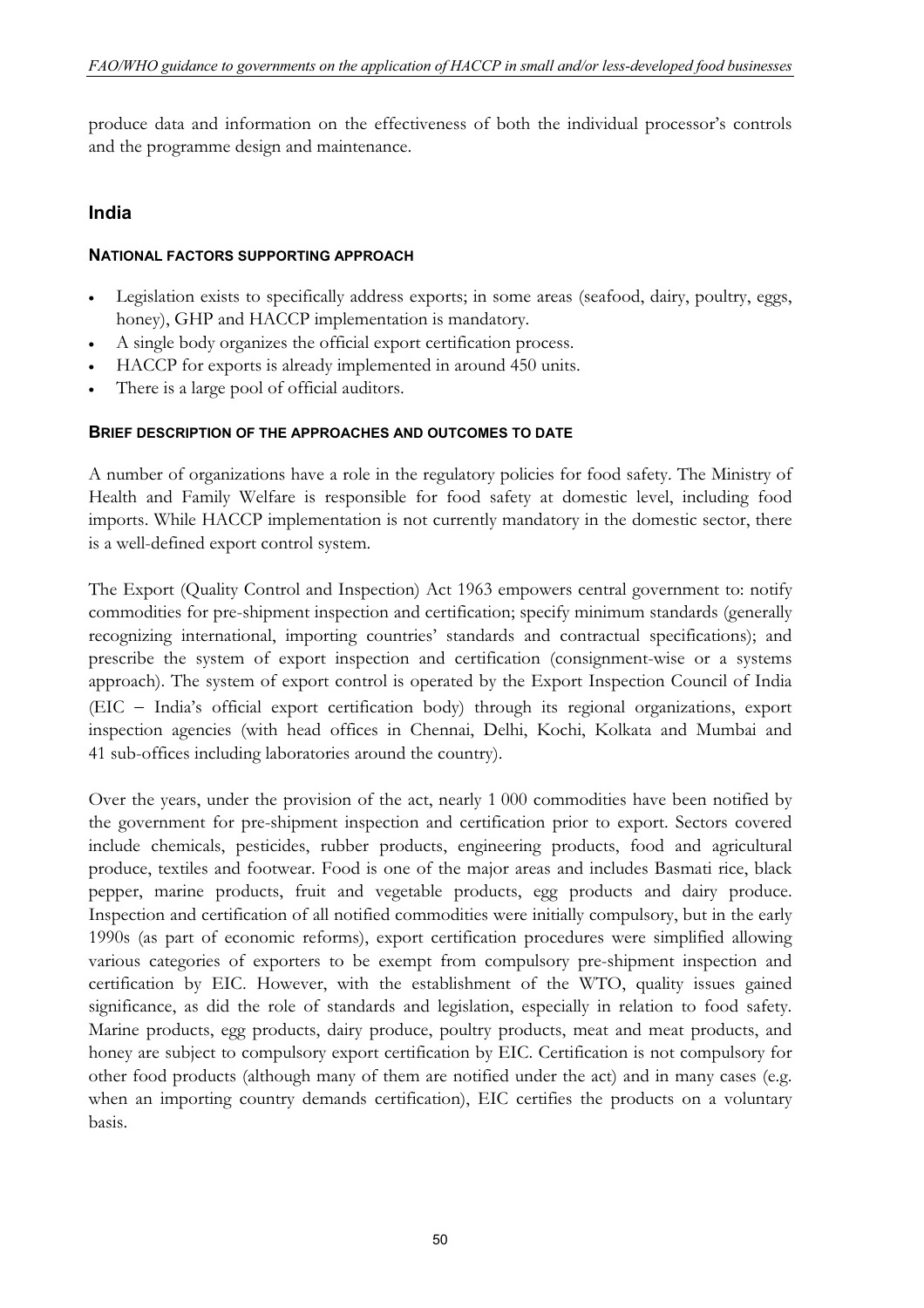produce data and information on the effectiveness of both the individual processor's controls and the programme design and maintenance.

## India

### NATIONAL FACTORS SUPPORTING APPROACH

- Legislation exists to specifically address exports; in some areas (seafood, dairy, poultry, eggs, honey), GHP and HACCP implementation is mandatory.
- A single body organizes the official export certification process.
- HACCP for exports is already implemented in around 450 units.
- There is a large pool of official auditors.

### BRIEF DESCRIPTION OF THE APPROACHES AND OUTCOMES TO DATE

A number of organizations have a role in the regulatory policies for food safety. The Ministry of Health and Family Welfare is responsible for food safety at domestic level, including food imports. While HACCP implementation is not currently mandatory in the domestic sector, there is a well-defined export control system.

The Export (Quality Control and Inspection) Act 1963 empowers central government to: notify commodities for pre-shipment inspection and certification; specify minimum standards (generally recognizing international, importing countries' standards and contractual specifications); and prescribe the system of export inspection and certification (consignment-wise or a systems approach). The system of export control is operated by the Export Inspection Council of India (EIC – India's official export certification body) through its regional organizations, export inspection agencies (with head offices in Chennai, Delhi, Kochi, Kolkata and Mumbai and 41 sub-offices including laboratories around the country).

Over the years, under the provision of the act, nearly 1 000 commodities have been notified by the government for pre-shipment inspection and certification prior to export. Sectors covered include chemicals, pesticides, rubber products, engineering products, food and agricultural produce, textiles and footwear. Food is one of the major areas and includes Basmati rice, black pepper, marine products, fruit and vegetable products, egg products and dairy produce. Inspection and certification of all notified commodities were initially compulsory, but in the early 1990s (as part of economic reforms), export certification procedures were simplified allowing various categories of exporters to be exempt from compulsory pre-shipment inspection and certification by EIC. However, with the establishment of the WTO, quality issues gained significance, as did the role of standards and legislation, especially in relation to food safety. Marine products, egg products, dairy produce, poultry products, meat and meat products, and honey are subject to compulsory export certification by EIC. Certification is not compulsory for other food products (although many of them are notified under the act) and in many cases (e.g. when an importing country demands certification), EIC certifies the products on a voluntary basis.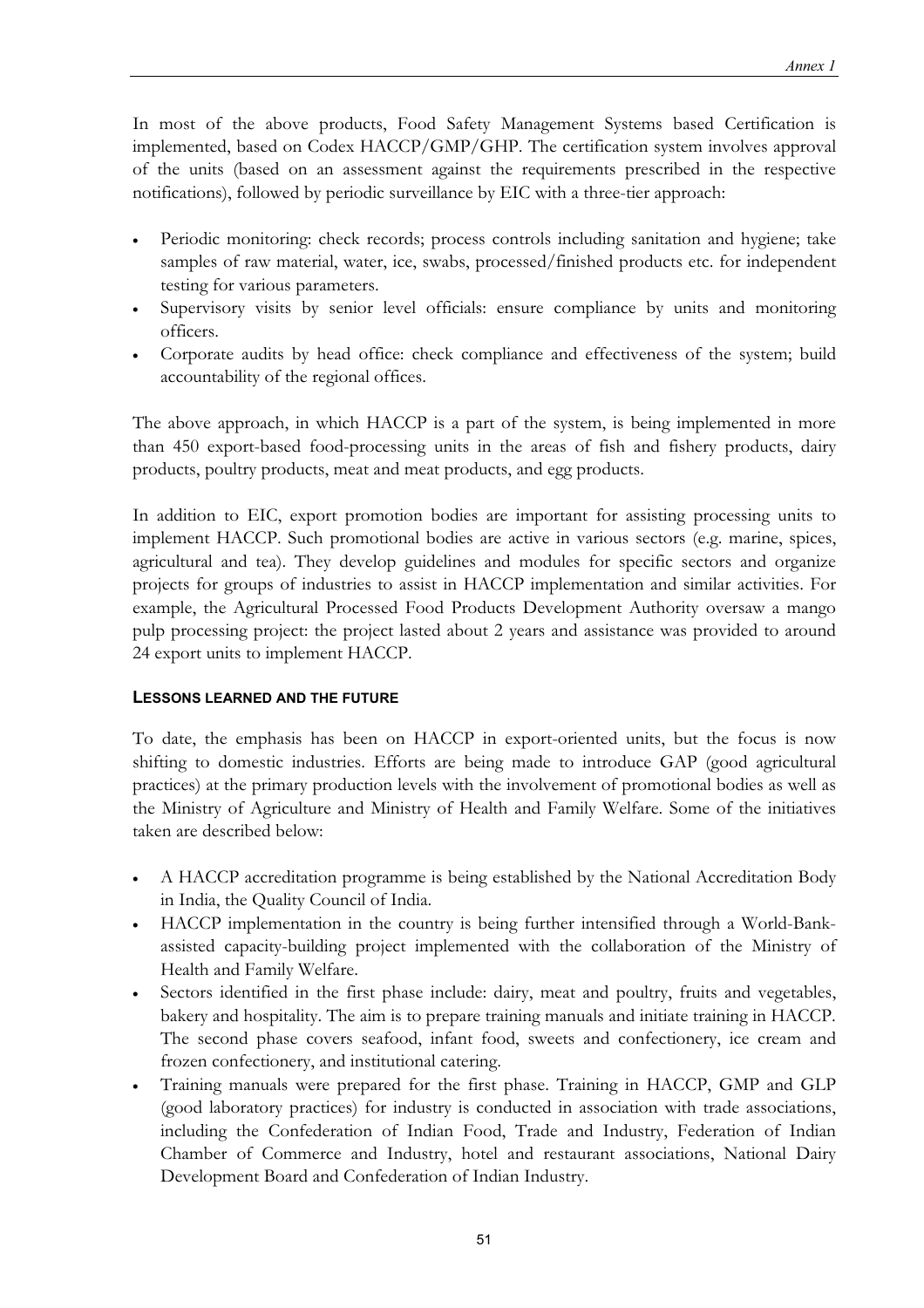In most of the above products, Food Safety Management Systems based Certification is implemented, based on Codex HACCP/GMP/GHP. The certification system involves approval of the units (based on an assessment against the requirements prescribed in the respective notifications), followed by periodic surveillance by EIC with a three-tier approach:

- Periodic monitoring: check records; process controls including sanitation and hygiene; take samples of raw material, water, ice, swabs, processed/finished products etc. for independent testing for various parameters.
- Supervisory visits by senior level officials: ensure compliance by units and monitoring officers.
- Corporate audits by head office: check compliance and effectiveness of the system; build accountability of the regional offices.

The above approach, in which HACCP is a part of the system, is being implemented in more than 450 export-based food-processing units in the areas of fish and fishery products, dairy products, poultry products, meat and meat products, and egg products.

In addition to EIC, export promotion bodies are important for assisting processing units to implement HACCP. Such promotional bodies are active in various sectors (e.g. marine, spices, agricultural and tea). They develop guidelines and modules for specific sectors and organize projects for groups of industries to assist in HACCP implementation and similar activities. For example, the Agricultural Processed Food Products Development Authority oversaw a mango pulp processing project: the project lasted about 2 years and assistance was provided to around 24 export units to implement HACCP.

#### LESSONS LEARNED AND THE FUTURE

To date, the emphasis has been on HACCP in export-oriented units, but the focus is now shifting to domestic industries. Efforts are being made to introduce GAP (good agricultural practices) at the primary production levels with the involvement of promotional bodies as well as the Ministry of Agriculture and Ministry of Health and Family Welfare. Some of the initiatives taken are described below:

- A HACCP accreditation programme is being established by the National Accreditation Body in India, the Quality Council of India.
- HACCP implementation in the country is being further intensified through a World-Bank-assisted capacity-building project implemented with the collaboration of the Ministry of Health and Family Welfare.
- Sectors identified in the first phase include: dairy, meat and poultry, fruits and vegetables, bakery and hospitality. The aim is to prepare training manuals and initiate training in HACCP. The second phase covers seafood, infant food, sweets and confectionery, ice cream and frozen confectionery, and institutional catering.
- Training manuals were prepared for the first phase. Training in HACCP, GMP and GLP (good laboratory practices) for industry is conducted in association with trade associations, including the Confederation of Indian Food, Trade and Industry, Federation of Indian Chamber of Commerce and Industry, hotel and restaurant associations, National Dairy Development Board and Confederation of Indian Industry.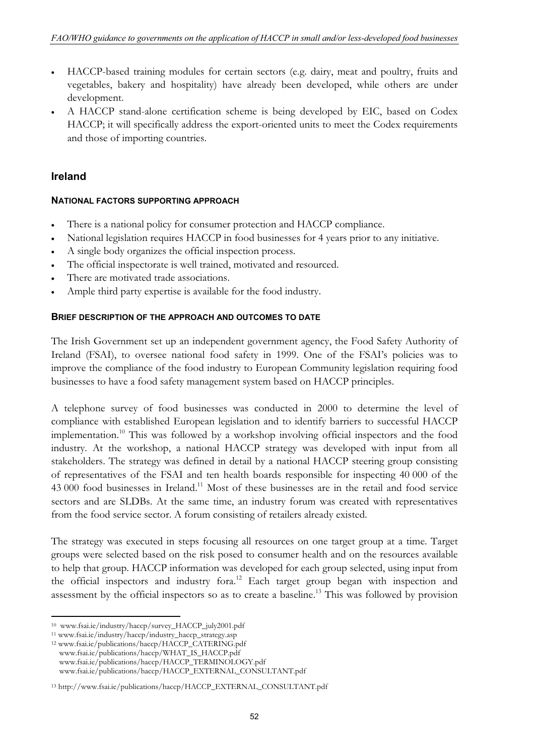- HACCP-based training modules for certain sectors (e.g. dairy, meat and poultry, fruits and vegetables, bakery and hospitality) have already been developed, while others are under development.
- A HACCP stand-alone certification scheme is being developed by EIC, based on Codex HACCP; it will specifically address the export-oriented units to meet the Codex requirements and those of importing countries.

## Ireland

### NATIONAL FACTORS SUPPORTING APPROACH

- There is a national policy for consumer protection and HACCP compliance.
- National legislation requires HACCP in food businesses for 4 years prior to any initiative.
- A single body organizes the official inspection process.
- The official inspectorate is well trained, motivated and resourced.
- There are motivated trade associations.
- Ample third party expertise is available for the food industry.

### BRIEF DESCRIPTION OF THE APPROACH AND OUTCOMES TO DATE

The Irish Government set up an independent government agency, the Food Safety Authority of Ireland (FSAI), to oversee national food safety in 1999. One of the FSAI's policies was to improve the compliance of the food industry to European Community legislation requiring food businesses to have a food safety management system based on HACCP principles.

A telephone survey of food businesses was conducted in 2000 to determine the level of compliance with established European legislation and to identify barriers to successful HACCP implementation.[10] This was followed by a workshop involving official inspectors and the food industry. At the workshop, a national HACCP strategy was developed with input from all stakeholders. The strategy was defined in detail by a national HACCP steering group consisting of representatives of the FSAI and ten health boards responsible for inspecting 40 000 of the 43 000 food businesses in Ireland.[11] Most of these businesses are in the retail and food service sectors and are SLDBs. At the same time, an industry forum was created with representatives from the food service sector. A forum consisting of retailers already existed.

The strategy was executed in steps focusing all resources on one target group at a time. Target groups were selected based on the risk posed to consumer health and on the resources available to help that group. HACCP information was developed for each group selected, using input from the official inspectors and industry fora.[12] Each target group began with inspection and assessment by the official inspectors so as to create a baseline.[13] This was followed by provision

[10] www.fsai.ie/industry/haccp/survey_HACCP_july2001.pdf

[11] www.fsai.ie/industry/haccp/industry_haccp_strategy.asp

[12] www.fsai.ie/publications/haccp/HACCP_CATERING.pdf
www.fsai.ie/publications/haccp/WHAT_IS_HACCP.pdf
www.fsai.ie/publications/haccp/HACCP_TERMINOLOGY.pdf
www.fsai.ie/publications/haccp/HACCP_EXTERNAL_CONSULTANT.pdf

[13] http://www.fsai.ie/publications/haccp/HACCP_EXTERNAL_CONSULTANT.pdf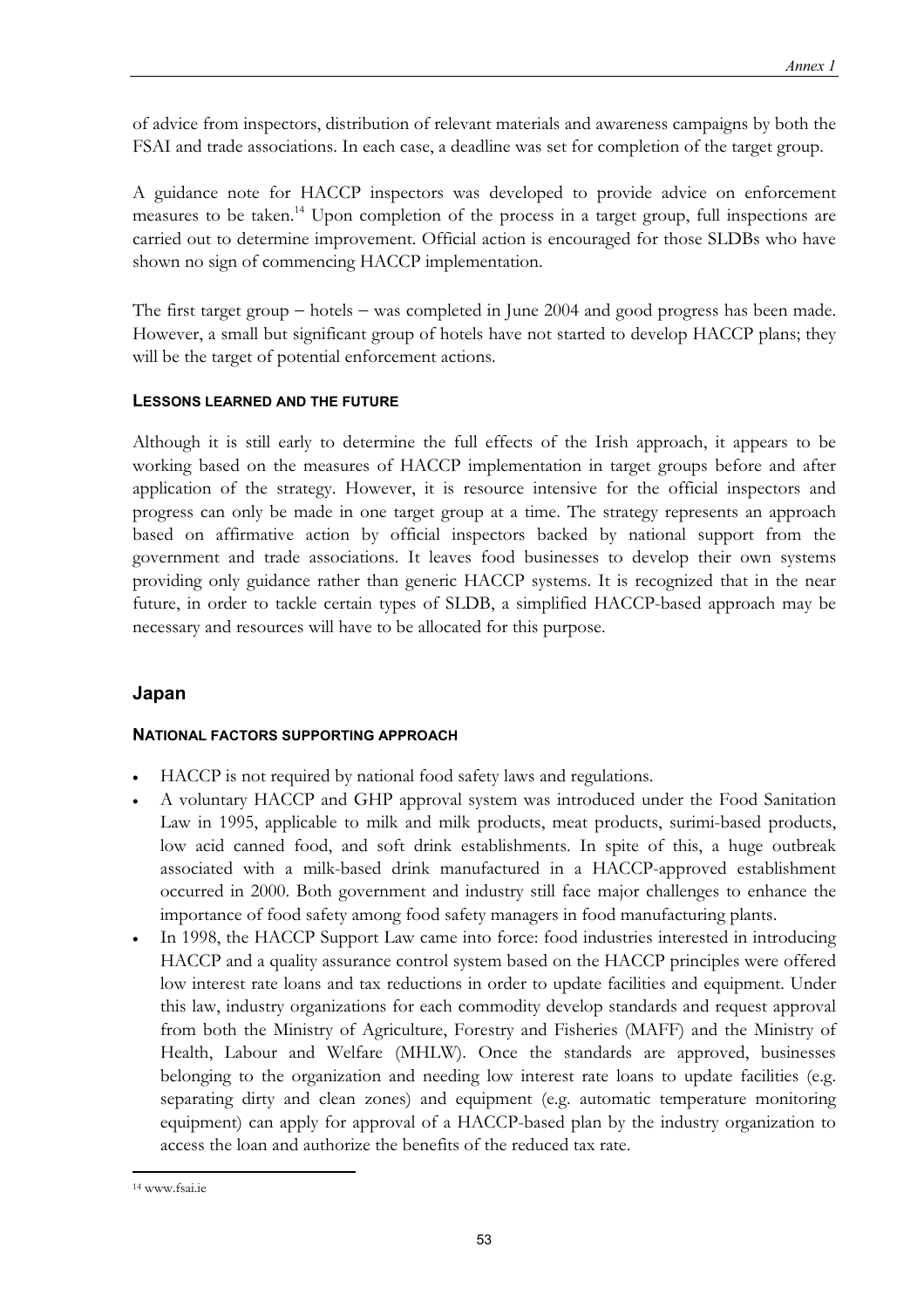of advice from inspectors, distribution of relevant materials and awareness campaigns by both the FSAI and trade associations. In each case, a deadline was set for completion of the target group.

A guidance note for HACCP inspectors was developed to provide advice on enforcement measures to be taken.[14] Upon completion of the process in a target group, full inspections are carried out to determine improvement. Official action is encouraged for those SLDBs who have shown no sign of commencing HACCP implementation.

The first target group – hotels – was completed in June 2004 and good progress has been made. However, a small but significant group of hotels have not started to develop HACCP plans; they will be the target of potential enforcement actions.

#### LESSONS LEARNED AND THE FUTURE

Although it is still early to determine the full effects of the Irish approach, it appears to be working based on the measures of HACCP implementation in target groups before and after application of the strategy. However, it is resource intensive for the official inspectors and progress can only be made in one target group at a time. The strategy represents an approach based on affirmative action by official inspectors backed by national support from the government and trade associations. It leaves food businesses to develop their own systems providing only guidance rather than generic HACCP systems. It is recognized that in the near future, in order to tackle certain types of SLDB, a simplified HACCP-based approach may be necessary and resources will have to be allocated for this purpose.

### Japan

#### NATIONAL FACTORS SUPPORTING APPROACH

- HACCP is not required by national food safety laws and regulations.
- A voluntary HACCP and GHP approval system was introduced under the Food Sanitation Law in 1995, applicable to milk and milk products, meat products, surimi-based products, low acid canned food, and soft drink establishments. In spite of this, a huge outbreak associated with a milk-based drink manufactured in a HACCP-approved establishment occurred in 2000. Both government and industry still face major challenges to enhance the importance of food safety among food safety managers in food manufacturing plants.
- In 1998, the HACCP Support Law came into force: food industries interested in introducing HACCP and a quality assurance control system based on the HACCP principles were offered low interest rate loans and tax reductions in order to update facilities and equipment. Under this law, industry organizations for each commodity develop standards and request approval from both the Ministry of Agriculture, Forestry and Fisheries (MAFF) and the Ministry of Health, Labour and Welfare (MHLW). Once the standards are approved, businesses belonging to the organization and needing low interest rate loans to update facilities (e.g. separating dirty and clean zones) and equipment (e.g. automatic temperature monitoring equipment) can apply for approval of a HACCP-based plan by the industry organization to access the loan and authorize the benefits of the reduced tax rate.

[14] www.fsai.ie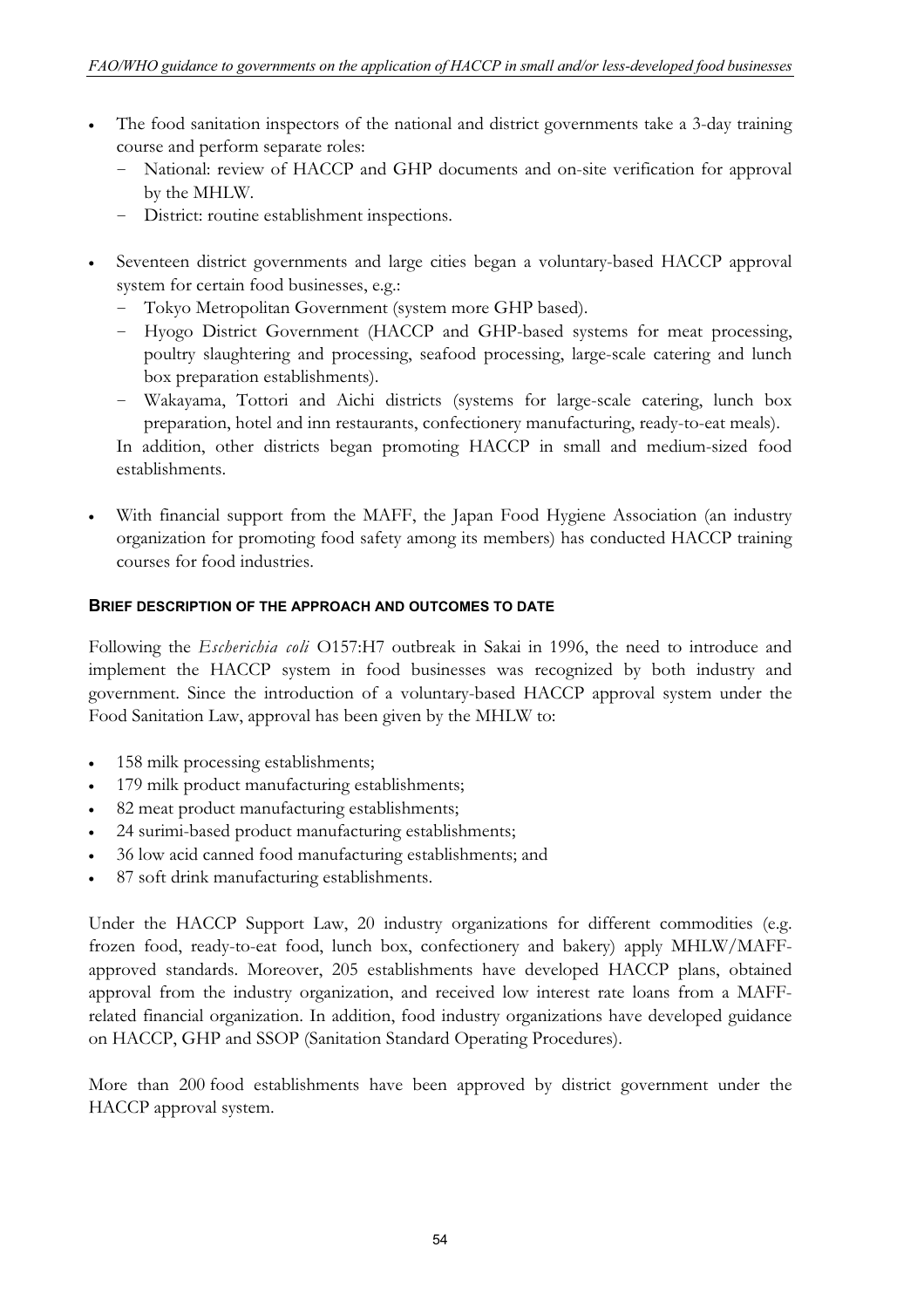- The food sanitation inspectors of the national and district governments take a 3-day training course and perform separate roles:
  - National: review of HACCP and GHP documents and on-site verification for approval by the MHLW.
  - District: routine establishment inspections.

- Seventeen district governments and large cities began a voluntary-based HACCP approval system for certain food businesses, e.g.:
  - Tokyo Metropolitan Government (system more GHP based).
  - Hyogo District Government (HACCP and GHP-based systems for meat processing, poultry slaughtering and processing, seafood processing, large-scale catering and lunch box preparation establishments).
  - Wakayama, Tottori and Aichi districts (systems for large-scale catering, lunch box preparation, hotel and inn restaurants, confectionery manufacturing, ready-to-eat meals).

  In addition, other districts began promoting HACCP in small and medium-sized food establishments.

- With financial support from the MAFF, the Japan Food Hygiene Association (an industry organization for promoting food safety among its members) has conducted HACCP training courses for food industries.

#### BRIEF DESCRIPTION OF THE APPROACH AND OUTCOMES TO DATE

Following the *Escherichia coli* O157:H7 outbreak in Sakai in 1996, the need to introduce and implement the HACCP system in food businesses was recognized by both industry and government. Since the introduction of a voluntary-based HACCP approval system under the Food Sanitation Law, approval has been given by the MHLW to:

- 158 milk processing establishments;
- 179 milk product manufacturing establishments;
- 82 meat product manufacturing establishments;
- 24 surimi-based product manufacturing establishments;
- 36 low acid canned food manufacturing establishments; and
- 87 soft drink manufacturing establishments.

Under the HACCP Support Law, 20 industry organizations for different commodities (e.g. frozen food, ready-to-eat food, lunch box, confectionery and bakery) apply MHLW/MAFF-approved standards. Moreover, 205 establishments have developed HACCP plans, obtained approval from the industry organization, and received low interest rate loans from a MAFF-related financial organization. In addition, food industry organizations have developed guidance on HACCP, GHP and SSOP (Sanitation Standard Operating Procedures).

More than 200 food establishments have been approved by district government under the HACCP approval system.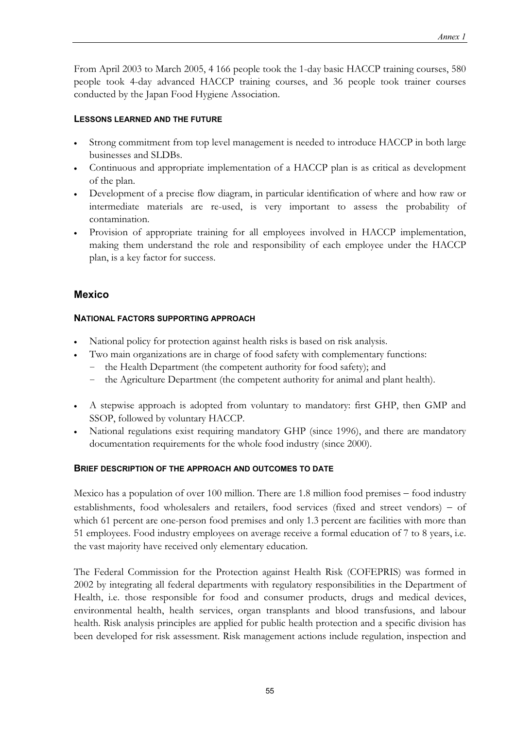From April 2003 to March 2005, 4 166 people took the 1-day basic HACCP training courses, 580 people took 4-day advanced HACCP training courses, and 36 people took trainer courses conducted by the Japan Food Hygiene Association.

#### LESSONS LEARNED AND THE FUTURE

- Strong commitment from top level management is needed to introduce HACCP in both large businesses and SLDBs.
- Continuous and appropriate implementation of a HACCP plan is as critical as development of the plan.
- Development of a precise flow diagram, in particular identification of where and how raw or intermediate materials are re-used, is very important to assess the probability of contamination.
- Provision of appropriate training for all employees involved in HACCP implementation, making them understand the role and responsibility of each employee under the HACCP plan, is a key factor for success.

### Mexico

#### NATIONAL FACTORS SUPPORTING APPROACH

- National policy for protection against health risks is based on risk analysis.
- Two main organizations are in charge of food safety with complementary functions:
  - the Health Department (the competent authority for food safety); and
  - the Agriculture Department (the competent authority for animal and plant health).
- A stepwise approach is adopted from voluntary to mandatory: first GHP, then GMP and SSOP, followed by voluntary HACCP.
- National regulations exist requiring mandatory GHP (since 1996), and there are mandatory documentation requirements for the whole food industry (since 2000).

#### BRIEF DESCRIPTION OF THE APPROACH AND OUTCOMES TO DATE

Mexico has a population of over 100 million. There are 1.8 million food premises – food industry establishments, food wholesalers and retailers, food services (fixed and street vendors) – of which 61 percent are one-person food premises and only 1.3 percent are facilities with more than 51 employees. Food industry employees on average receive a formal education of 7 to 8 years, i.e. the vast majority have received only elementary education.

The Federal Commission for the Protection against Health Risk (COFEPRIS) was formed in 2002 by integrating all federal departments with regulatory responsibilities in the Department of Health, i.e. those responsible for food and consumer products, drugs and medical devices, environmental health, health services, organ transplants and blood transfusions, and labour health. Risk analysis principles are applied for public health protection and a specific division has been developed for risk assessment. Risk management actions include regulation, inspection and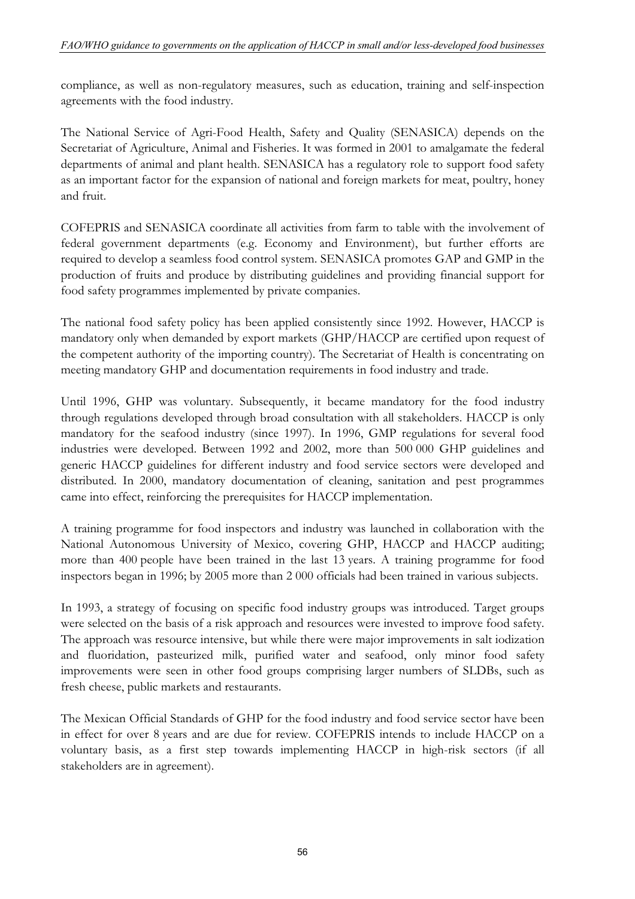compliance, as well as non-regulatory measures, such as education, training and self-inspection agreements with the food industry.

The National Service of Agri-Food Health, Safety and Quality (SENASICA) depends on the Secretariat of Agriculture, Animal and Fisheries. It was formed in 2001 to amalgamate the federal departments of animal and plant health. SENASICA has a regulatory role to support food safety as an important factor for the expansion of national and foreign markets for meat, poultry, honey and fruit.

COFEPRIS and SENASICA coordinate all activities from farm to table with the involvement of federal government departments (e.g. Economy and Environment), but further efforts are required to develop a seamless food control system. SENASICA promotes GAP and GMP in the production of fruits and produce by distributing guidelines and providing financial support for food safety programmes implemented by private companies.

The national food safety policy has been applied consistently since 1992. However, HACCP is mandatory only when demanded by export markets (GHP/HACCP are certified upon request of the competent authority of the importing country). The Secretariat of Health is concentrating on meeting mandatory GHP and documentation requirements in food industry and trade.

Until 1996, GHP was voluntary. Subsequently, it became mandatory for the food industry through regulations developed through broad consultation with all stakeholders. HACCP is only mandatory for the seafood industry (since 1997). In 1996, GMP regulations for several food industries were developed. Between 1992 and 2002, more than 500 000 GHP guidelines and generic HACCP guidelines for different industry and food service sectors were developed and distributed. In 2000, mandatory documentation of cleaning, sanitation and pest programmes came into effect, reinforcing the prerequisites for HACCP implementation.

A training programme for food inspectors and industry was launched in collaboration with the National Autonomous University of Mexico, covering GHP, HACCP and HACCP auditing; more than 400 people have been trained in the last 13 years. A training programme for food inspectors began in 1996; by 2005 more than 2 000 officials had been trained in various subjects.

In 1993, a strategy of focusing on specific food industry groups was introduced. Target groups were selected on the basis of a risk approach and resources were invested to improve food safety. The approach was resource intensive, but while there were major improvements in salt iodization and fluoridation, pasteurized milk, purified water and seafood, only minor food safety improvements were seen in other food groups comprising larger numbers of SLDBs, such as fresh cheese, public markets and restaurants.

The Mexican Official Standards of GHP for the food industry and food service sector have been in effect for over 8 years and are due for review. COFEPRIS intends to include HACCP on a voluntary basis, as a first step towards implementing HACCP in high-risk sectors (if all stakeholders are in agreement).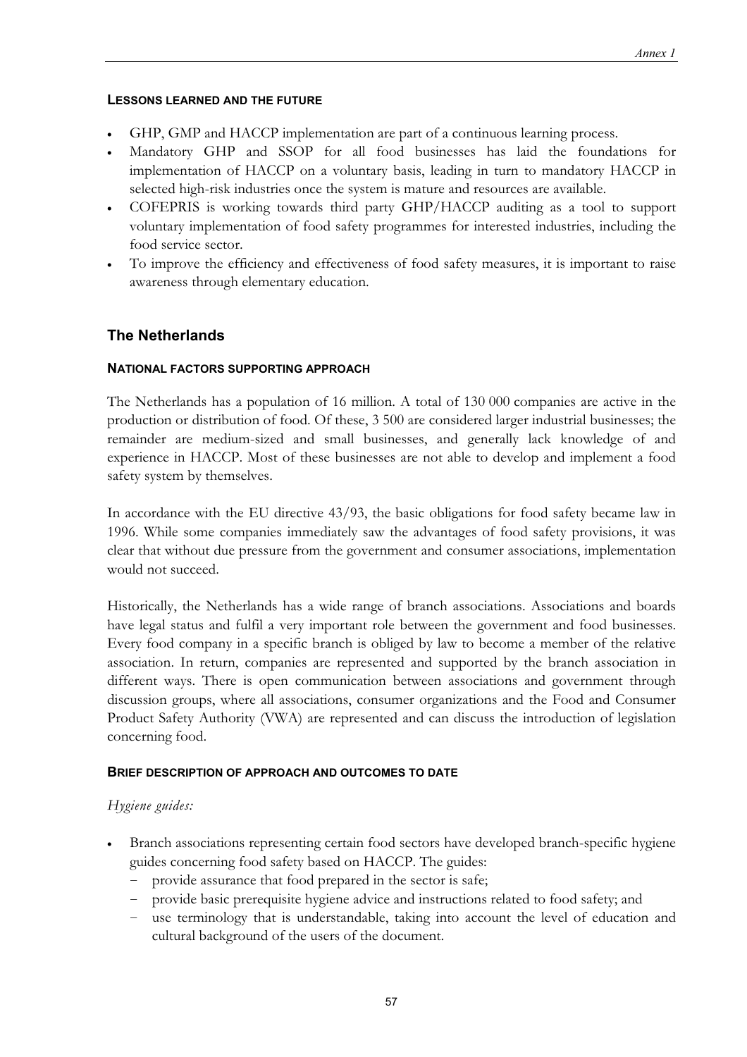#### Lessons learned and the future

- GHP, GMP and HACCP implementation are part of a continuous learning process.
- Mandatory GHP and SSOP for all food businesses has laid the foundations for implementation of HACCP on a voluntary basis, leading in turn to mandatory HACCP in selected high-risk industries once the system is mature and resources are available.
- COFEPRIS is working towards third party GHP/HACCP auditing as a tool to support voluntary implementation of food safety programmes for interested industries, including the food service sector.
- To improve the efficiency and effectiveness of food safety measures, it is important to raise awareness through elementary education.

## The Netherlands

#### National factors supporting approach

The Netherlands has a population of 16 million. A total of 130 000 companies are active in the production or distribution of food. Of these, 3 500 are considered larger industrial businesses; the remainder are medium-sized and small businesses, and generally lack knowledge of and experience in HACCP. Most of these businesses are not able to develop and implement a food safety system by themselves.

In accordance with the EU directive 43/93, the basic obligations for food safety became law in 1996. While some companies immediately saw the advantages of food safety provisions, it was clear that without due pressure from the government and consumer associations, implementation would not succeed.

Historically, the Netherlands has a wide range of branch associations. Associations and boards have legal status and fulfil a very important role between the government and food businesses. Every food company in a specific branch is obliged by law to become a member of the relative association. In return, companies are represented and supported by the branch association in different ways. There is open communication between associations and government through discussion groups, where all associations, consumer organizations and the Food and Consumer Product Safety Authority (VWA) are represented and can discuss the introduction of legislation concerning food.

#### Brief description of approach and outcomes to date

*Hygiene guides:*

- Branch associations representing certain food sectors have developed branch-specific hygiene guides concerning food safety based on HACCP. The guides:
  - provide assurance that food prepared in the sector is safe;
  - provide basic prerequisite hygiene advice and instructions related to food safety; and
  - use terminology that is understandable, taking into account the level of education and cultural background of the users of the document.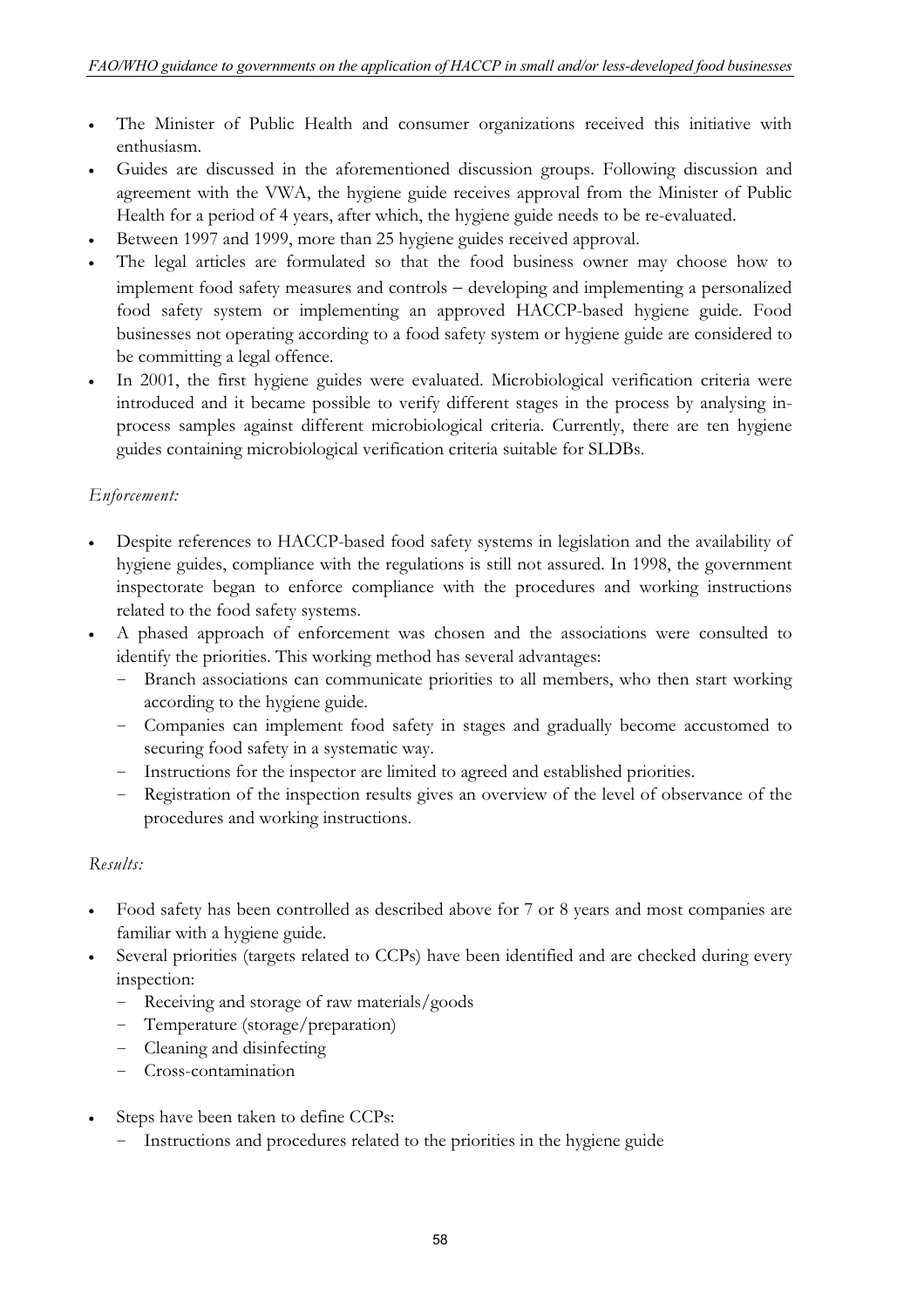- The Minister of Public Health and consumer organizations received this initiative with enthusiasm.
- Guides are discussed in the aforementioned discussion groups. Following discussion and agreement with the VWA, the hygiene guide receives approval from the Minister of Public Health for a period of 4 years, after which, the hygiene guide needs to be re-evaluated.
- Between 1997 and 1999, more than 25 hygiene guides received approval.
- The legal articles are formulated so that the food business owner may choose how to implement food safety measures and controls – developing and implementing a personalized food safety system or implementing an approved HACCP-based hygiene guide. Food businesses not operating according to a food safety system or hygiene guide are considered to be committing a legal offence.
- In 2001, the first hygiene guides were evaluated. Microbiological verification criteria were introduced and it became possible to verify different stages in the process by analysing in-process samples against different microbiological criteria. Currently, there are ten hygiene guides containing microbiological verification criteria suitable for SLDBs.

*Enforcement:*

- Despite references to HACCP-based food safety systems in legislation and the availability of hygiene guides, compliance with the regulations is still not assured. In 1998, the government inspectorate began to enforce compliance with the procedures and working instructions related to the food safety systems.
- A phased approach of enforcement was chosen and the associations were consulted to identify the priorities. This working method has several advantages:
  - Branch associations can communicate priorities to all members, who then start working according to the hygiene guide.
  - Companies can implement food safety in stages and gradually become accustomed to securing food safety in a systematic way.
  - Instructions for the inspector are limited to agreed and established priorities.
  - Registration of the inspection results gives an overview of the level of observance of the procedures and working instructions.

*Results:*

- Food safety has been controlled as described above for 7 or 8 years and most companies are familiar with a hygiene guide.
- Several priorities (targets related to CCPs) have been identified and are checked during every inspection:
  - Receiving and storage of raw materials/goods
  - Temperature (storage/preparation)
  - Cleaning and disinfecting
  - Cross-contamination
- Steps have been taken to define CCPs:
  - Instructions and procedures related to the priorities in the hygiene guide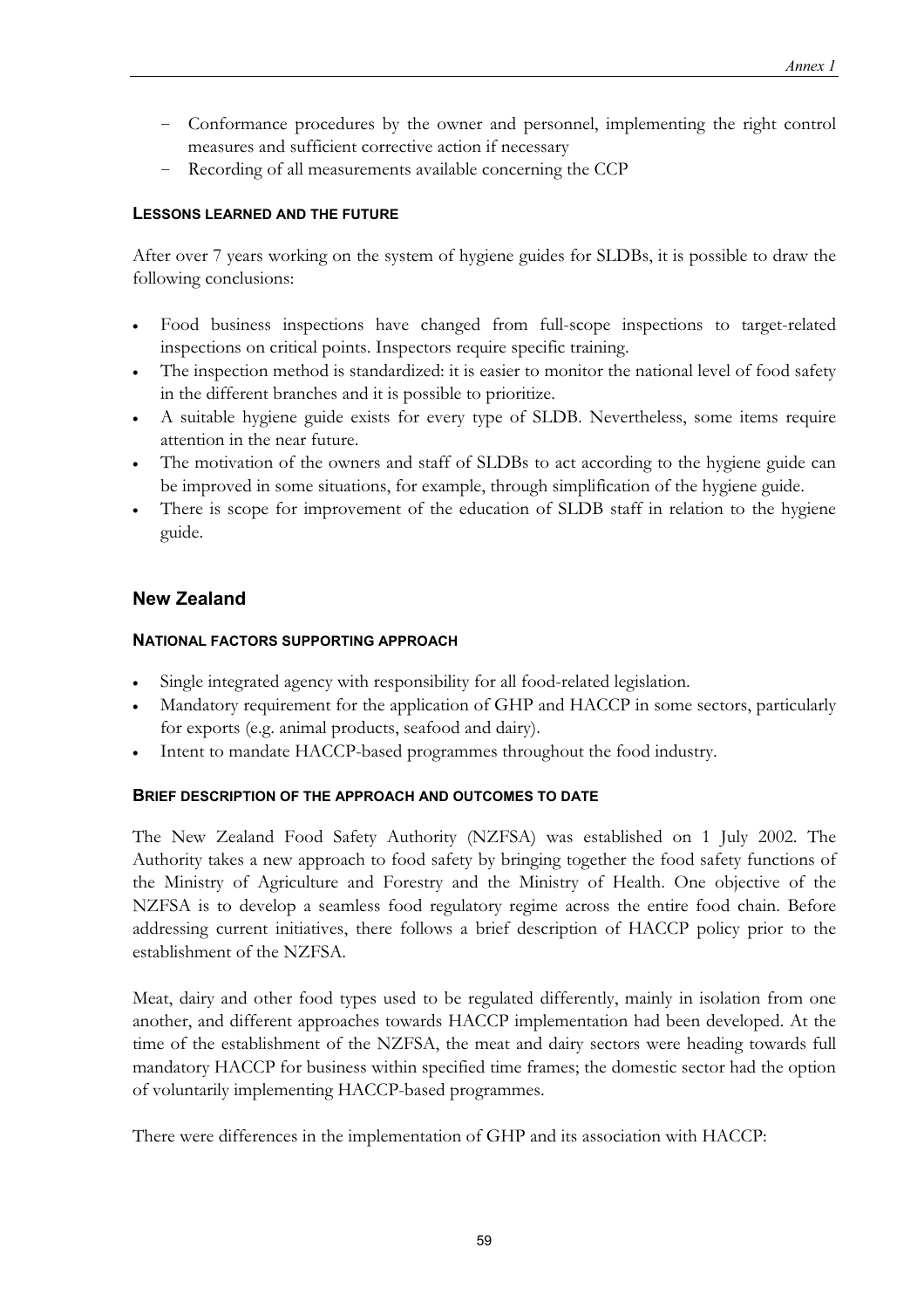- Conformance procedures by the owner and personnel, implementing the right control measures and sufficient corrective action if necessary
- Recording of all measurements available concerning the CCP

#### LESSONS LEARNED AND THE FUTURE

After over 7 years working on the system of hygiene guides for SLDBs, it is possible to draw the following conclusions:

- Food business inspections have changed from full-scope inspections to target-related inspections on critical points. Inspectors require specific training.
- The inspection method is standardized: it is easier to monitor the national level of food safety in the different branches and it is possible to prioritize.
- A suitable hygiene guide exists for every type of SLDB. Nevertheless, some items require attention in the near future.
- The motivation of the owners and staff of SLDBs to act according to the hygiene guide can be improved in some situations, for example, through simplification of the hygiene guide.
- There is scope for improvement of the education of SLDB staff in relation to the hygiene guide.

### New Zealand

#### NATIONAL FACTORS SUPPORTING APPROACH

- Single integrated agency with responsibility for all food-related legislation.
- Mandatory requirement for the application of GHP and HACCP in some sectors, particularly for exports (e.g. animal products, seafood and dairy).
- Intent to mandate HACCP-based programmes throughout the food industry.

#### BRIEF DESCRIPTION OF THE APPROACH AND OUTCOMES TO DATE

The New Zealand Food Safety Authority (NZFSA) was established on 1 July 2002. The Authority takes a new approach to food safety by bringing together the food safety functions of the Ministry of Agriculture and Forestry and the Ministry of Health. One objective of the NZFSA is to develop a seamless food regulatory regime across the entire food chain. Before addressing current initiatives, there follows a brief description of HACCP policy prior to the establishment of the NZFSA.

Meat, dairy and other food types used to be regulated differently, mainly in isolation from one another, and different approaches towards HACCP implementation had been developed. At the time of the establishment of the NZFSA, the meat and dairy sectors were heading towards full mandatory HACCP for business within specified time frames; the domestic sector had the option of voluntarily implementing HACCP-based programmes.

There were differences in the implementation of GHP and its association with HACCP: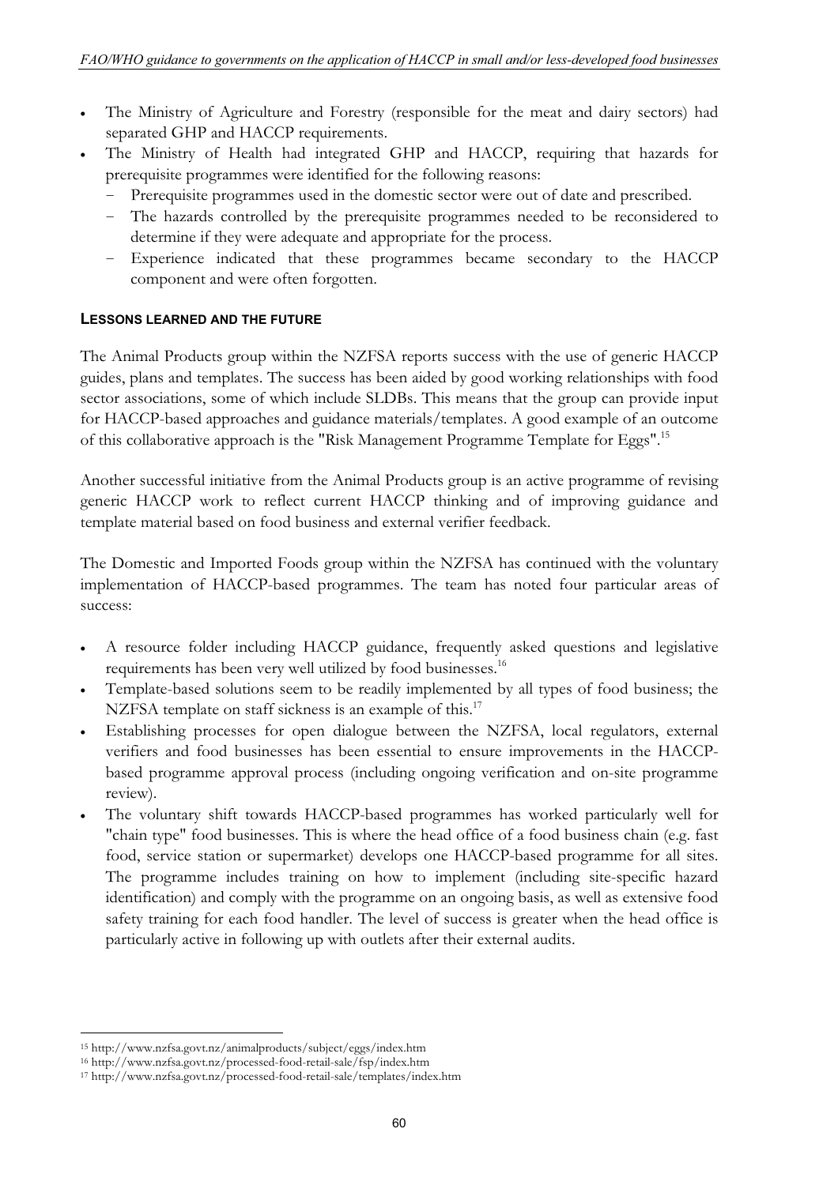- The Ministry of Agriculture and Forestry (responsible for the meat and dairy sectors) had separated GHP and HACCP requirements.
- The Ministry of Health had integrated GHP and HACCP, requiring that hazards for prerequisite programmes were identified for the following reasons:
  - Prerequisite programmes used in the domestic sector were out of date and prescribed.
  - The hazards controlled by the prerequisite programmes needed to be reconsidered to determine if they were adequate and appropriate for the process.
  - Experience indicated that these programmes became secondary to the HACCP component and were often forgotten.

#### LESSONS LEARNED AND THE FUTURE

The Animal Products group within the NZFSA reports success with the use of generic HACCP guides, plans and templates. The success has been aided by good working relationships with food sector associations, some of which include SLDBs. This means that the group can provide input for HACCP-based approaches and guidance materials/templates. A good example of an outcome of this collaborative approach is the "Risk Management Programme Template for Eggs".[15]

Another successful initiative from the Animal Products group is an active programme of revising generic HACCP work to reflect current HACCP thinking and of improving guidance and template material based on food business and external verifier feedback.

The Domestic and Imported Foods group within the NZFSA has continued with the voluntary implementation of HACCP-based programmes. The team has noted four particular areas of success:

- A resource folder including HACCP guidance, frequently asked questions and legislative requirements has been very well utilized by food businesses.[16]
- Template-based solutions seem to be readily implemented by all types of food business; the NZFSA template on staff sickness is an example of this.[17]
- Establishing processes for open dialogue between the NZFSA, local regulators, external verifiers and food businesses has been essential to ensure improvements in the HACCP-based programme approval process (including ongoing verification and on-site programme review).
- The voluntary shift towards HACCP-based programmes has worked particularly well for "chain type" food businesses. This is where the head office of a food business chain (e.g. fast food, service station or supermarket) develops one HACCP-based programme for all sites. The programme includes training on how to implement (including site-specific hazard identification) and comply with the programme on an ongoing basis, as well as extensive food safety training for each food handler. The level of success is greater when the head office is particularly active in following up with outlets after their external audits.

[15] http://www.nzfsa.govt.nz/animalproducts/subject/eggs/index.htm
[16] http://www.nzfsa.govt.nz/processed-food-retail-sale/fsp/index.htm
[17] http://www.nzfsa.govt.nz/processed-food-retail-sale/templates/index.htm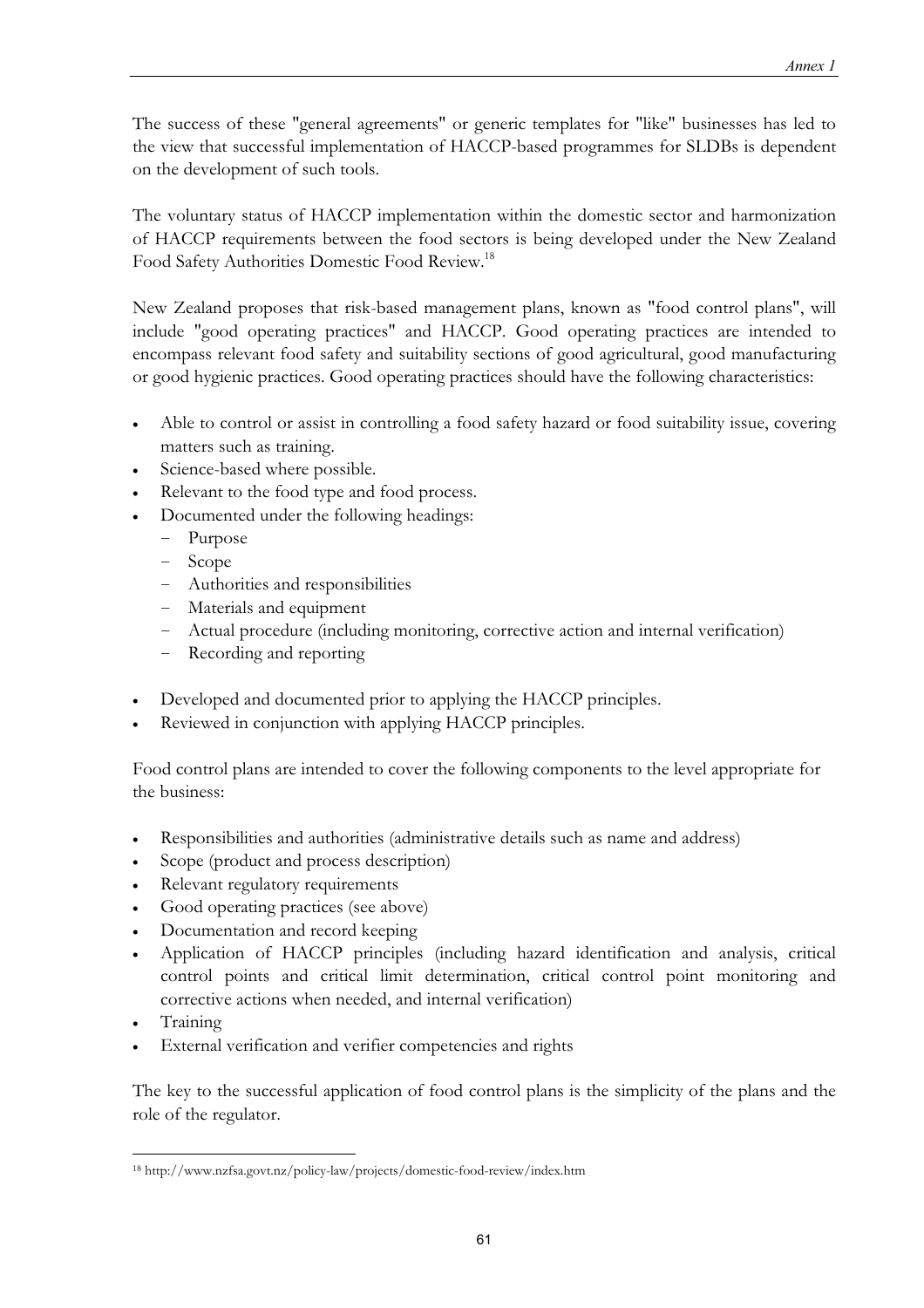The success of these "general agreements" or generic templates for "like" businesses has led to the view that successful implementation of HACCP-based programmes for SLDBs is dependent on the development of such tools.

The voluntary status of HACCP implementation within the domestic sector and harmonization of HACCP requirements between the food sectors is being developed under the New Zealand Food Safety Authorities Domestic Food Review.[18]

New Zealand proposes that risk-based management plans, known as "food control plans", will include "good operating practices" and HACCP. Good operating practices are intended to encompass relevant food safety and suitability sections of good agricultural, good manufacturing or good hygienic practices. Good operating practices should have the following characteristics:

- Able to control or assist in controlling a food safety hazard or food suitability issue, covering matters such as training.
- Science-based where possible.
- Relevant to the food type and food process.
- Documented under the following headings:
  - Purpose
  - Scope
  - Authorities and responsibilities
  - Materials and equipment
  - Actual procedure (including monitoring, corrective action and internal verification)
  - Recording and reporting
- Developed and documented prior to applying the HACCP principles.
- Reviewed in conjunction with applying HACCP principles.

Food control plans are intended to cover the following components to the level appropriate for the business:

- Responsibilities and authorities (administrative details such as name and address)
- Scope (product and process description)
- Relevant regulatory requirements
- Good operating practices (see above)
- Documentation and record keeping
- Application of HACCP principles (including hazard identification and analysis, critical control points and critical limit determination, critical control point monitoring and corrective actions when needed, and internal verification)
- Training
- External verification and verifier competencies and rights

The key to the successful application of food control plans is the simplicity of the plans and the role of the regulator.

[18] http://www.nzfsa.govt.nz/policy-law/projects/domestic-food-review/index.htm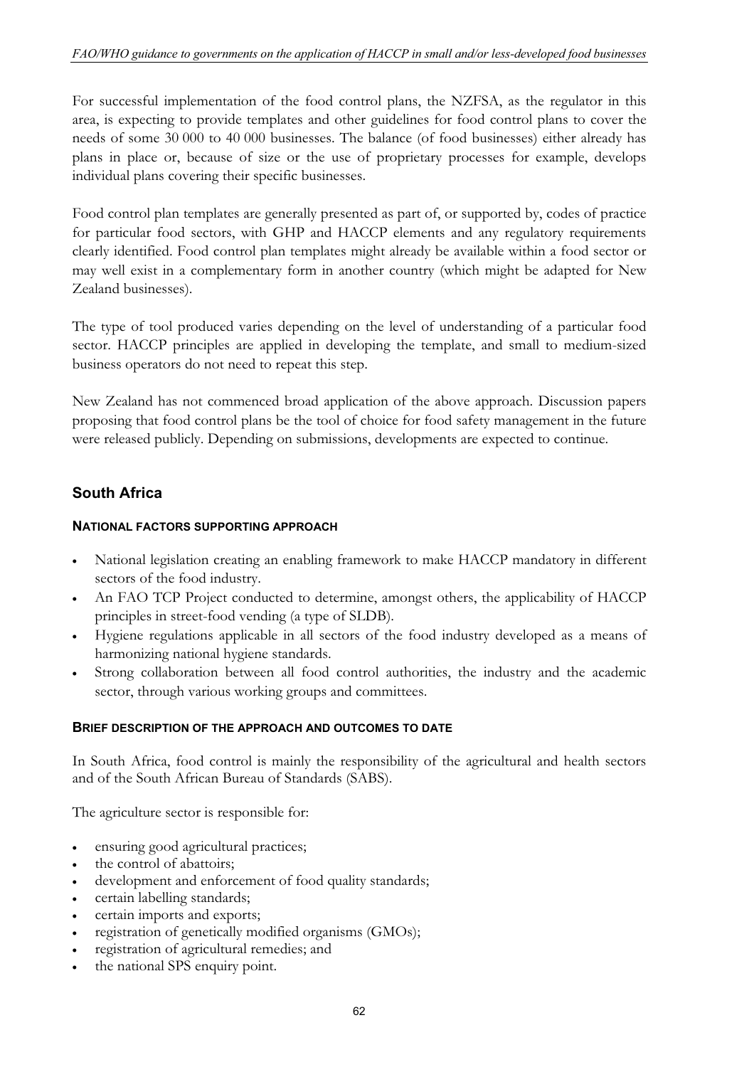For successful implementation of the food control plans, the NZFSA, as the regulator in this area, is expecting to provide templates and other guidelines for food control plans to cover the needs of some 30 000 to 40 000 businesses. The balance (of food businesses) either already has plans in place or, because of size or the use of proprietary processes for example, develops individual plans covering their specific businesses.

Food control plan templates are generally presented as part of, or supported by, codes of practice for particular food sectors, with GHP and HACCP elements and any regulatory requirements clearly identified. Food control plan templates might already be available within a food sector or may well exist in a complementary form in another country (which might be adapted for New Zealand businesses).

The type of tool produced varies depending on the level of understanding of a particular food sector. HACCP principles are applied in developing the template, and small to medium-sized business operators do not need to repeat this step.

New Zealand has not commenced broad application of the above approach. Discussion papers proposing that food control plans be the tool of choice for food safety management in the future were released publicly. Depending on submissions, developments are expected to continue.

## South Africa

#### NATIONAL FACTORS SUPPORTING APPROACH

- National legislation creating an enabling framework to make HACCP mandatory in different sectors of the food industry.
- An FAO TCP Project conducted to determine, amongst others, the applicability of HACCP principles in street-food vending (a type of SLDB).
- Hygiene regulations applicable in all sectors of the food industry developed as a means of harmonizing national hygiene standards.
- Strong collaboration between all food control authorities, the industry and the academic sector, through various working groups and committees.

#### BRIEF DESCRIPTION OF THE APPROACH AND OUTCOMES TO DATE

In South Africa, food control is mainly the responsibility of the agricultural and health sectors and of the South African Bureau of Standards (SABS).

The agriculture sector is responsible for:

- ensuring good agricultural practices;
- the control of abattoirs;
- development and enforcement of food quality standards;
- certain labelling standards;
- certain imports and exports;
- registration of genetically modified organisms (GMOs);
- registration of agricultural remedies; and
- the national SPS enquiry point.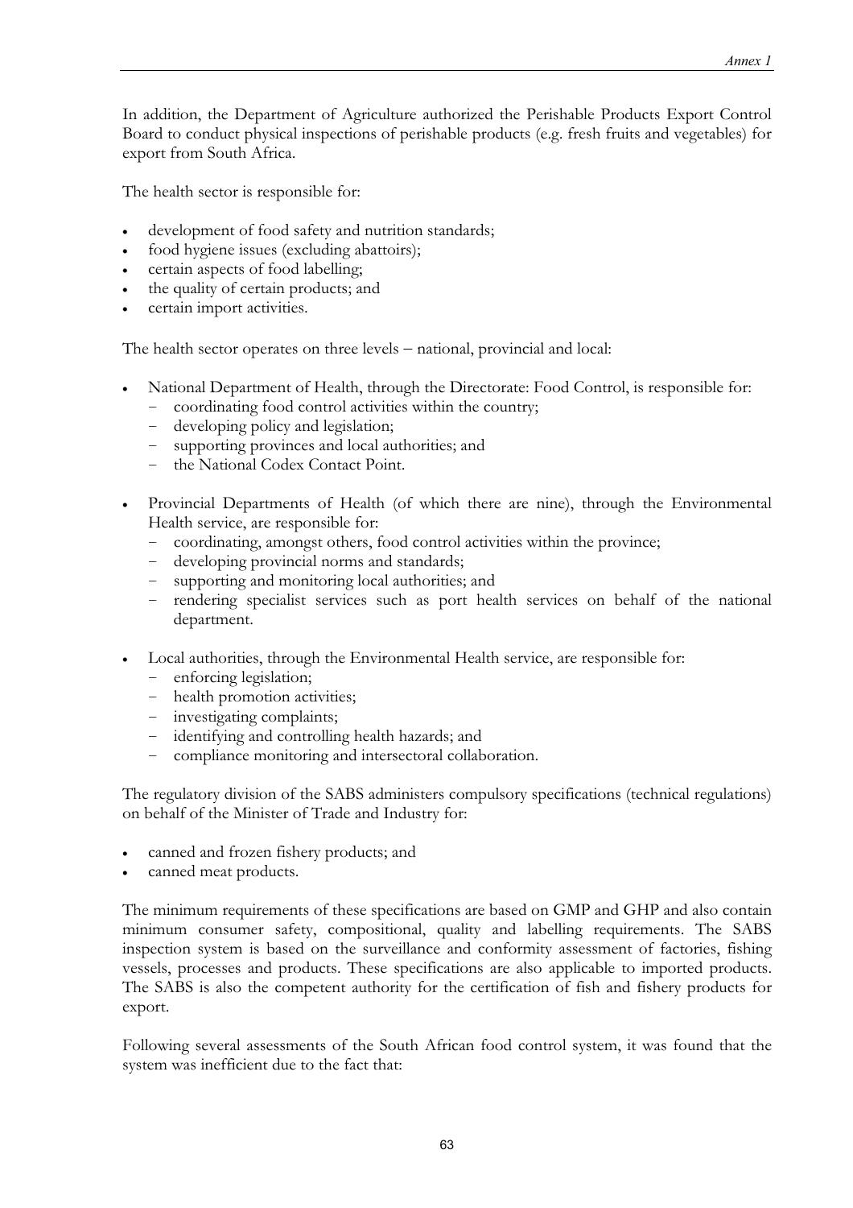In addition, the Department of Agriculture authorized the Perishable Products Export Control Board to conduct physical inspections of perishable products (e.g. fresh fruits and vegetables) for export from South Africa.

The health sector is responsible for:

- development of food safety and nutrition standards;
- food hygiene issues (excluding abattoirs);
- certain aspects of food labelling;
- the quality of certain products; and
- certain import activities.

The health sector operates on three levels – national, provincial and local:

- National Department of Health, through the Directorate: Food Control, is responsible for:
  - coordinating food control activities within the country;
  - developing policy and legislation;
  - supporting provinces and local authorities; and
  - the National Codex Contact Point.
- Provincial Departments of Health (of which there are nine), through the Environmental Health service, are responsible for:
  - coordinating, amongst others, food control activities within the province;
  - developing provincial norms and standards;
  - supporting and monitoring local authorities; and
  - rendering specialist services such as port health services on behalf of the national department.
- Local authorities, through the Environmental Health service, are responsible for:
  - enforcing legislation;
  - health promotion activities;
  - investigating complaints;
  - identifying and controlling health hazards; and
  - compliance monitoring and intersectoral collaboration.

The regulatory division of the SABS administers compulsory specifications (technical regulations) on behalf of the Minister of Trade and Industry for:

- canned and frozen fishery products; and
- canned meat products.

The minimum requirements of these specifications are based on GMP and GHP and also contain minimum consumer safety, compositional, quality and labelling requirements. The SABS inspection system is based on the surveillance and conformity assessment of factories, fishing vessels, processes and products. These specifications are also applicable to imported products. The SABS is also the competent authority for the certification of fish and fishery products for export.

Following several assessments of the South African food control system, it was found that the system was inefficient due to the fact that: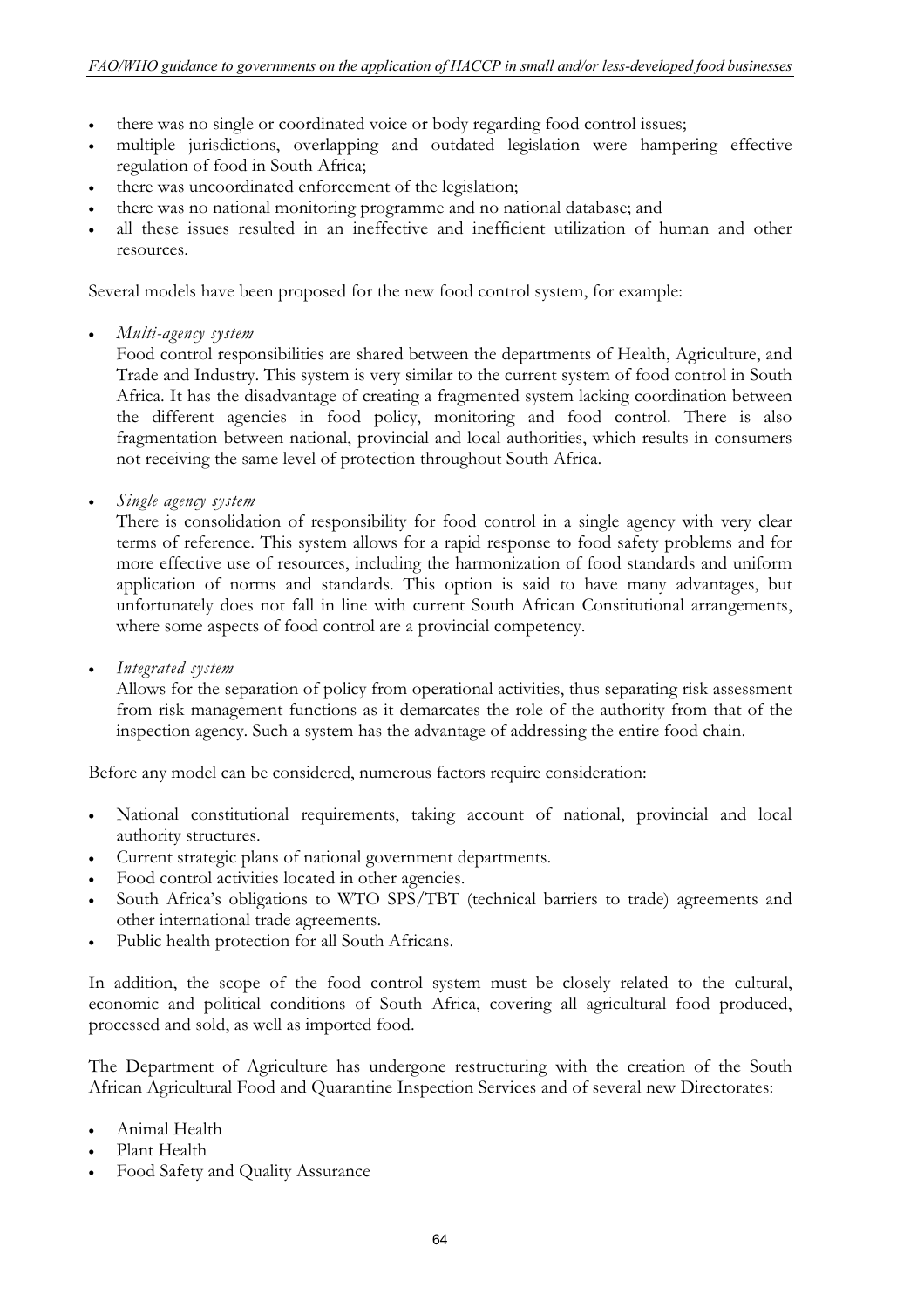- there was no single or coordinated voice or body regarding food control issues;
- multiple jurisdictions, overlapping and outdated legislation were hampering effective regulation of food in South Africa;
- there was uncoordinated enforcement of the legislation;
- there was no national monitoring programme and no national database; and
- all these issues resulted in an ineffective and inefficient utilization of human and other resources.

Several models have been proposed for the new food control system, for example:

- *Multi-agency system*
  Food control responsibilities are shared between the departments of Health, Agriculture, and Trade and Industry. This system is very similar to the current system of food control in South Africa. It has the disadvantage of creating a fragmented system lacking coordination between the different agencies in food policy, monitoring and food control. There is also fragmentation between national, provincial and local authorities, which results in consumers not receiving the same level of protection throughout South Africa.

- *Single agency system*
  There is consolidation of responsibility for food control in a single agency with very clear terms of reference. This system allows for a rapid response to food safety problems and for more effective use of resources, including the harmonization of food standards and uniform application of norms and standards. This option is said to have many advantages, but unfortunately does not fall in line with current South African Constitutional arrangements, where some aspects of food control are a provincial competency.

- *Integrated system*
  Allows for the separation of policy from operational activities, thus separating risk assessment from risk management functions as it demarcates the role of the authority from that of the inspection agency. Such a system has the advantage of addressing the entire food chain.

Before any model can be considered, numerous factors require consideration:

- National constitutional requirements, taking account of national, provincial and local authority structures.
- Current strategic plans of national government departments.
- Food control activities located in other agencies.
- South Africa's obligations to WTO SPS/TBT (technical barriers to trade) agreements and other international trade agreements.
- Public health protection for all South Africans.

In addition, the scope of the food control system must be closely related to the cultural, economic and political conditions of South Africa, covering all agricultural food produced, processed and sold, as well as imported food.

The Department of Agriculture has undergone restructuring with the creation of the South African Agricultural Food and Quarantine Inspection Services and of several new Directorates:

- Animal Health
- Plant Health
- Food Safety and Quality Assurance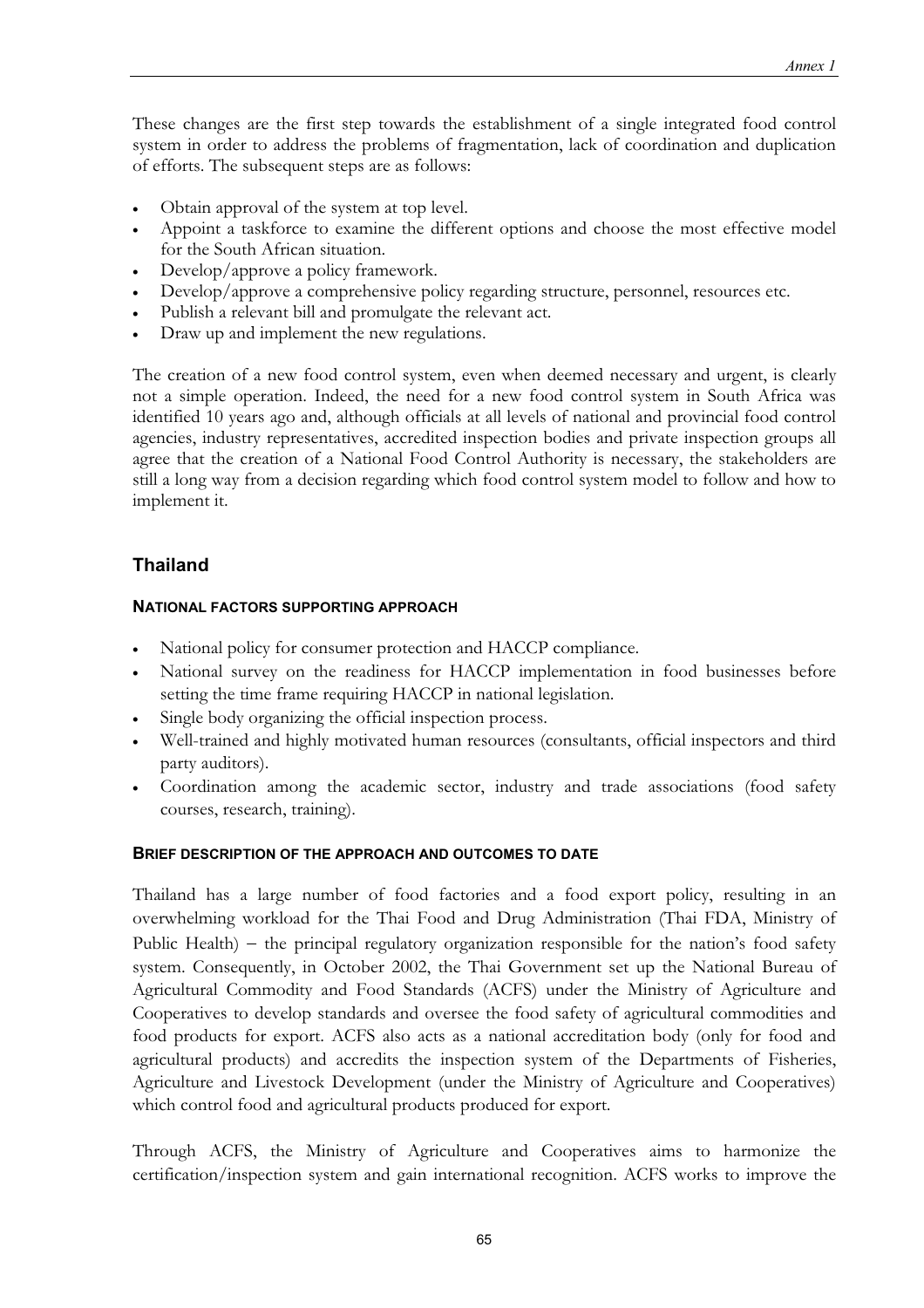These changes are the first step towards the establishment of a single integrated food control system in order to address the problems of fragmentation, lack of coordination and duplication of efforts. The subsequent steps are as follows:

- Obtain approval of the system at top level.
- Appoint a taskforce to examine the different options and choose the most effective model for the South African situation.
- Develop/approve a policy framework.
- Develop/approve a comprehensive policy regarding structure, personnel, resources etc.
- Publish a relevant bill and promulgate the relevant act.
- Draw up and implement the new regulations.

The creation of a new food control system, even when deemed necessary and urgent, is clearly not a simple operation. Indeed, the need for a new food control system in South Africa was identified 10 years ago and, although officials at all levels of national and provincial food control agencies, industry representatives, accredited inspection bodies and private inspection groups all agree that the creation of a National Food Control Authority is necessary, the stakeholders are still a long way from a decision regarding which food control system model to follow and how to implement it.

## Thailand

#### NATIONAL FACTORS SUPPORTING APPROACH

- National policy for consumer protection and HACCP compliance.
- National survey on the readiness for HACCP implementation in food businesses before setting the time frame requiring HACCP in national legislation.
- Single body organizing the official inspection process.
- Well-trained and highly motivated human resources (consultants, official inspectors and third party auditors).
- Coordination among the academic sector, industry and trade associations (food safety courses, research, training).

#### BRIEF DESCRIPTION OF THE APPROACH AND OUTCOMES TO DATE

Thailand has a large number of food factories and a food export policy, resulting in an overwhelming workload for the Thai Food and Drug Administration (Thai FDA, Ministry of Public Health) – the principal regulatory organization responsible for the nation's food safety system. Consequently, in October 2002, the Thai Government set up the National Bureau of Agricultural Commodity and Food Standards (ACFS) under the Ministry of Agriculture and Cooperatives to develop standards and oversee the food safety of agricultural commodities and food products for export. ACFS also acts as a national accreditation body (only for food and agricultural products) and accredits the inspection system of the Departments of Fisheries, Agriculture and Livestock Development (under the Ministry of Agriculture and Cooperatives) which control food and agricultural products produced for export.

Through ACFS, the Ministry of Agriculture and Cooperatives aims to harmonize the certification/inspection system and gain international recognition. ACFS works to improve the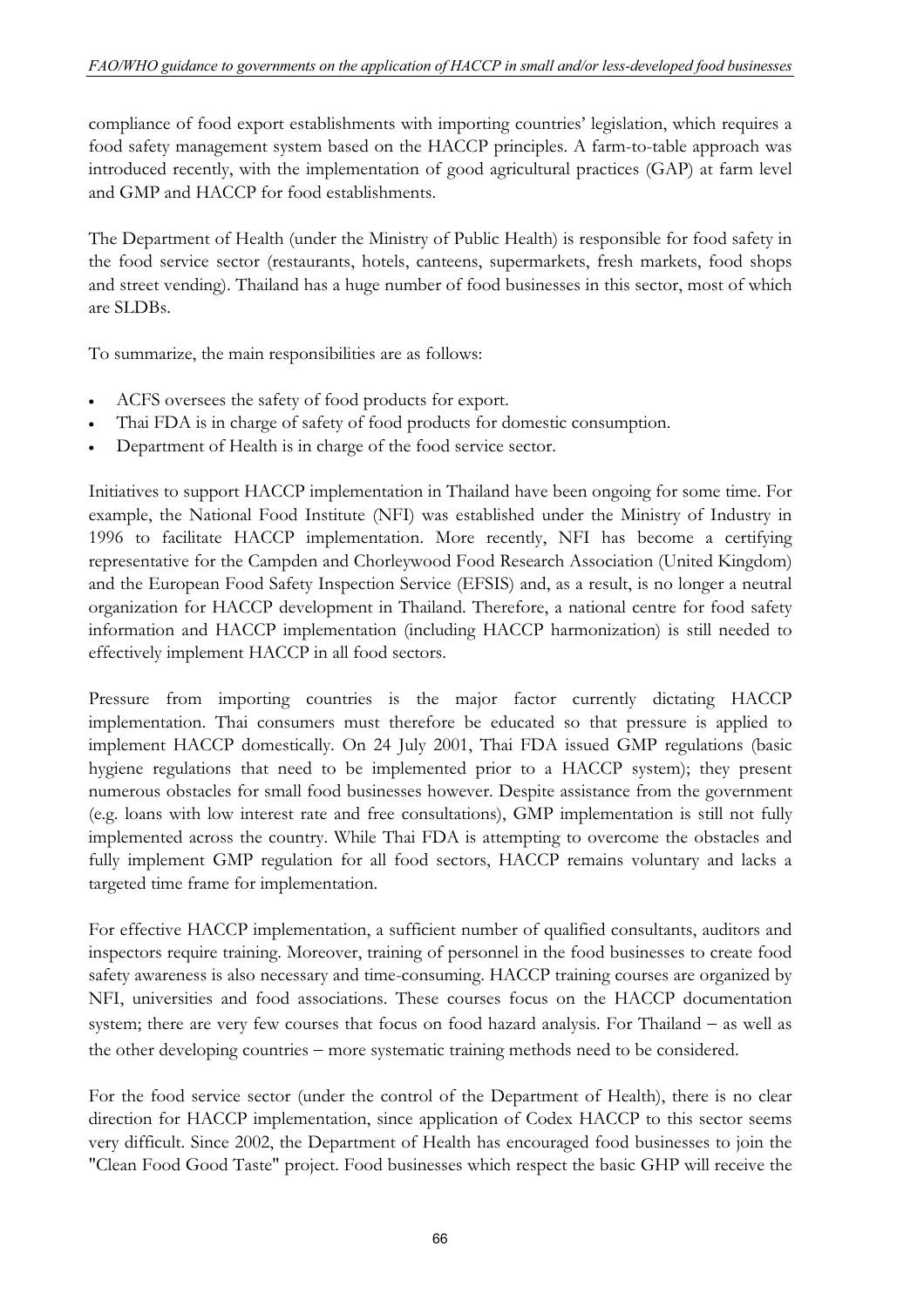compliance of food export establishments with importing countries' legislation, which requires a food safety management system based on the HACCP principles. A farm-to-table approach was introduced recently, with the implementation of good agricultural practices (GAP) at farm level and GMP and HACCP for food establishments.

The Department of Health (under the Ministry of Public Health) is responsible for food safety in the food service sector (restaurants, hotels, canteens, supermarkets, fresh markets, food shops and street vending). Thailand has a huge number of food businesses in this sector, most of which are SLDBs.

To summarize, the main responsibilities are as follows:

- ACFS oversees the safety of food products for export.
- Thai FDA is in charge of safety of food products for domestic consumption.
- Department of Health is in charge of the food service sector.

Initiatives to support HACCP implementation in Thailand have been ongoing for some time. For example, the National Food Institute (NFI) was established under the Ministry of Industry in 1996 to facilitate HACCP implementation. More recently, NFI has become a certifying representative for the Campden and Chorleywood Food Research Association (United Kingdom) and the European Food Safety Inspection Service (EFSIS) and, as a result, is no longer a neutral organization for HACCP development in Thailand. Therefore, a national centre for food safety information and HACCP implementation (including HACCP harmonization) is still needed to effectively implement HACCP in all food sectors.

Pressure from importing countries is the major factor currently dictating HACCP implementation. Thai consumers must therefore be educated so that pressure is applied to implement HACCP domestically. On 24 July 2001, Thai FDA issued GMP regulations (basic hygiene regulations that need to be implemented prior to a HACCP system); they present numerous obstacles for small food businesses however. Despite assistance from the government (e.g. loans with low interest rate and free consultations), GMP implementation is still not fully implemented across the country. While Thai FDA is attempting to overcome the obstacles and fully implement GMP regulation for all food sectors, HACCP remains voluntary and lacks a targeted time frame for implementation.

For effective HACCP implementation, a sufficient number of qualified consultants, auditors and inspectors require training. Moreover, training of personnel in the food businesses to create food safety awareness is also necessary and time-consuming. HACCP training courses are organized by NFI, universities and food associations. These courses focus on the HACCP documentation system; there are very few courses that focus on food hazard analysis. For Thailand – as well as the other developing countries – more systematic training methods need to be considered.

For the food service sector (under the control of the Department of Health), there is no clear direction for HACCP implementation, since application of Codex HACCP to this sector seems very difficult. Since 2002, the Department of Health has encouraged food businesses to join the "Clean Food Good Taste" project. Food businesses which respect the basic GHP will receive the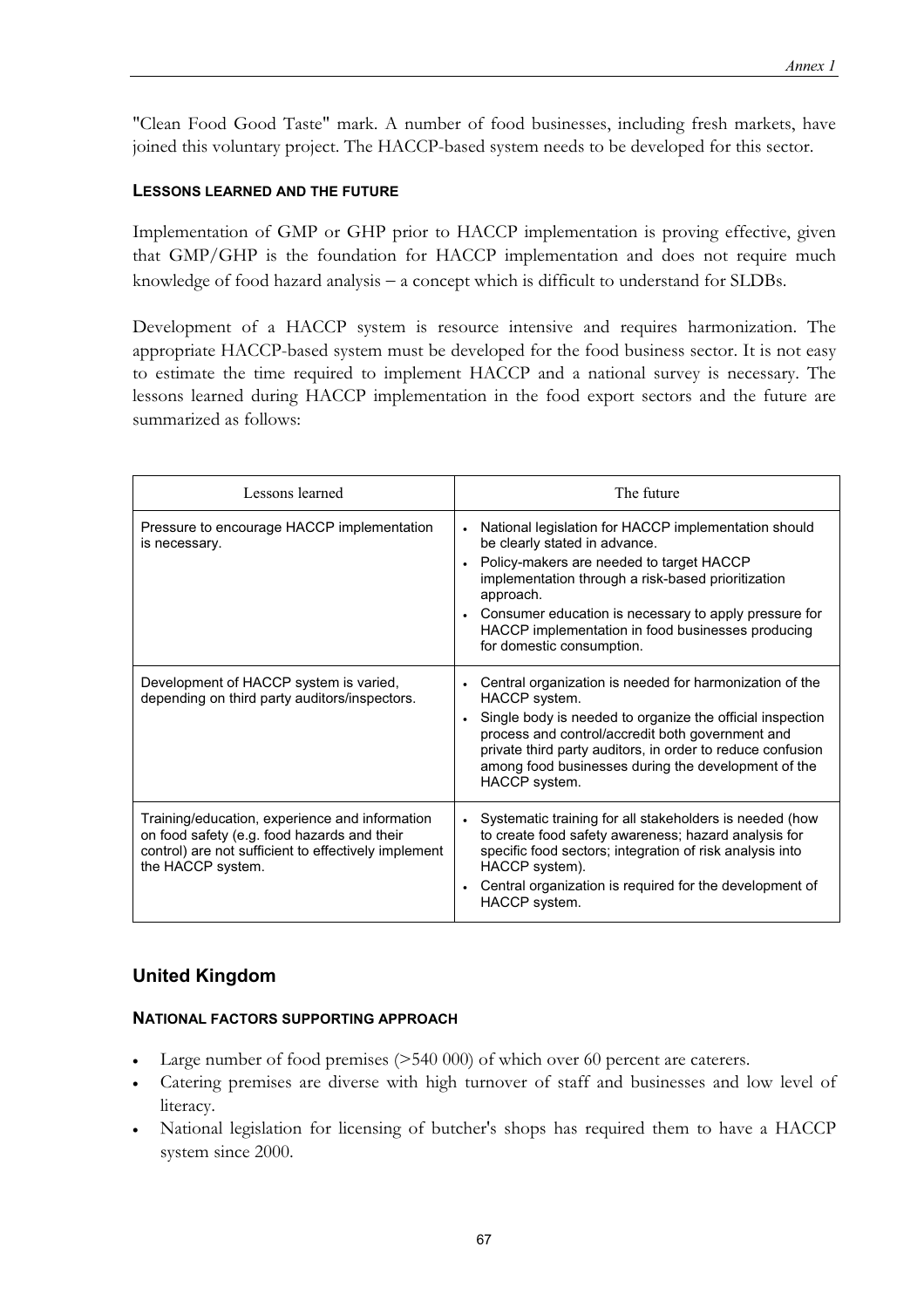"Clean Food Good Taste" mark. A number of food businesses, including fresh markets, have joined this voluntary project. The HACCP-based system needs to be developed for this sector.

#### LESSONS LEARNED AND THE FUTURE

Implementation of GMP or GHP prior to HACCP implementation is proving effective, given that GMP/GHP is the foundation for HACCP implementation and does not require much knowledge of food hazard analysis – a concept which is difficult to understand for SLDBs.

Development of a HACCP system is resource intensive and requires harmonization. The appropriate HACCP-based system must be developed for the food business sector. It is not easy to estimate the time required to implement HACCP and a national survey is necessary. The lessons learned during HACCP implementation in the food export sectors and the future are summarized as follows:

| Lessons learned | The future |
|---|---|
| Pressure to encourage HACCP implementation is necessary. | • National legislation for HACCP implementation should be clearly stated in advance.<br>• Policy-makers are needed to target HACCP implementation through a risk-based prioritization approach.<br>• Consumer education is necessary to apply pressure for HACCP implementation in food businesses producing for domestic consumption. |
| Development of HACCP system is varied, depending on third party auditors/inspectors. | • Central organization is needed for harmonization of the HACCP system.<br>• Single body is needed to organize the official inspection process and control/accredit both government and private third party auditors, in order to reduce confusion among food businesses during the development of the HACCP system. |
| Training/education, experience and information on food safety (e.g. food hazards and their control) are not sufficient to effectively implement the HACCP system. | • Systematic training for all stakeholders is needed (how to create food safety awareness; hazard analysis for specific food sectors; integration of risk analysis into HACCP system).<br>• Central organization is required for the development of HACCP system. |

## United Kingdom

#### NATIONAL FACTORS SUPPORTING APPROACH

- Large number of food premises (>540 000) of which over 60 percent are caterers.
- Catering premises are diverse with high turnover of staff and businesses and low level of literacy.
- National legislation for licensing of butcher's shops has required them to have a HACCP system since 2000.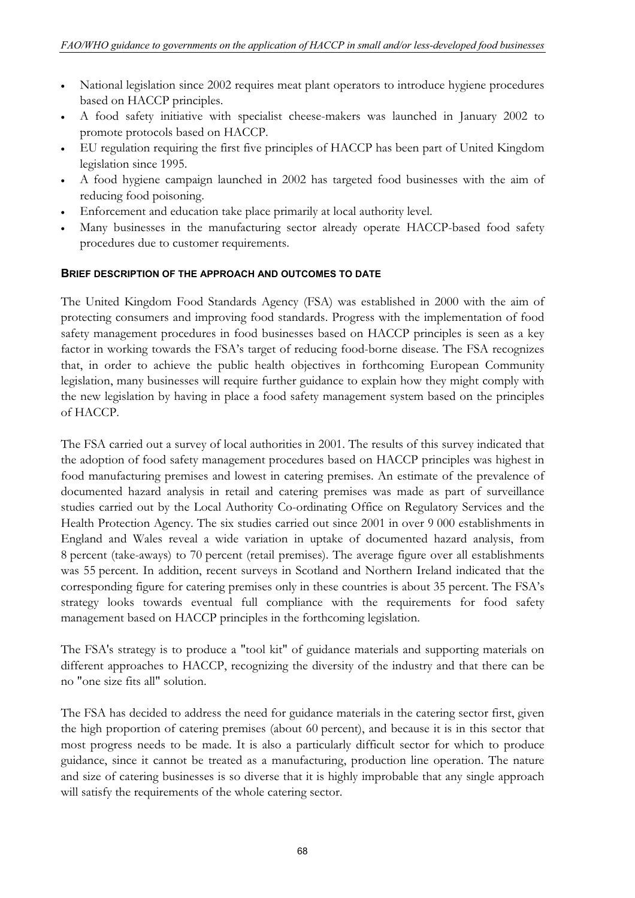- National legislation since 2002 requires meat plant operators to introduce hygiene procedures based on HACCP principles.
- A food safety initiative with specialist cheese-makers was launched in January 2002 to promote protocols based on HACCP.
- EU regulation requiring the first five principles of HACCP has been part of United Kingdom legislation since 1995.
- A food hygiene campaign launched in 2002 has targeted food businesses with the aim of reducing food poisoning.
- Enforcement and education take place primarily at local authority level.
- Many businesses in the manufacturing sector already operate HACCP-based food safety procedures due to customer requirements.

#### BRIEF DESCRIPTION OF THE APPROACH AND OUTCOMES TO DATE

The United Kingdom Food Standards Agency (FSA) was established in 2000 with the aim of protecting consumers and improving food standards. Progress with the implementation of food safety management procedures in food businesses based on HACCP principles is seen as a key factor in working towards the FSA's target of reducing food-borne disease. The FSA recognizes that, in order to achieve the public health objectives in forthcoming European Community legislation, many businesses will require further guidance to explain how they might comply with the new legislation by having in place a food safety management system based on the principles of HACCP.

The FSA carried out a survey of local authorities in 2001. The results of this survey indicated that the adoption of food safety management procedures based on HACCP principles was highest in food manufacturing premises and lowest in catering premises. An estimate of the prevalence of documented hazard analysis in retail and catering premises was made as part of surveillance studies carried out by the Local Authority Co-ordinating Office on Regulatory Services and the Health Protection Agency. The six studies carried out since 2001 in over 9 000 establishments in England and Wales reveal a wide variation in uptake of documented hazard analysis, from 8 percent (take-aways) to 70 percent (retail premises). The average figure over all establishments was 55 percent. In addition, recent surveys in Scotland and Northern Ireland indicated that the corresponding figure for catering premises only in these countries is about 35 percent. The FSA's strategy looks towards eventual full compliance with the requirements for food safety management based on HACCP principles in the forthcoming legislation.

The FSA's strategy is to produce a "tool kit" of guidance materials and supporting materials on different approaches to HACCP, recognizing the diversity of the industry and that there can be no "one size fits all" solution.

The FSA has decided to address the need for guidance materials in the catering sector first, given the high proportion of catering premises (about 60 percent), and because it is in this sector that most progress needs to be made. It is also a particularly difficult sector for which to produce guidance, since it cannot be treated as a manufacturing, production line operation. The nature and size of catering businesses is so diverse that it is highly improbable that any single approach will satisfy the requirements of the whole catering sector.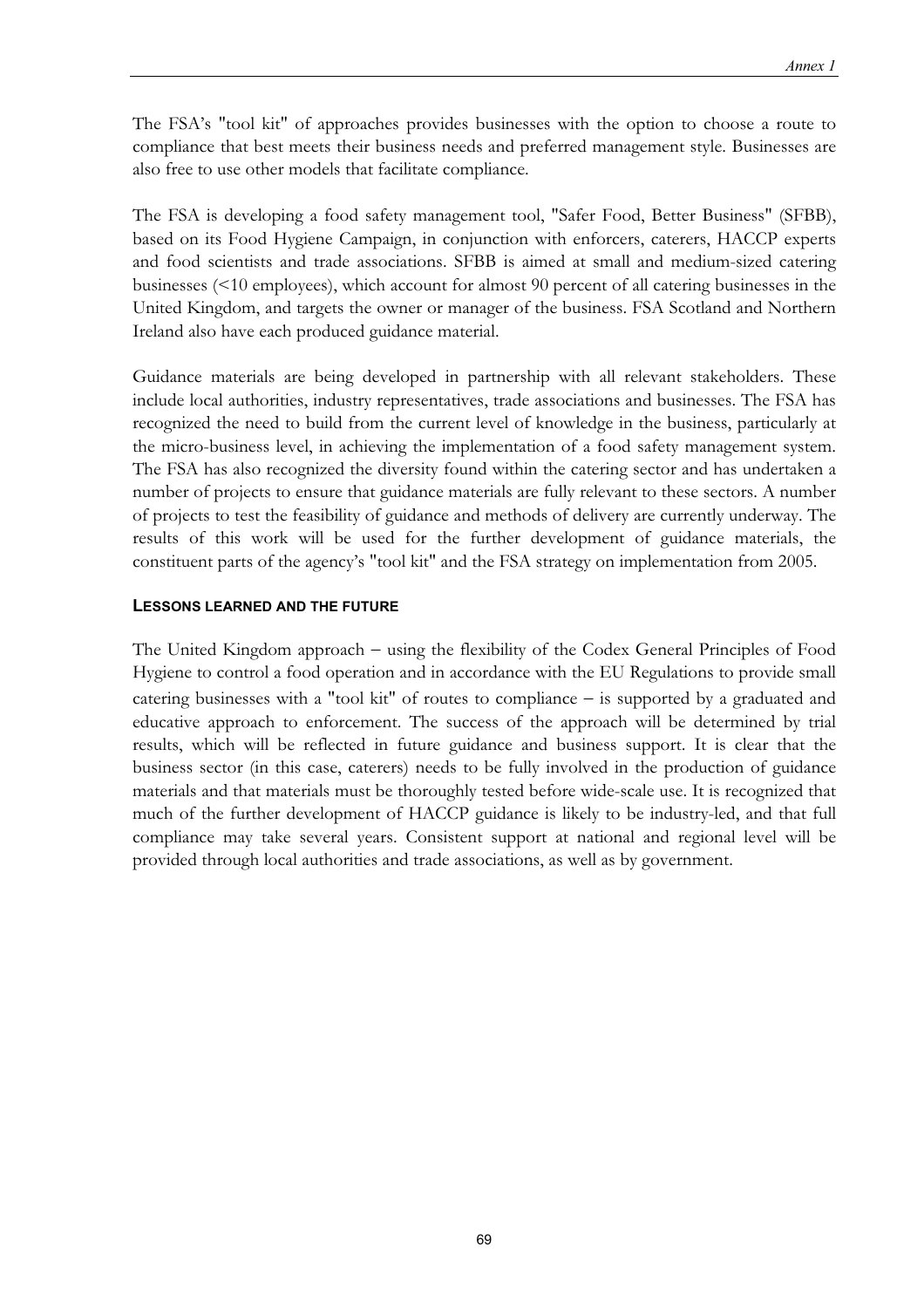The FSA's "tool kit" of approaches provides businesses with the option to choose a route to compliance that best meets their business needs and preferred management style. Businesses are also free to use other models that facilitate compliance.

The FSA is developing a food safety management tool, "Safer Food, Better Business" (SFBB), based on its Food Hygiene Campaign, in conjunction with enforcers, caterers, HACCP experts and food scientists and trade associations. SFBB is aimed at small and medium-sized catering businesses (<10 employees), which account for almost 90 percent of all catering businesses in the United Kingdom, and targets the owner or manager of the business. FSA Scotland and Northern Ireland also have each produced guidance material.

Guidance materials are being developed in partnership with all relevant stakeholders. These include local authorities, industry representatives, trade associations and businesses. The FSA has recognized the need to build from the current level of knowledge in the business, particularly at the micro-business level, in achieving the implementation of a food safety management system. The FSA has also recognized the diversity found within the catering sector and has undertaken a number of projects to ensure that guidance materials are fully relevant to these sectors. A number of projects to test the feasibility of guidance and methods of delivery are currently underway. The results of this work will be used for the further development of guidance materials, the constituent parts of the agency's "tool kit" and the FSA strategy on implementation from 2005.

#### LESSONS LEARNED AND THE FUTURE

The United Kingdom approach – using the flexibility of the Codex General Principles of Food Hygiene to control a food operation and in accordance with the EU Regulations to provide small catering businesses with a "tool kit" of routes to compliance – is supported by a graduated and educative approach to enforcement. The success of the approach will be determined by trial results, which will be reflected in future guidance and business support. It is clear that the business sector (in this case, caterers) needs to be fully involved in the production of guidance materials and that materials must be thoroughly tested before wide-scale use. It is recognized that much of the further development of HACCP guidance is likely to be industry-led, and that full compliance may take several years. Consistent support at national and regional level will be provided through local authorities and trade associations, as well as by government.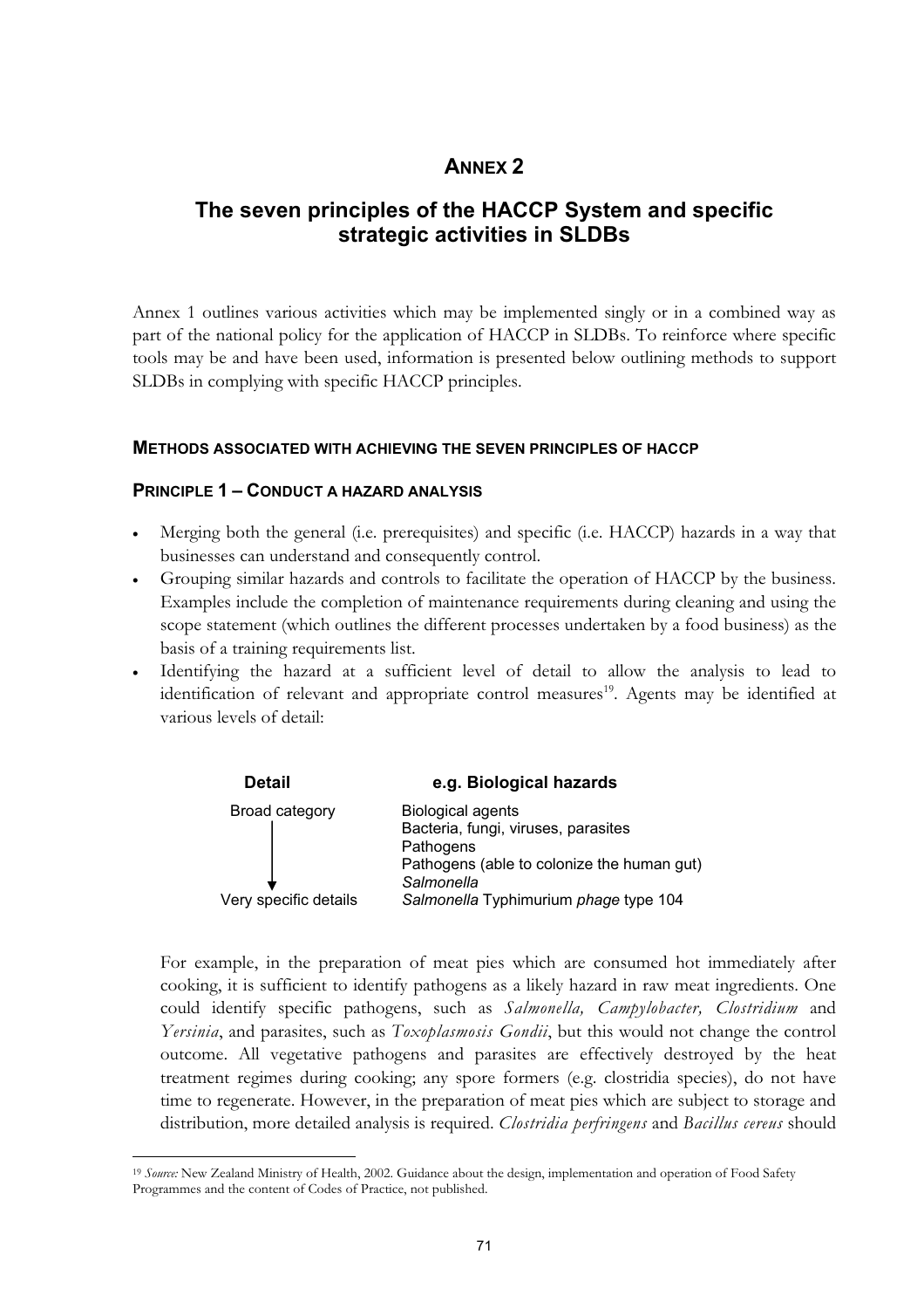## ANNEX 2

## The seven principles of the HACCP System and specific strategic activities in SLDBs

Annex 1 outlines various activities which may be implemented singly or in a combined way as part of the national policy for the application of HACCP in SLDBs. To reinforce where specific tools may be and have been used, information is presented below outlining methods to support SLDBs in complying with specific HACCP principles.

### METHODS ASSOCIATED WITH ACHIEVING THE SEVEN PRINCIPLES OF HACCP

### PRINCIPLE 1 – CONDUCT A HAZARD ANALYSIS

- Merging both the general (i.e. prerequisites) and specific (i.e. HACCP) hazards in a way that businesses can understand and consequently control.
- Grouping similar hazards and controls to facilitate the operation of HACCP by the business. Examples include the completion of maintenance requirements during cleaning and using the scope statement (which outlines the different processes undertaken by a food business) as the basis of a training requirements list.
- Identifying the hazard at a sufficient level of detail to allow the analysis to lead to identification of relevant and appropriate control measures[19]. Agents may be identified at various levels of detail:

| Detail | e.g. Biological hazards |
|---|---|
| Broad category | Biological agents |
| ↓ | Bacteria, fungi, viruses, parasites |
| ↓ | Pathogens |
| ↓ | Pathogens (able to colonize the human gut) |
| ↓ | *Salmonella* |
| Very specific details | *Salmonella* Typhimurium *phage* type 104 |

For example, in the preparation of meat pies which are consumed hot immediately after cooking, it is sufficient to identify pathogens as a likely hazard in raw meat ingredients. One could identify specific pathogens, such as *Salmonella, Campylobacter, Clostridium* and *Yersinia*, and parasites, such as *Toxoplasmosis Gondii*, but this would not change the control outcome. All vegetative pathogens and parasites are effectively destroyed by the heat treatment regimes during cooking; any spore formers (e.g. clostridia species), do not have time to regenerate. However, in the preparation of meat pies which are subject to storage and distribution, more detailed analysis is required. *Clostridia perfringens* and *Bacillus cereus* should

[19] *Source:* New Zealand Ministry of Health, 2002. Guidance about the design, implementation and operation of Food Safety Programmes and the content of Codes of Practice, not published.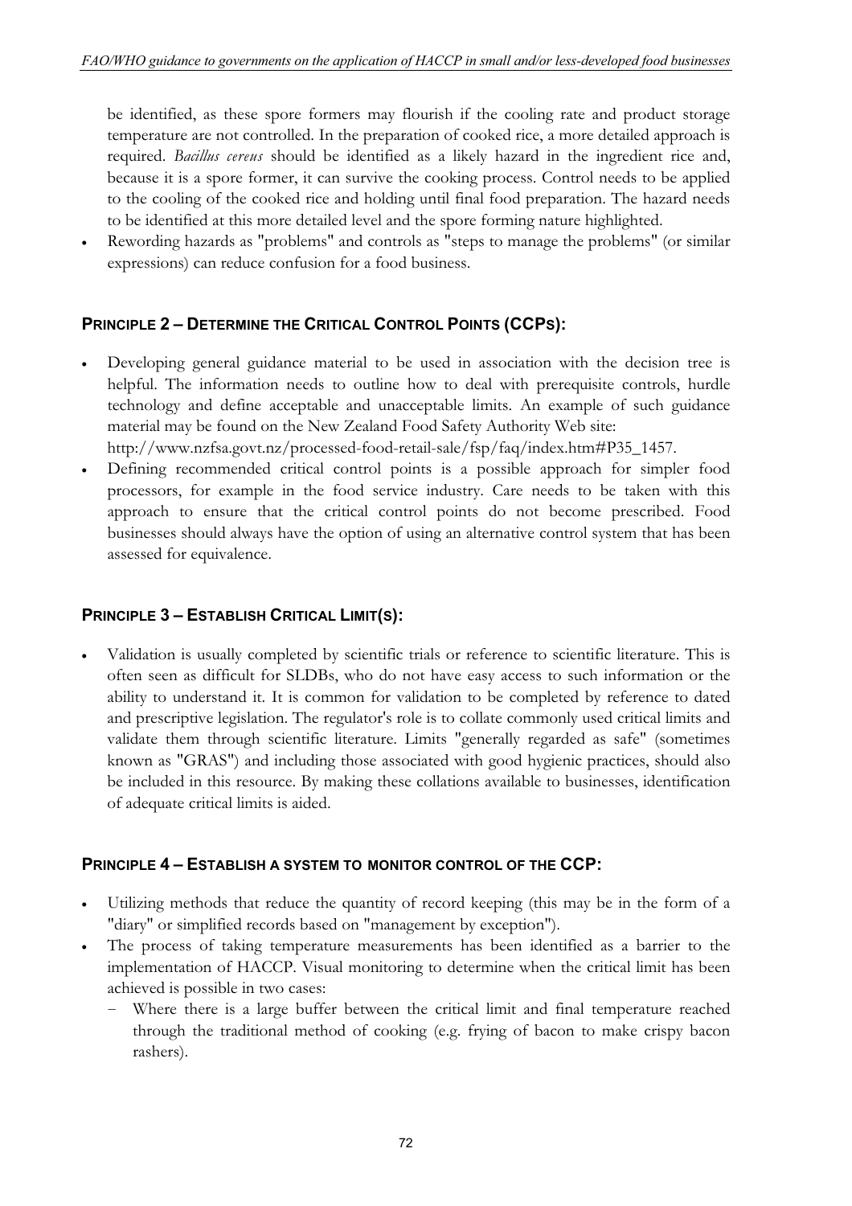be identified, as these spore formers may flourish if the cooling rate and product storage temperature are not controlled. In the preparation of cooked rice, a more detailed approach is required. *Bacillus cereus* should be identified as a likely hazard in the ingredient rice and, because it is a spore former, it can survive the cooking process. Control needs to be applied to the cooling of the cooked rice and holding until final food preparation. The hazard needs to be identified at this more detailed level and the spore forming nature highlighted.

- Rewording hazards as "problems" and controls as "steps to manage the problems" (or similar expressions) can reduce confusion for a food business.

## PRINCIPLE 2 – DETERMINE THE CRITICAL CONTROL POINTS (CCPS):

- Developing general guidance material to be used in association with the decision tree is helpful. The information needs to outline how to deal with prerequisite controls, hurdle technology and define acceptable and unacceptable limits. An example of such guidance material may be found on the New Zealand Food Safety Authority Web site: http://www.nzfsa.govt.nz/processed-food-retail-sale/fsp/faq/index.htm#P35_1457.
- Defining recommended critical control points is a possible approach for simpler food processors, for example in the food service industry. Care needs to be taken with this approach to ensure that the critical control points do not become prescribed. Food businesses should always have the option of using an alternative control system that has been assessed for equivalence.

## PRINCIPLE 3 – ESTABLISH CRITICAL LIMIT(S):

- Validation is usually completed by scientific trials or reference to scientific literature. This is often seen as difficult for SLDBs, who do not have easy access to such information or the ability to understand it. It is common for validation to be completed by reference to dated and prescriptive legislation. The regulator's role is to collate commonly used critical limits and validate them through scientific literature. Limits "generally regarded as safe" (sometimes known as "GRAS") and including those associated with good hygienic practices, should also be included in this resource. By making these collations available to businesses, identification of adequate critical limits is aided.

## PRINCIPLE 4 – ESTABLISH A SYSTEM TO MONITOR CONTROL OF THE CCP:

- Utilizing methods that reduce the quantity of record keeping (this may be in the form of a "diary" or simplified records based on "management by exception").
- The process of taking temperature measurements has been identified as a barrier to the implementation of HACCP. Visual monitoring to determine when the critical limit has been achieved is possible in two cases:
  - Where there is a large buffer between the critical limit and final temperature reached through the traditional method of cooking (e.g. frying of bacon to make crispy bacon rashers).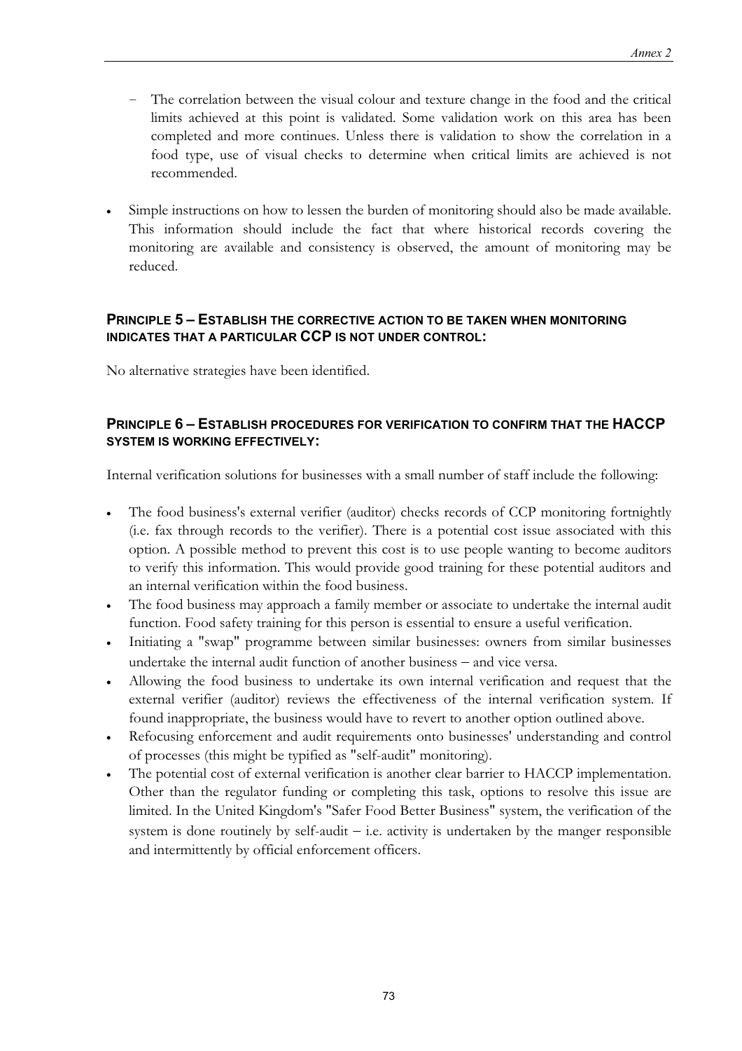- The correlation between the visual colour and texture change in the food and the critical limits achieved at this point is validated. Some validation work on this area has been completed and more continues. Unless there is validation to show the correlation in a food type, use of visual checks to determine when critical limits are achieved is not recommended.

- Simple instructions on how to lessen the burden of monitoring should also be made available. This information should include the fact that where historical records covering the monitoring are available and consistency is observed, the amount of monitoring may be reduced.

### PRINCIPLE 5 – ESTABLISH THE CORRECTIVE ACTION TO BE TAKEN WHEN MONITORING INDICATES THAT A PARTICULAR CCP IS NOT UNDER CONTROL:

No alternative strategies have been identified.

### PRINCIPLE 6 – ESTABLISH PROCEDURES FOR VERIFICATION TO CONFIRM THAT THE HACCP SYSTEM IS WORKING EFFECTIVELY:

Internal verification solutions for businesses with a small number of staff include the following:

- The food business's external verifier (auditor) checks records of CCP monitoring fortnightly (i.e. fax through records to the verifier). There is a potential cost issue associated with this option. A possible method to prevent this cost is to use people wanting to become auditors to verify this information. This would provide good training for these potential auditors and an internal verification within the food business.
- The food business may approach a family member or associate to undertake the internal audit function. Food safety training for this person is essential to ensure a useful verification.
- Initiating a "swap" programme between similar businesses: owners from similar businesses undertake the internal audit function of another business – and vice versa.
- Allowing the food business to undertake its own internal verification and request that the external verifier (auditor) reviews the effectiveness of the internal verification system. If found inappropriate, the business would have to revert to another option outlined above.
- Refocusing enforcement and audit requirements onto businesses' understanding and control of processes (this might be typified as "self-audit" monitoring).
- The potential cost of external verification is another clear barrier to HACCP implementation. Other than the regulator funding or completing this task, options to resolve this issue are limited. In the United Kingdom's "Safer Food Better Business" system, the verification of the system is done routinely by self-audit – i.e. activity is undertaken by the manger responsible and intermittently by official enforcement officers.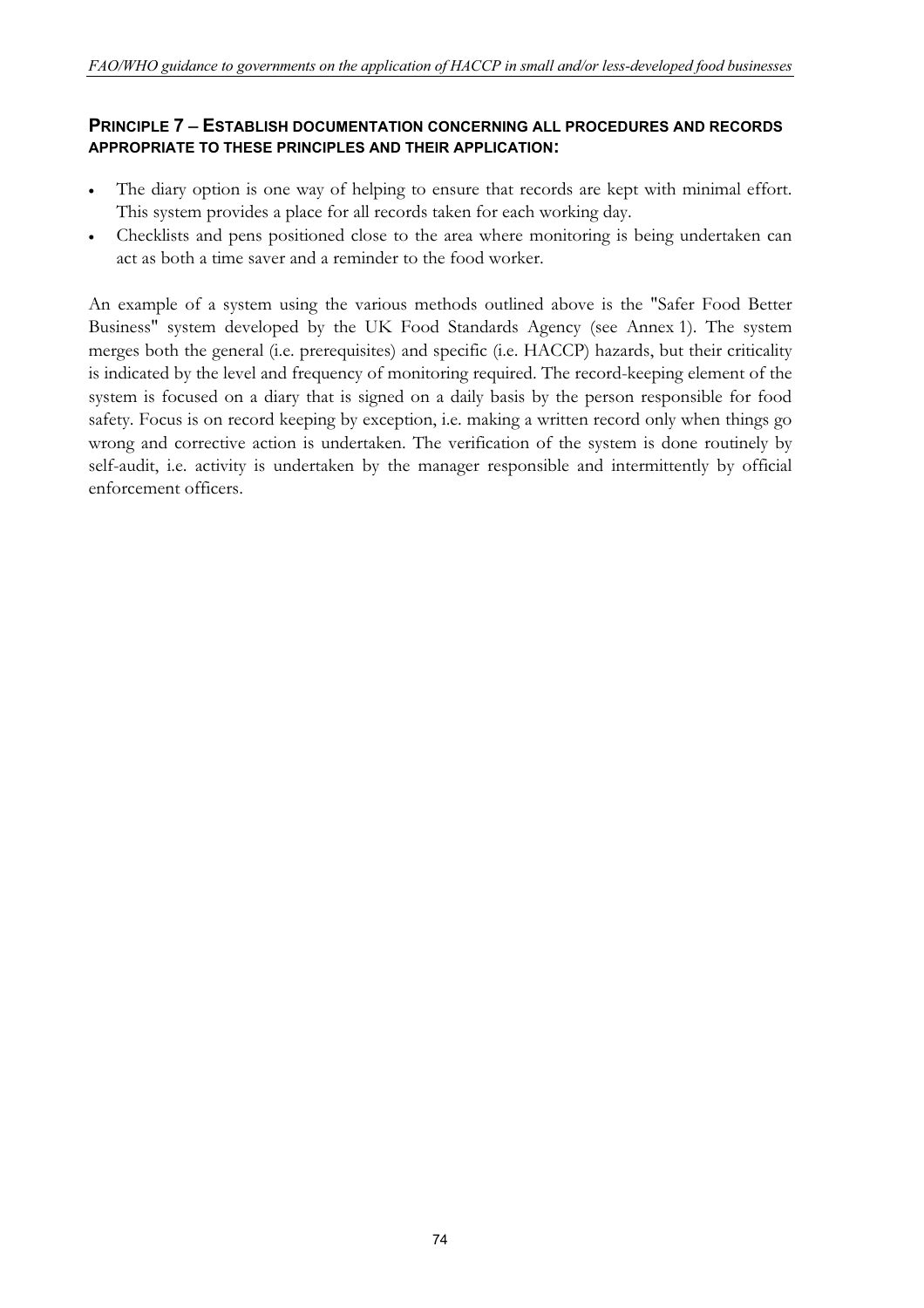### PRINCIPLE 7 – ESTABLISH DOCUMENTATION CONCERNING ALL PROCEDURES AND RECORDS APPROPRIATE TO THESE PRINCIPLES AND THEIR APPLICATION:

- The diary option is one way of helping to ensure that records are kept with minimal effort. This system provides a place for all records taken for each working day.
- Checklists and pens positioned close to the area where monitoring is being undertaken can act as both a time saver and a reminder to the food worker.

An example of a system using the various methods outlined above is the "Safer Food Better Business" system developed by the UK Food Standards Agency (see Annex 1). The system merges both the general (i.e. prerequisites) and specific (i.e. HACCP) hazards, but their criticality is indicated by the level and frequency of monitoring required. The record-keeping element of the system is focused on a diary that is signed on a daily basis by the person responsible for food safety. Focus is on record keeping by exception, i.e. making a written record only when things go wrong and corrective action is undertaken. The verification of the system is done routinely by self-audit, i.e. activity is undertaken by the manager responsible and intermittently by official enforcement officers.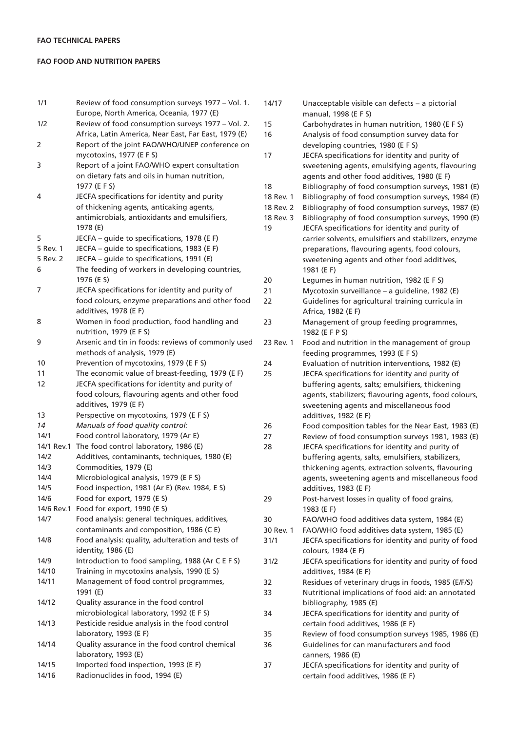**FAO TECHNICAL PAPERS**

**FAO FOOD AND NUTRITION PAPERS**

| | |
|---|---|
| 1/1 | Review of food consumption surveys 1977 – Vol. 1. Europe, North America, Oceania, 1977 (E) |
| 1/2 | Review of food consumption surveys 1977 – Vol. 2. Africa, Latin America, Near East, Far East, 1979 (E) |
| 2 | Report of the joint FAO/WHO/UNEP conference on mycotoxins, 1977 (E F S) |
| 3 | Report of a joint FAO/WHO expert consultation on dietary fats and oils in human nutrition, 1977 (E F S) |
| 4 | JECFA specifications for identity and purity of thickening agents, anticaking agents, antimicrobials, antioxidants and emulsifiers, 1978 (E) |
| 5 | JECFA – guide to specifications, 1978 (E F) |
| 5 Rev. 1 | JECFA – guide to specifications, 1983 (E F) |
| 5 Rev. 2 | JECFA – guide to specifications, 1991 (E) |
| 6 | The feeding of workers in developing countries, 1976 (E S) |
| 7 | JECFA specifications for identity and purity of food colours, enzyme preparations and other food additives, 1978 (E F) |
| 8 | Women in food production, food handling and nutrition, 1979 (E F S) |
| 9 | Arsenic and tin in foods: reviews of commonly used methods of analysis, 1979 (E) |
| 10 | Prevention of mycotoxins, 1979 (E F S) |
| 11 | The economic value of breast-feeding, 1979 (E F) |
| 12 | JECFA specifications for identity and purity of food colours, flavouring agents and other food additives, 1979 (E F) |
| 13 | Perspective on mycotoxins, 1979 (E F S) |
| *14* | *Manuals of food quality control:* |
| 14/1 | Food control laboratory, 1979 (Ar E) |
| 14/1 Rev.1 | The food control laboratory, 1986 (E) |
| 14/2 | Additives, contaminants, techniques, 1980 (E) |
| 14/3 | Commodities, 1979 (E) |
| 14/4 | Microbiological analysis, 1979 (E F S) |
| 14/5 | Food inspection, 1981 (Ar E) (Rev. 1984, E S) |
| 14/6 | Food for export, 1979 (E S) |
| 14/6 Rev.1 | Food for export, 1990 (E S) |
| 14/7 | Food analysis: general techniques, additives, contaminants and composition, 1986 (C E) |
| 14/8 | Food analysis: quality, adulteration and tests of identity, 1986 (E) |
| 14/9 | Introduction to food sampling, 1988 (Ar C E F S) |
| 14/10 | Training in mycotoxins analysis, 1990 (E S) |
| 14/11 | Management of food control programmes, 1991 (E) |
| 14/12 | Quality assurance in the food control microbiological laboratory, 1992 (E F S) |
| 14/13 | Pesticide residue analysis in the food control laboratory, 1993 (E F) |
| 14/14 | Quality assurance in the food control chemical laboratory, 1993 (E) |
| 14/15 | Imported food inspection, 1993 (E F) |
| 14/16 | Radionuclides in food, 1994 (E) |
| 14/17 | Unacceptable visible can defects – a pictorial manual, 1998 (E F S) |
| 15 | Carbohydrates in human nutrition, 1980 (E F S) |
| 16 | Analysis of food consumption survey data for developing countries, 1980 (E F S) |
| 17 | JECFA specifications for identity and purity of sweetening agents, emulsifying agents, flavouring agents and other food additives, 1980 (E F) |
| 18 | Bibliography of food consumption surveys, 1981 (E) |
| 18 Rev. 1 | Bibliography of food consumption surveys, 1984 (E) |
| 18 Rev. 2 | Bibliography of food consumption surveys, 1987 (E) |
| 18 Rev. 3 | Bibliography of food consumption surveys, 1990 (E) |
| 19 | JECFA specifications for identity and purity of carrier solvents, emulsifiers and stabilizers, enzyme preparations, flavouring agents, food colours, sweetening agents and other food additives, 1981 (E F) |
| 20 | Legumes in human nutrition, 1982 (E F S) |
| 21 | Mycotoxin surveillance – a guideline, 1982 (E) |
| 22 | Guidelines for agricultural training curricula in Africa, 1982 (E F) |
| 23 | Management of group feeding programmes, 1982 (E F P S) |
| 23 Rev. 1 | Food and nutrition in the management of group feeding programmes, 1993 (E F S) |
| 24 | Evaluation of nutrition interventions, 1982 (E) |
| 25 | JECFA specifications for identity and purity of buffering agents, salts; emulsifiers, thickening agents, stabilizers; flavouring agents, food colours, sweetening agents and miscellaneous food additives, 1982 (E F) |
| 26 | Food composition tables for the Near East, 1983 (E) |
| 27 | Review of food consumption surveys 1981, 1983 (E) |
| 28 | JECFA specifications for identity and purity of buffering agents, salts, emulsifiers, stabilizers, thickening agents, extraction solvents, flavouring agents, sweetening agents and miscellaneous food additives, 1983 (E F) |
| 29 | Post-harvest losses in quality of food grains, 1983 (E F) |
| 30 | FAO/WHO food additives data system, 1984 (E) |
| 30 Rev. 1 | FAO/WHO food additives data system, 1985 (E) |
| 31/1 | JECFA specifications for identity and purity of food colours, 1984 (E F) |
| 31/2 | JECFA specifications for identity and purity of food additives, 1984 (E F) |
| 32 | Residues of veterinary drugs in foods, 1985 (E/F/S) |
| 33 | Nutritional implications of food aid: an annotated bibliography, 1985 (E) |
| 34 | JECFA specifications for identity and purity of certain food additives, 1986 (E F) |
| 35 | Review of food consumption surveys 1985, 1986 (E) |
| 36 | Guidelines for can manufacturers and food canners, 1986 (E) |
| 37 | JECFA specifications for identity and purity of certain food additives, 1986 (E F) |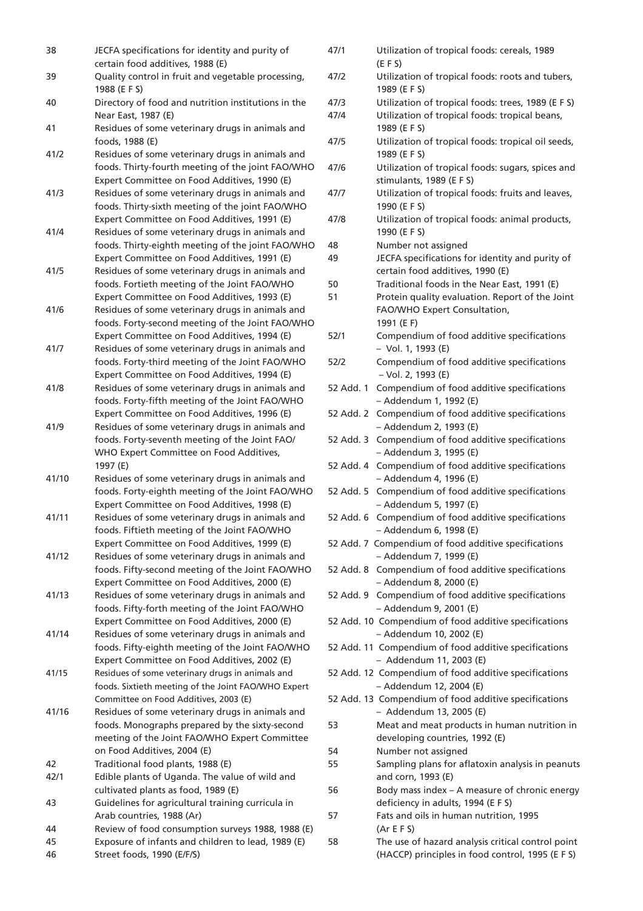| | |
|---|---|
| 38 | JECFA specifications for identity and purity of certain food additives, 1988 (E) |
| 39 | Quality control in fruit and vegetable processing, 1988 (E F S) |
| 40 | Directory of food and nutrition institutions in the Near East, 1987 (E) |
| 41 | Residues of some veterinary drugs in animals and foods, 1988 (E) |
| 41/2 | Residues of some veterinary drugs in animals and foods. Thirty-fourth meeting of the joint FAO/WHO Expert Committee on Food Additives, 1990 (E) |
| 41/3 | Residues of some veterinary drugs in animals and foods. Thirty-sixth meeting of the joint FAO/WHO Expert Committee on Food Additives, 1991 (E) |
| 41/4 | Residues of some veterinary drugs in animals and foods. Thirty-eighth meeting of the joint FAO/WHO Expert Committee on Food Additives, 1991 (E) |
| 41/5 | Residues of some veterinary drugs in animals and foods. Fortieth meeting of the Joint FAO/WHO Expert Committee on Food Additives, 1993 (E) |
| 41/6 | Residues of some veterinary drugs in animals and foods. Forty-second meeting of the Joint FAO/WHO Expert Committee on Food Additives, 1994 (E) |
| 41/7 | Residues of some veterinary drugs in animals and foods. Forty-third meeting of the Joint FAO/WHO Expert Committee on Food Additives, 1994 (E) |
| 41/8 | Residues of some veterinary drugs in animals and foods. Forty-fifth meeting of the Joint FAO/WHO Expert Committee on Food Additives, 1996 (E) |
| 41/9 | Residues of some veterinary drugs in animals and foods. Forty-seventh meeting of the Joint FAO/WHO Expert Committee on Food Additives, 1997 (E) |
| 41/10 | Residues of some veterinary drugs in animals and foods. Forty-eighth meeting of the Joint FAO/WHO Expert Committee on Food Additives, 1998 (E) |
| 41/11 | Residues of some veterinary drugs in animals and foods. Fiftieth meeting of the Joint FAO/WHO Expert Committee on Food Additives, 1999 (E) |
| 41/12 | Residues of some veterinary drugs in animals and foods. Fifty-second meeting of the Joint FAO/WHO Expert Committee on Food Additives, 2000 (E) |
| 41/13 | Residues of some veterinary drugs in animals and foods. Fifty-forth meeting of the Joint FAO/WHO Expert Committee on Food Additives, 2000 (E) |
| 41/14 | Residues of some veterinary drugs in animals and foods. Fifty-eighth meeting of the Joint FAO/WHO Expert Committee on Food Additives, 2002 (E) |
| 41/15 | Residues of some veterinary drugs in animals and foods. Sixtieth meeting of the Joint FAO/WHO Expert Committee on Food Additives, 2003 (E) |
| 41/16 | Residues of some veterinary drugs in animals and foods. Monographs prepared by the sixty-second meeting of the Joint FAO/WHO Expert Committee on Food Additives, 2004 (E) |
| 42 | Traditional food plants, 1988 (E) |
| 42/1 | Edible plants of Uganda. The value of wild and cultivated plants as food, 1989 (E) |
| 43 | Guidelines for agricultural training curricula in Arab countries, 1988 (Ar) |
| 44 | Review of food consumption surveys 1988, 1988 (E) |
| 45 | Exposure of infants and children to lead, 1989 (E) |
| 46 | Street foods, 1990 (E/F/S) |
| 47/1 | Utilization of tropical foods: cereals, 1989 (E F S) |
| 47/2 | Utilization of tropical foods: roots and tubers, 1989 (E F S) |
| 47/3 | Utilization of tropical foods: trees, 1989 (E F S) |
| 47/4 | Utilization of tropical foods: tropical beans, 1989 (E F S) |
| 47/5 | Utilization of tropical foods: tropical oil seeds, 1989 (E F S) |
| 47/6 | Utilization of tropical foods: sugars, spices and stimulants, 1989 (E F S) |
| 47/7 | Utilization of tropical foods: fruits and leaves, 1990 (E F S) |
| 47/8 | Utilization of tropical foods: animal products, 1990 (E F S) |
| 48 | Number not assigned |
| 49 | JECFA specifications for identity and purity of certain food additives, 1990 (E) |
| 50 | Traditional foods in the Near East, 1991 (E) |
| 51 | Protein quality evaluation. Report of the Joint FAO/WHO Expert Consultation, 1991 (E F) |
| 52/1 | Compendium of food additive specifications – Vol. 1, 1993 (E) |
| 52/2 | Compendium of food additive specifications – Vol. 2, 1993 (E) |
| 52 Add. 1 | Compendium of food additive specifications – Addendum 1, 1992 (E) |
| 52 Add. 2 | Compendium of food additive specifications – Addendum 2, 1993 (E) |
| 52 Add. 3 | Compendium of food additive specifications – Addendum 3, 1995 (E) |
| 52 Add. 4 | Compendium of food additive specifications – Addendum 4, 1996 (E) |
| 52 Add. 5 | Compendium of food additive specifications – Addendum 5, 1997 (E) |
| 52 Add. 6 | Compendium of food additive specifications – Addendum 6, 1998 (E) |
| 52 Add. 7 | Compendium of food additive specifications – Addendum 7, 1999 (E) |
| 52 Add. 8 | Compendium of food additive specifications – Addendum 8, 2000 (E) |
| 52 Add. 9 | Compendium of food additive specifications – Addendum 9, 2001 (E) |
| 52 Add. 10 | Compendium of food additive specifications – Addendum 10, 2002 (E) |
| 52 Add. 11 | Compendium of food additive specifications – Addendum 11, 2003 (E) |
| 52 Add. 12 | Compendium of food additive specifications – Addendum 12, 2004 (E) |
| 52 Add. 13 | Compendium of food additive specifications – Addendum 13, 2005 (E) |
| 53 | Meat and meat products in human nutrition in developing countries, 1992 (E) |
| 54 | Number not assigned |
| 55 | Sampling plans for aflatoxin analysis in peanuts and corn, 1993 (E) |
| 56 | Body mass index – A measure of chronic energy deficiency in adults, 1994 (E F S) |
| 57 | Fats and oils in human nutrition, 1995 (Ar E F S) |
| 58 | The use of hazard analysis critical control point (HACCP) principles in food control, 1995 (E F S) |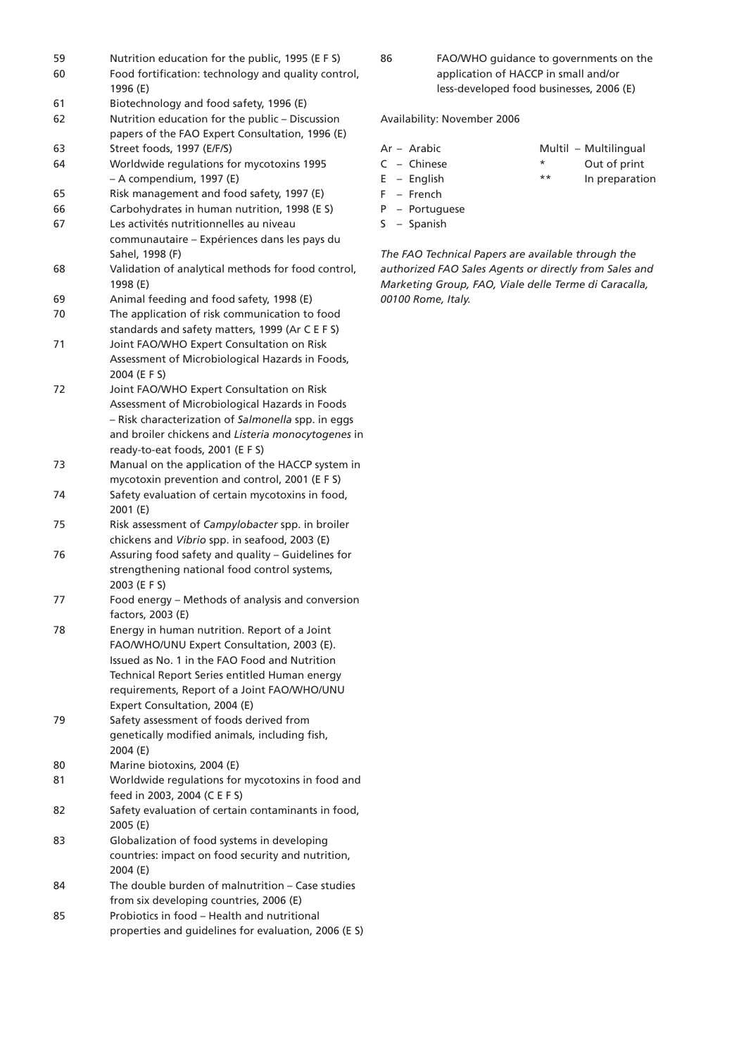59 Nutrition education for the public, 1995 (E F S)

60 Food fortification: technology and quality control, 1996 (E)

61 Biotechnology and food safety, 1996 (E)

62 Nutrition education for the public – Discussion papers of the FAO Expert Consultation, 1996 (E)

63 Street foods, 1997 (E/F/S)

64 Worldwide regulations for mycotoxins 1995 – A compendium, 1997 (E)

65 Risk management and food safety, 1997 (E)

66 Carbohydrates in human nutrition, 1998 (E S)

67 Les activités nutritionnelles au niveau communautaire – Expériences dans les pays du Sahel, 1998 (F)

68 Validation of analytical methods for food control, 1998 (E)

69 Animal feeding and food safety, 1998 (E)

70 The application of risk communication to food standards and safety matters, 1999 (Ar C E F S)

71 Joint FAO/WHO Expert Consultation on Risk Assessment of Microbiological Hazards in Foods, 2004 (E F S)

72 Joint FAO/WHO Expert Consultation on Risk Assessment of Microbiological Hazards in Foods – Risk characterization of *Salmonella* spp. in eggs and broiler chickens and *Listeria monocytogenes* in ready-to-eat foods, 2001 (E F S)

73 Manual on the application of the HACCP system in mycotoxin prevention and control, 2001 (E F S)

74 Safety evaluation of certain mycotoxins in food, 2001 (E)

75 Risk assessment of *Campylobacter* spp. in broiler chickens and *Vibrio* spp. in seafood, 2003 (E)

76 Assuring food safety and quality – Guidelines for strengthening national food control systems, 2003 (E F S)

77 Food energy – Methods of analysis and conversion factors, 2003 (E)

78 Energy in human nutrition. Report of a Joint FAO/WHO/UNU Expert Consultation, 2003 (E). Issued as No. 1 in the FAO Food and Nutrition Technical Report Series entitled Human energy requirements, Report of a Joint FAO/WHO/UNU Expert Consultation, 2004 (E)

79 Safety assessment of foods derived from genetically modified animals, including fish, 2004 (E)

80 Marine biotoxins, 2004 (E)

81 Worldwide regulations for mycotoxins in food and feed in 2003, 2004 (C E F S)

82 Safety evaluation of certain contaminants in food, 2005 (E)

83 Globalization of food systems in developing countries: impact on food security and nutrition, 2004 (E)

84 The double burden of malnutrition – Case studies from six developing countries, 2006 (E)

85 Probiotics in food – Health and nutritional properties and guidelines for evaluation, 2006 (E S)

86 FAO/WHO guidance to governments on the application of HACCP in small and/or less-developed food businesses, 2006 (E)

Availability: November 2006

Ar – Arabic
C – Chinese
E – English
F – French
P – Portuguese
S – Spanish

Multil – Multilingual
* Out of print
** In preparation

*The FAO Technical Papers are available through the authorized FAO Sales Agents or directly from Sales and Marketing Group, FAO, Viale delle Terme di Caracalla, 00100 Rome, Italy.*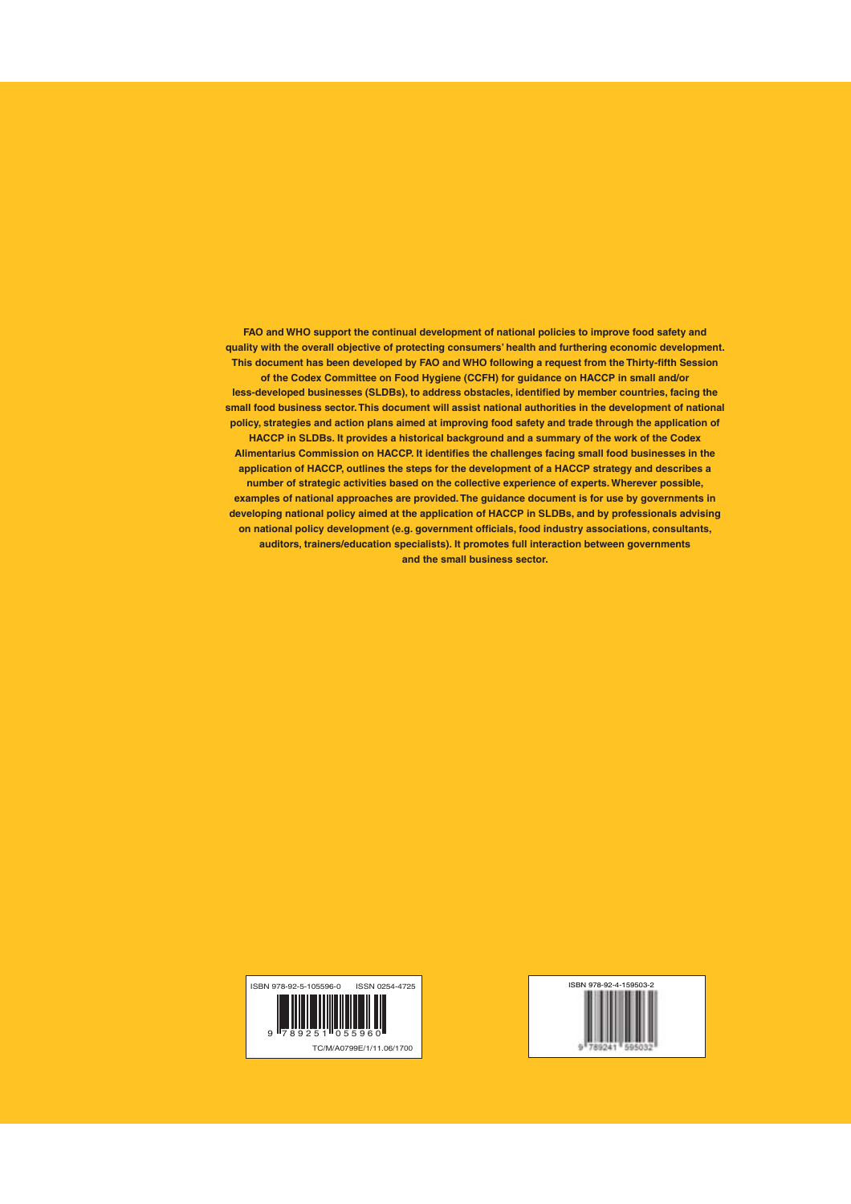**FAO and WHO support the continual development of national policies to improve food safety and quality with the overall objective of protecting consumers' health and furthering economic development. This document has been developed by FAO and WHO following a request from the Thirty-fifth Session of the Codex Committee on Food Hygiene (CCFH) for guidance on HACCP in small and/or less-developed businesses (SLDBs), to address obstacles, identified by member countries, facing the small food business sector. This document will assist national authorities in the development of national policy, strategies and action plans aimed at improving food safety and trade through the application of HACCP in SLDBs. It provides a historical background and a summary of the work of the Codex Alimentarius Commission on HACCP. It identifies the challenges facing small food businesses in the application of HACCP, outlines the steps for the development of a HACCP strategy and describes a number of strategic activities based on the collective experience of experts. Wherever possible, examples of national approaches are provided. The guidance document is for use by governments in developing national policy aimed at the application of HACCP in SLDBs, and by professionals advising on national policy development (e.g. government officials, food industry associations, consultants, auditors, trainers/education specialists). It promotes full interaction between governments and the small business sector.**

ISBN 978-92-5-105596-0 ISSN 0254-4725

9 789251 055960

TC/M/A0799E/1/11.06/1700

ISBN 978-92-4-159503-2

9 789241 595032